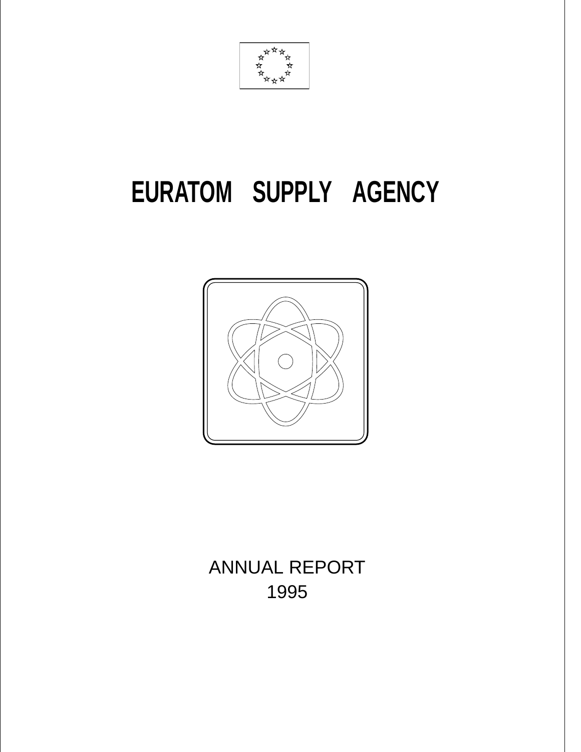# EURATOM SUPPLY AGENCY

ANNUAL REPORT

1995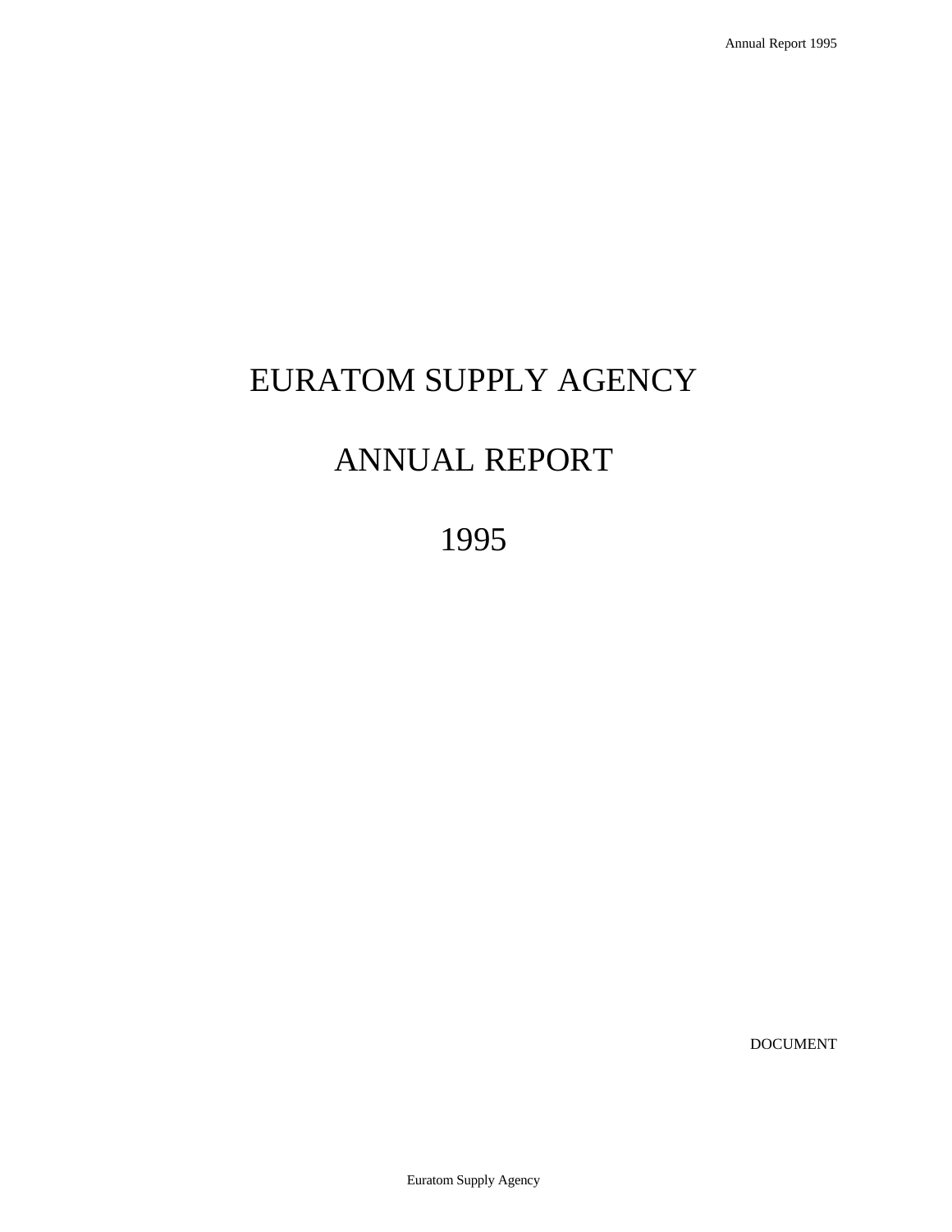# EURATOM SUPPLY AGENCY

# ANNUAL REPORT

# 1995

DOCUMENT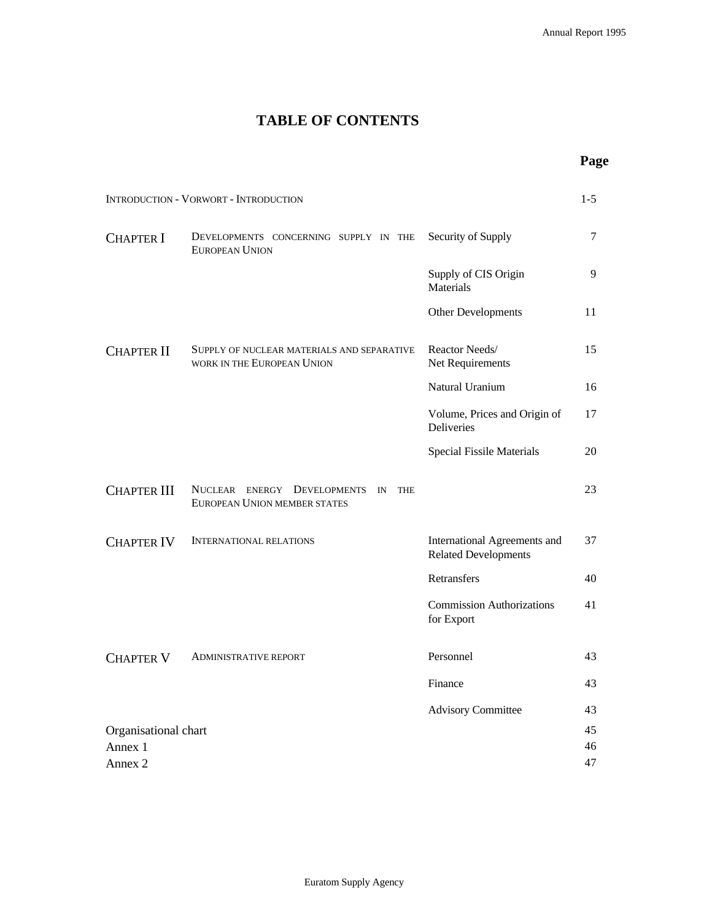# TABLE OF CONTENTS

| | | | Page |
|---|---|---|---|
| INTRODUCTION - VORWORT - INTRODUCTION | | | 1-5 |
| CHAPTER I | DEVELOPMENTS CONCERNING SUPPLY IN THE EUROPEAN UNION | Security of Supply | 7 |
| | | Supply of CIS Origin Materials | 9 |
| | | Other Developments | 11 |
| CHAPTER II | SUPPLY OF NUCLEAR MATERIALS AND SEPARATIVE WORK IN THE EUROPEAN UNION | Reactor Needs/ Net Requirements | 15 |
| | | Natural Uranium | 16 |
| | | Volume, Prices and Origin of Deliveries | 17 |
| | | Special Fissile Materials | 20 |
| CHAPTER III | NUCLEAR ENERGY DEVELOPMENTS IN THE EUROPEAN UNION MEMBER STATES | | 23 |
| CHAPTER IV | INTERNATIONAL RELATIONS | International Agreements and Related Developments | 37 |
| | | Retransfers | 40 |
| | | Commission Authorizations for Export | 41 |
| CHAPTER V | ADMINISTRATIVE REPORT | Personnel | 43 |
| | | Finance | 43 |
| | | Advisory Committee | 43 |
| Organisational chart | | | 45 |
| Annex 1 | | | 46 |
| Annex 2 | | | 47 |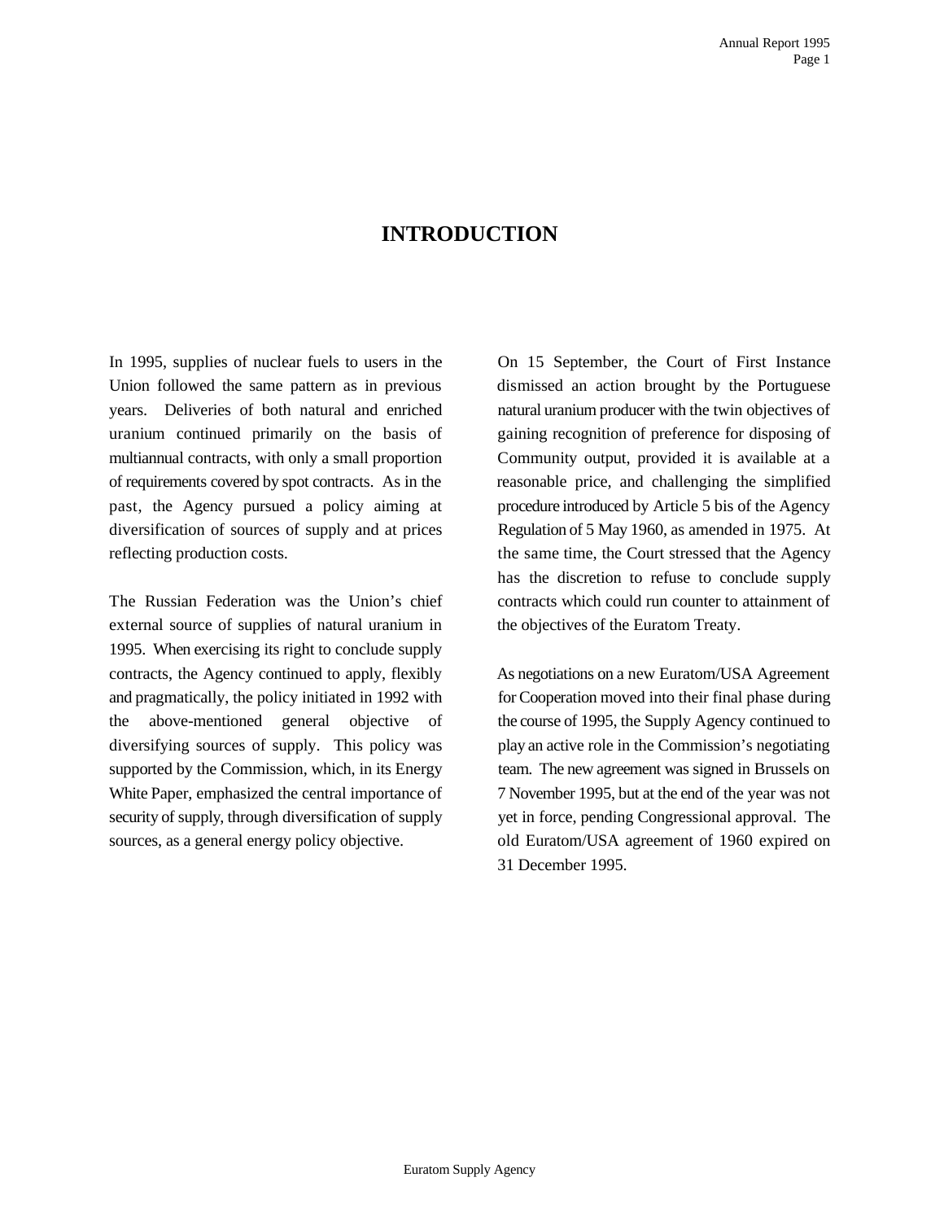# INTRODUCTION

In 1995, supplies of nuclear fuels to users in the Union followed the same pattern as in previous years. Deliveries of both natural and enriched uranium continued primarily on the basis of multiannual contracts, with only a small proportion of requirements covered by spot contracts. As in the past, the Agency pursued a policy aiming at diversification of sources of supply and at prices reflecting production costs.

The Russian Federation was the Union's chief external source of supplies of natural uranium in 1995. When exercising its right to conclude supply contracts, the Agency continued to apply, flexibly and pragmatically, the policy initiated in 1992 with the above-mentioned general objective of diversifying sources of supply. This policy was supported by the Commission, which, in its Energy White Paper, emphasized the central importance of security of supply, through diversification of supply sources, as a general energy policy objective.

On 15 September, the Court of First Instance dismissed an action brought by the Portuguese natural uranium producer with the twin objectives of gaining recognition of preference for disposing of Community output, provided it is available at a reasonable price, and challenging the simplified procedure introduced by Article 5 bis of the Agency Regulation of 5 May 1960, as amended in 1975. At the same time, the Court stressed that the Agency has the discretion to refuse to conclude supply contracts which could run counter to attainment of the objectives of the Euratom Treaty.

As negotiations on a new Euratom/USA Agreement for Cooperation moved into their final phase during the course of 1995, the Supply Agency continued to play an active role in the Commission's negotiating team. The new agreement was signed in Brussels on 7 November 1995, but at the end of the year was not yet in force, pending Congressional approval. The old Euratom/USA agreement of 1960 expired on 31 December 1995.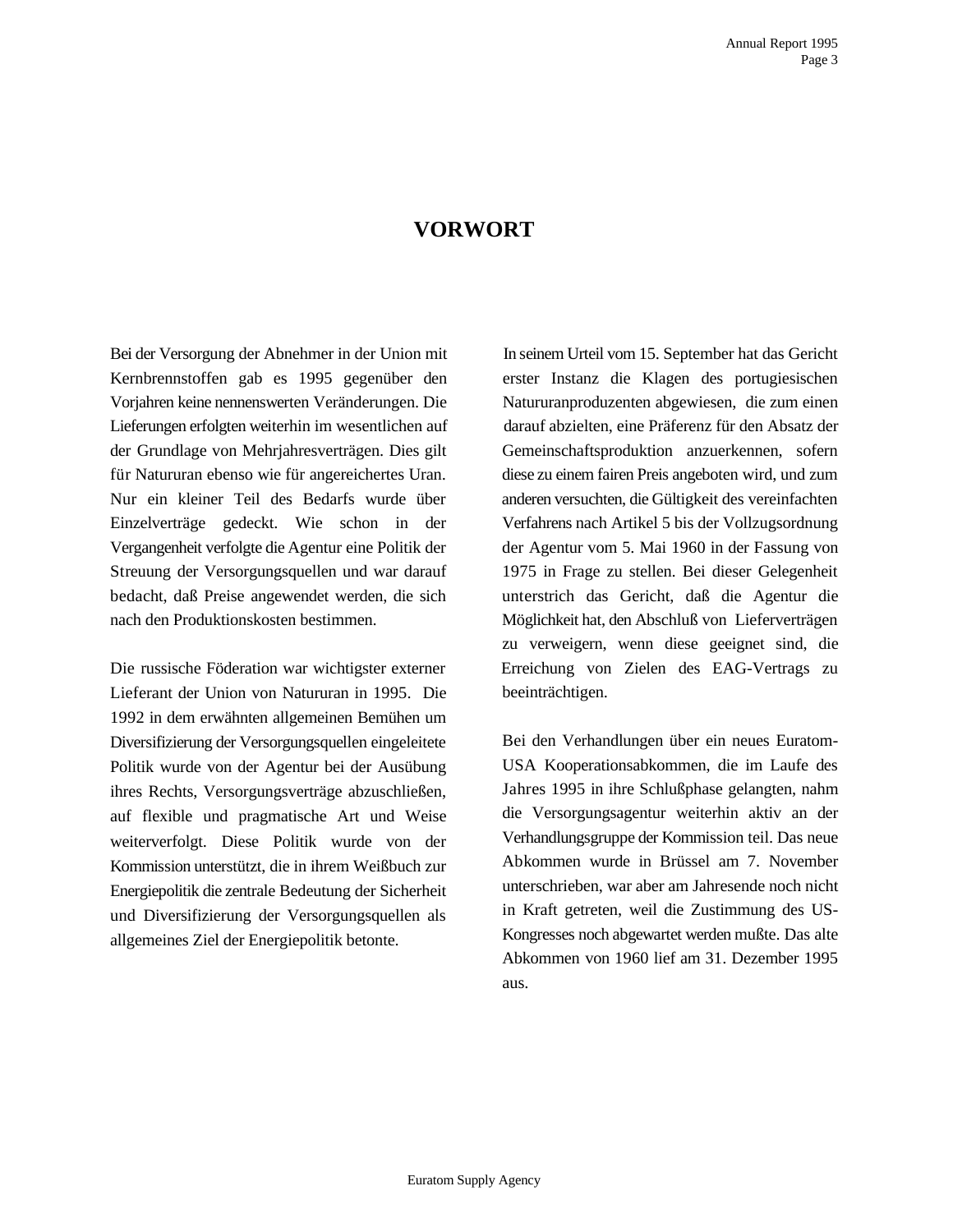# VORWORT

Bei der Versorgung der Abnehmer in der Union mit Kernbrennstoffen gab es 1995 gegenüber den Vorjahren keine nennenswerten Veränderungen. Die Lieferungen erfolgten weiterhin im wesentlichen auf der Grundlage von Mehrjahresverträgen. Dies gilt für Natururan ebenso wie für angereichertes Uran. Nur ein kleiner Teil des Bedarfs wurde über Einzelverträge gedeckt. Wie schon in der Vergangenheit verfolgte die Agentur eine Politik der Streuung der Versorgungsquellen und war darauf bedacht, daß Preise angewendet werden, die sich nach den Produktionskosten bestimmen.

Die russische Föderation war wichtigster externer Lieferant der Union von Natururan in 1995. Die 1992 in dem erwähnten allgemeinen Bemühen um Diversifizierung der Versorgungsquellen eingeleitete Politik wurde von der Agentur bei der Ausübung ihres Rechts, Versorgungsverträge abzuschließen, auf flexible und pragmatische Art und Weise weiterverfolgt. Diese Politik wurde von der Kommission unterstützt, die in ihrem Weißbuch zur Energiepolitik die zentrale Bedeutung der Sicherheit und Diversifizierung der Versorgungsquellen als allgemeines Ziel der Energiepolitik betonte.

In seinem Urteil vom 15. September hat das Gericht erster Instanz die Klagen des portugiesischen Natururanproduzenten abgewiesen, die zum einen darauf abzielten, eine Präferenz für den Absatz der Gemeinschaftsproduktion anzuerkennen, sofern diese zu einem fairen Preis angeboten wird, und zum anderen versuchten, die Gültigkeit des vereinfachten Verfahrens nach Artikel 5 bis der Vollzugsordnung der Agentur vom 5. Mai 1960 in der Fassung von 1975 in Frage zu stellen. Bei dieser Gelegenheit unterstrich das Gericht, daß die Agentur die Möglichkeit hat, den Abschluß von Lieferverträgen zu verweigern, wenn diese geeignet sind, die Erreichung von Zielen des EAG-Vertrags zu beeinträchtigen.

Bei den Verhandlungen über ein neues Euratom-USA Kooperationsabkommen, die im Laufe des Jahres 1995 in ihre Schlußphase gelangten, nahm die Versorgungsagentur weiterhin aktiv an der Verhandlungsgruppe der Kommission teil. Das neue Abkommen wurde in Brüssel am 7. November unterschrieben, war aber am Jahresende noch nicht in Kraft getreten, weil die Zustimmung des US-Kongresses noch abgewartet werden mußte. Das alte Abkommen von 1960 lief am 31. Dezember 1995 aus.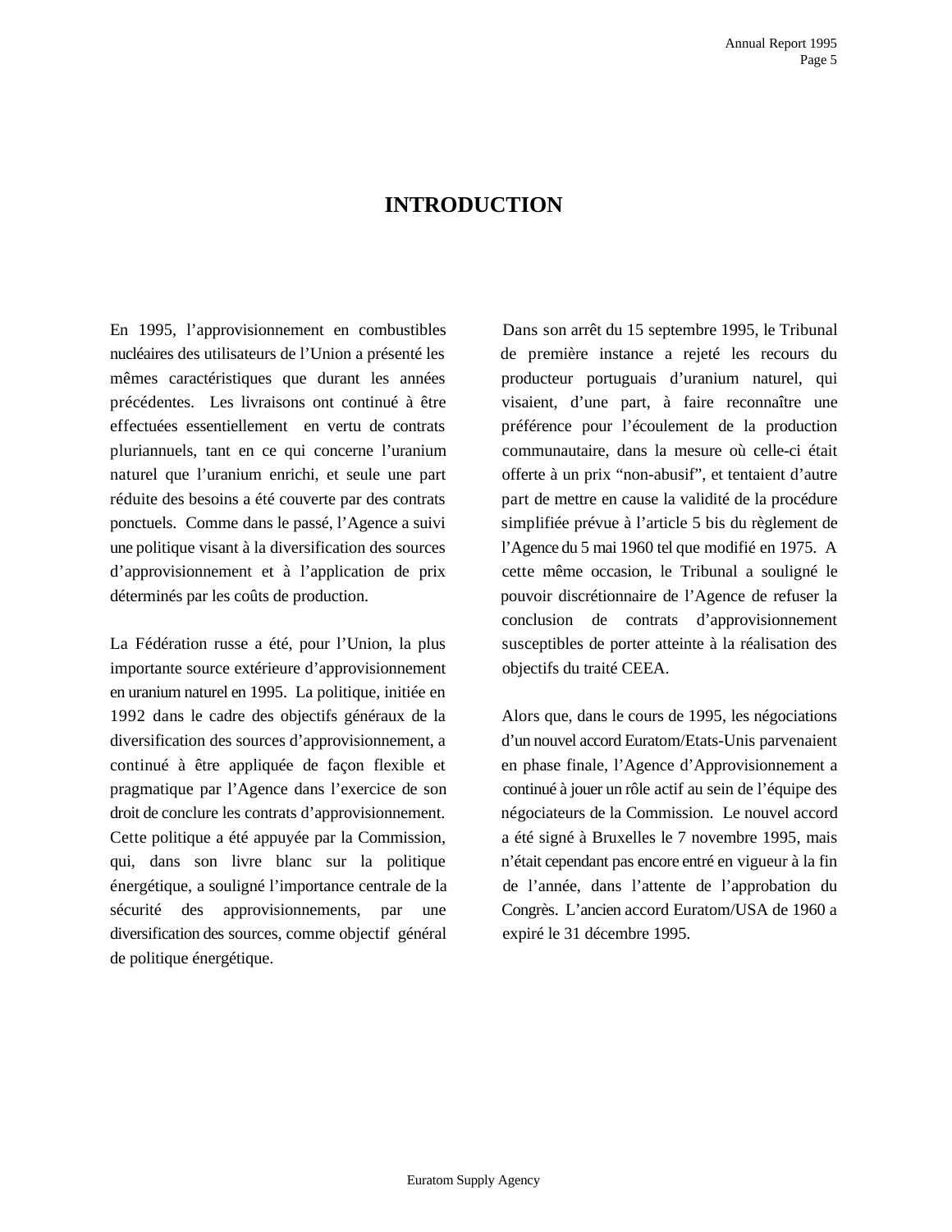# INTRODUCTION

En 1995, l'approvisionnement en combustibles nucléaires des utilisateurs de l'Union a présenté les mêmes caractéristiques que durant les années précédentes. Les livraisons ont continué à être effectuées essentiellement en vertu de contrats pluriannuels, tant en ce qui concerne l'uranium naturel que l'uranium enrichi, et seule une part réduite des besoins a été couverte par des contrats ponctuels. Comme dans le passé, l'Agence a suivi une politique visant à la diversification des sources d'approvisionnement et à l'application de prix déterminés par les coûts de production.

La Fédération russe a été, pour l'Union, la plus importante source extérieure d'approvisionnement en uranium naturel en 1995. La politique, initiée en 1992 dans le cadre des objectifs généraux de la diversification des sources d'approvisionnement, a continué à être appliquée de façon flexible et pragmatique par l'Agence dans l'exercice de son droit de conclure les contrats d'approvisionnement. Cette politique a été appuyée par la Commission, qui, dans son livre blanc sur la politique énergétique, a souligné l'importance centrale de la sécurité des approvisionnements, par une diversification des sources, comme objectif général de politique énergétique.

Dans son arrêt du 15 septembre 1995, le Tribunal de première instance a rejeté les recours du producteur portugais d'uranium naturel, qui visaient, d'une part, à faire reconnaître une préférence pour l'écoulement de la production communautaire, dans la mesure où celle-ci était offerte à un prix "non-abusif", et tentaient d'autre part de mettre en cause la validité de la procédure simplifiée prévue à l'article 5 bis du règlement de l'Agence du 5 mai 1960 tel que modifié en 1975. A cette même occasion, le Tribunal a souligné le pouvoir discrétionnaire de l'Agence de refuser la conclusion de contrats d'approvisionnement susceptibles de porter atteinte à la réalisation des objectifs du traité CEEA.

Alors que, dans le cours de 1995, les négociations d'un nouvel accord Euratom/Etats-Unis parvenaient en phase finale, l'Agence d'Approvisionnement a continué à jouer un rôle actif au sein de l'équipe des négociateurs de la Commission. Le nouvel accord a été signé à Bruxelles le 7 novembre 1995, mais n'était cependant pas encore entré en vigueur à la fin de l'année, dans l'attente de l'approbation du Congrès. L'ancien accord Euratom/USA de 1960 a expiré le 31 décembre 1995.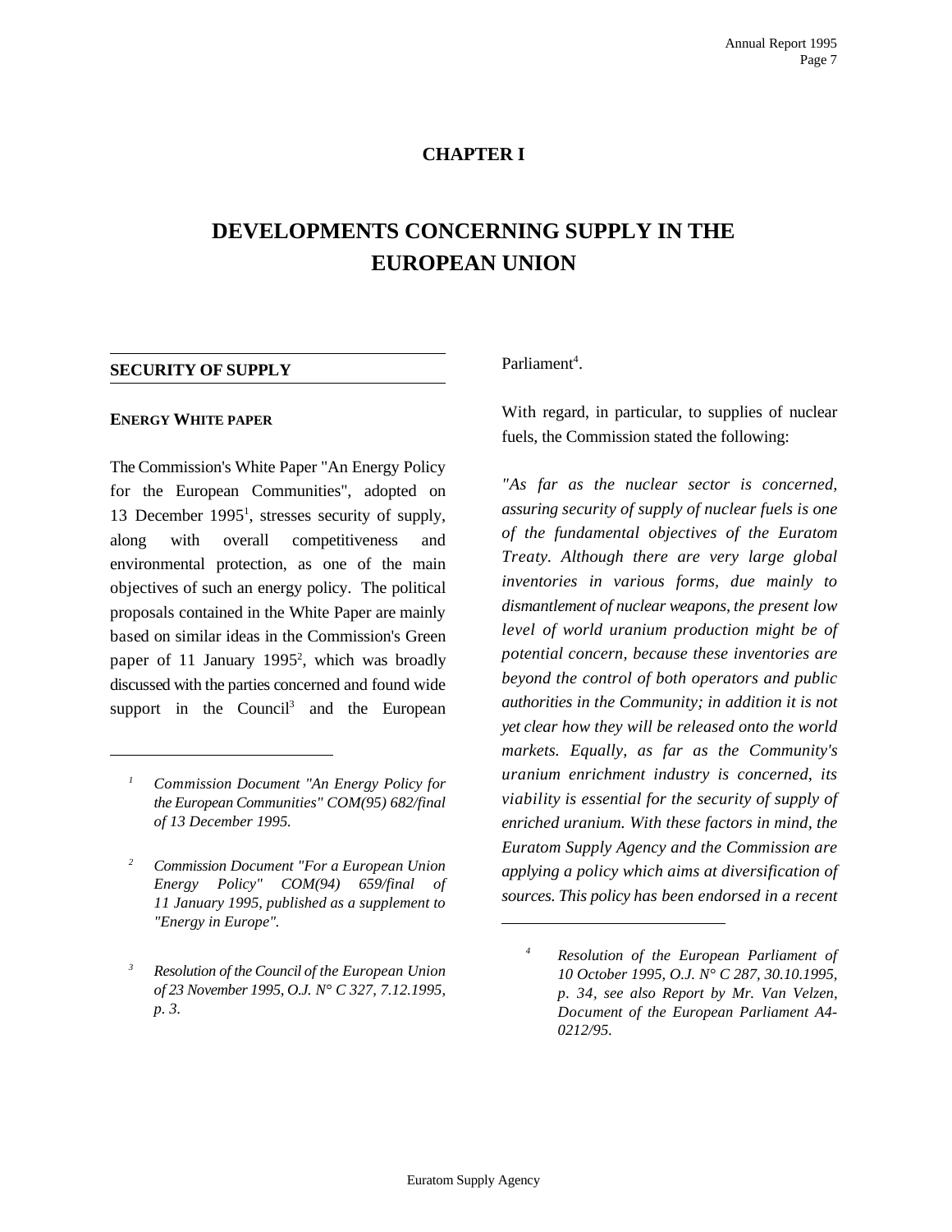# CHAPTER I

# DEVELOPMENTS CONCERNING SUPPLY IN THE EUROPEAN UNION

## SECURITY OF SUPPLY

### ENERGY WHITE PAPER

The Commission's White Paper "An Energy Policy for the European Communities", adopted on 13 December 1995[1], stresses security of supply, along with overall competitiveness and environmental protection, as one of the main objectives of such an energy policy. The political proposals contained in the White Paper are mainly based on similar ideas in the Commission's Green paper of 11 January 1995[2], which was broadly discussed with the parties concerned and found wide support in the Council[3] and the European Parliament[4].

With regard, in particular, to supplies of nuclear fuels, the Commission stated the following:

*"As far as the nuclear sector is concerned, assuring security of supply of nuclear fuels is one of the fundamental objectives of the Euratom Treaty. Although there are very large global inventories in various forms, due mainly to dismantlement of nuclear weapons, the present low level of world uranium production might be of potential concern, because these inventories are beyond the control of both operators and public authorities in the Community; in addition it is not yet clear how they will be released onto the world markets. Equally, as far as the Community's uranium enrichment industry is concerned, its viability is essential for the security of supply of enriched uranium. With these factors in mind, the Euratom Supply Agency and the Commission are applying a policy which aims at diversification of sources. This policy has been endorsed in a recent*

---

[1] *Commission Document "An Energy Policy for the European Communities" COM(95) 682/final of 13 December 1995.*

[2] *Commission Document "For a European Union Energy Policy" COM(94) 659/final of 11 January 1995, published as a supplement to "Energy in Europe".*

[3] *Resolution of the Council of the European Union of 23 November 1995, O.J. N° C 327, 7.12.1995, p. 3.*

[4] *Resolution of the European Parliament of 10 October 1995, O.J. N° C 287, 30.10.1995, p. 34, see also Report by Mr. Van Velzen, Document of the European Parliament A4-0212/95.*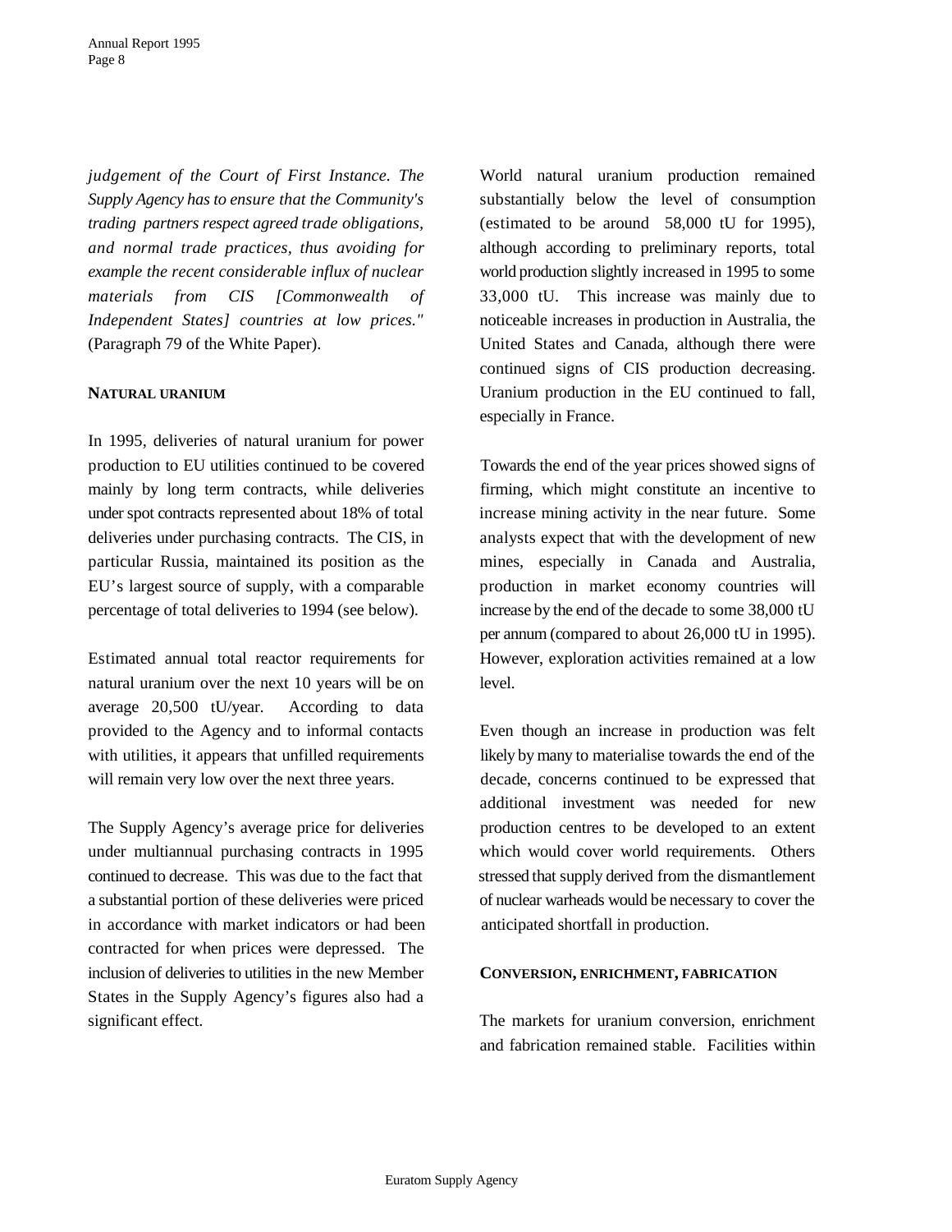*judgement of the Court of First Instance. The Supply Agency has to ensure that the Community's trading partners respect agreed trade obligations, and normal trade practices, thus avoiding for example the recent considerable influx of nuclear materials from CIS [Commonwealth of Independent States] countries at low prices."* (Paragraph 79 of the White Paper).

### NATURAL URANIUM

In 1995, deliveries of natural uranium for power production to EU utilities continued to be covered mainly by long term contracts, while deliveries under spot contracts represented about 18% of total deliveries under purchasing contracts. The CIS, in particular Russia, maintained its position as the EU's largest source of supply, with a comparable percentage of total deliveries to 1994 (see below).

Estimated annual total reactor requirements for natural uranium over the next 10 years will be on average 20,500 tU/year. According to data provided to the Agency and to informal contacts with utilities, it appears that unfilled requirements will remain very low over the next three years.

The Supply Agency's average price for deliveries under multiannual purchasing contracts in 1995 continued to decrease. This was due to the fact that a substantial portion of these deliveries were priced in accordance with market indicators or had been contracted for when prices were depressed. The inclusion of deliveries to utilities in the new Member States in the Supply Agency's figures also had a significant effect.

World natural uranium production remained substantially below the level of consumption (estimated to be around 58,000 tU for 1995), although according to preliminary reports, total world production slightly increased in 1995 to some 33,000 tU. This increase was mainly due to noticeable increases in production in Australia, the United States and Canada, although there were continued signs of CIS production decreasing. Uranium production in the EU continued to fall, especially in France.

Towards the end of the year prices showed signs of firming, which might constitute an incentive to increase mining activity in the near future. Some analysts expect that with the development of new mines, especially in Canada and Australia, production in market economy countries will increase by the end of the decade to some 38,000 tU per annum (compared to about 26,000 tU in 1995). However, exploration activities remained at a low level.

Even though an increase in production was felt likely by many to materialise towards the end of the decade, concerns continued to be expressed that additional investment was needed for new production centres to be developed to an extent which would cover world requirements. Others stressed that supply derived from the dismantlement of nuclear warheads would be necessary to cover the anticipated shortfall in production.

### CONVERSION, ENRICHMENT, FABRICATION

The markets for uranium conversion, enrichment and fabrication remained stable. Facilities within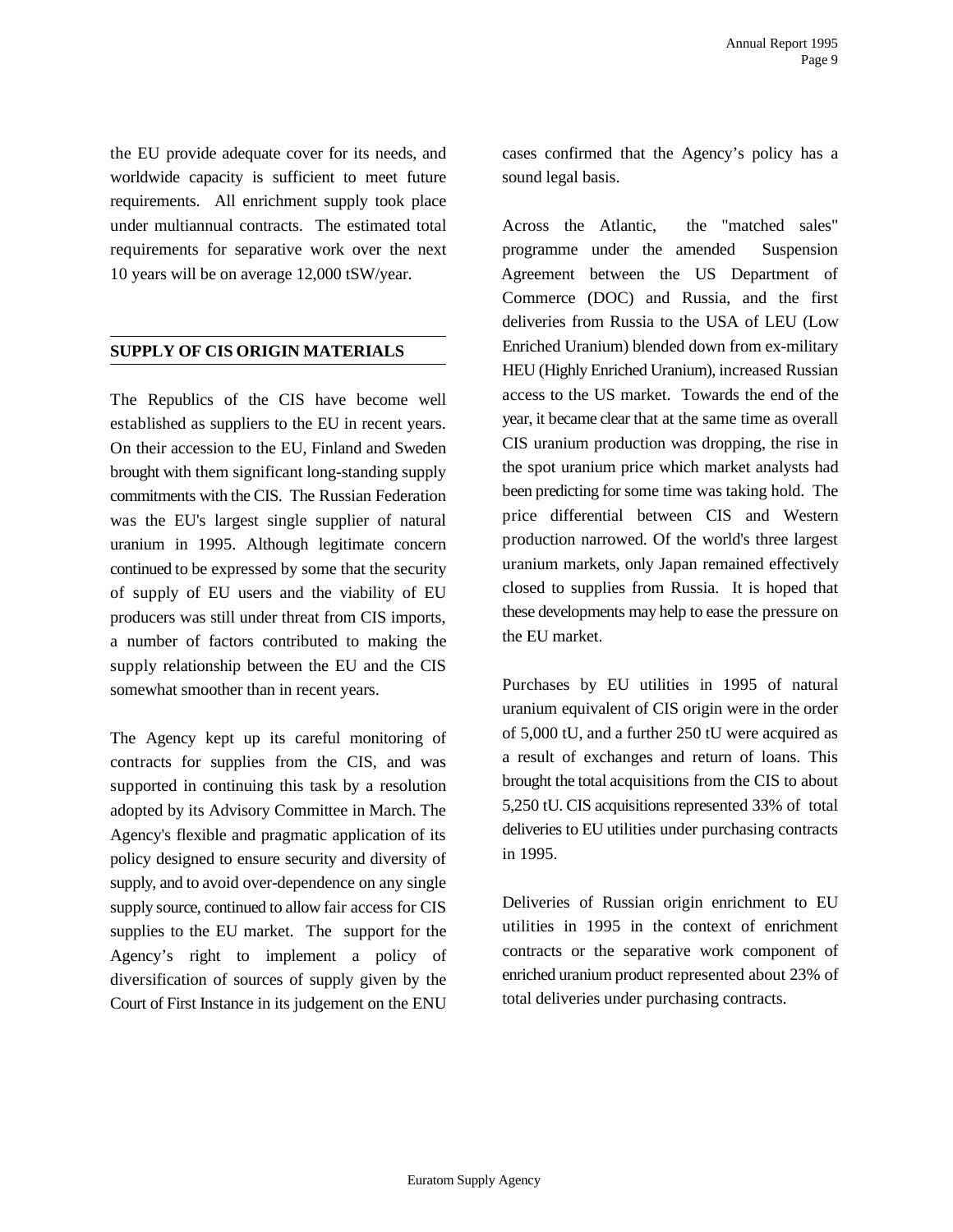the EU provide adequate cover for its needs, and worldwide capacity is sufficient to meet future requirements. All enrichment supply took place under multiannual contracts. The estimated total requirements for separative work over the next 10 years will be on average 12,000 tSW/year.

## SUPPLY OF CIS ORIGIN MATERIALS

The Republics of the CIS have become well established as suppliers to the EU in recent years. On their accession to the EU, Finland and Sweden brought with them significant long-standing supply commitments with the CIS. The Russian Federation was the EU's largest single supplier of natural uranium in 1995. Although legitimate concern continued to be expressed by some that the security of supply of EU users and the viability of EU producers was still under threat from CIS imports, a number of factors contributed to making the supply relationship between the EU and the CIS somewhat smoother than in recent years.

The Agency kept up its careful monitoring of contracts for supplies from the CIS, and was supported in continuing this task by a resolution adopted by its Advisory Committee in March. The Agency's flexible and pragmatic application of its policy designed to ensure security and diversity of supply, and to avoid over-dependence on any single supply source, continued to allow fair access for CIS supplies to the EU market. The support for the Agency's right to implement a policy of diversification of sources of supply given by the Court of First Instance in its judgement on the ENU cases confirmed that the Agency's policy has a sound legal basis.

Across the Atlantic, the "matched sales" programme under the amended Suspension Agreement between the US Department of Commerce (DOC) and Russia, and the first deliveries from Russia to the USA of LEU (Low Enriched Uranium) blended down from ex-military HEU (Highly Enriched Uranium), increased Russian access to the US market. Towards the end of the year, it became clear that at the same time as overall CIS uranium production was dropping, the rise in the spot uranium price which market analysts had been predicting for some time was taking hold. The price differential between CIS and Western production narrowed. Of the world's three largest uranium markets, only Japan remained effectively closed to supplies from Russia. It is hoped that these developments may help to ease the pressure on the EU market.

Purchases by EU utilities in 1995 of natural uranium equivalent of CIS origin were in the order of 5,000 tU, and a further 250 tU were acquired as a result of exchanges and return of loans. This brought the total acquisitions from the CIS to about 5,250 tU. CIS acquisitions represented 33% of total deliveries to EU utilities under purchasing contracts in 1995.

Deliveries of Russian origin enrichment to EU utilities in 1995 in the context of enrichment contracts or the separative work component of enriched uranium product represented about 23% of total deliveries under purchasing contracts.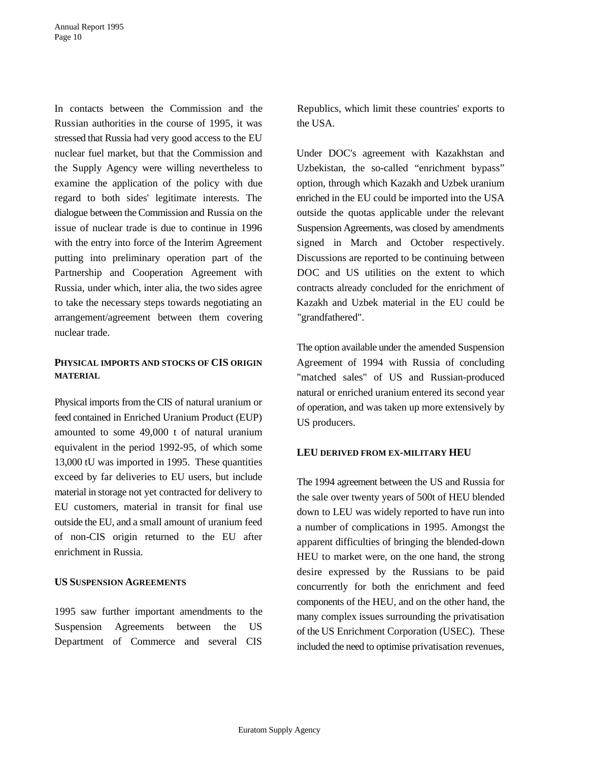In contacts between the Commission and the Russian authorities in the course of 1995, it was stressed that Russia had very good access to the EU nuclear fuel market, but that the Commission and the Supply Agency were willing nevertheless to examine the application of the policy with due regard to both sides' legitimate interests. The dialogue between the Commission and Russia on the issue of nuclear trade is due to continue in 1996 with the entry into force of the Interim Agreement putting into preliminary operation part of the Partnership and Cooperation Agreement with Russia, under which, inter alia, the two sides agree to take the necessary steps towards negotiating an arrangement/agreement between them covering nuclear trade.

### PHYSICAL IMPORTS AND STOCKS OF CIS ORIGIN MATERIAL

Physical imports from the CIS of natural uranium or feed contained in Enriched Uranium Product (EUP) amounted to some 49,000 t of natural uranium equivalent in the period 1992-95, of which some 13,000 tU was imported in 1995. These quantities exceed by far deliveries to EU users, but include material in storage not yet contracted for delivery to EU customers, material in transit for final use outside the EU, and a small amount of uranium feed of non-CIS origin returned to the EU after enrichment in Russia.

### US SUSPENSION AGREEMENTS

1995 saw further important amendments to the Suspension Agreements between the US Department of Commerce and several CIS Republics, which limit these countries' exports to the USA.

Under DOC's agreement with Kazakhstan and Uzbekistan, the so-called "enrichment bypass" option, through which Kazakh and Uzbek uranium enriched in the EU could be imported into the USA outside the quotas applicable under the relevant Suspension Agreements, was closed by amendments signed in March and October respectively. Discussions are reported to be continuing between DOC and US utilities on the extent to which contracts already concluded for the enrichment of Kazakh and Uzbek material in the EU could be "grandfathered".

The option available under the amended Suspension Agreement of 1994 with Russia of concluding "matched sales" of US and Russian-produced natural or enriched uranium entered its second year of operation, and was taken up more extensively by US producers.

### LEU DERIVED FROM EX-MILITARY HEU

The 1994 agreement between the US and Russia for the sale over twenty years of 500t of HEU blended down to LEU was widely reported to have run into a number of complications in 1995. Amongst the apparent difficulties of bringing the blended-down HEU to market were, on the one hand, the strong desire expressed by the Russians to be paid concurrently for both the enrichment and feed components of the HEU, and on the other hand, the many complex issues surrounding the privatisation of the US Enrichment Corporation (USEC). These included the need to optimise privatisation revenues,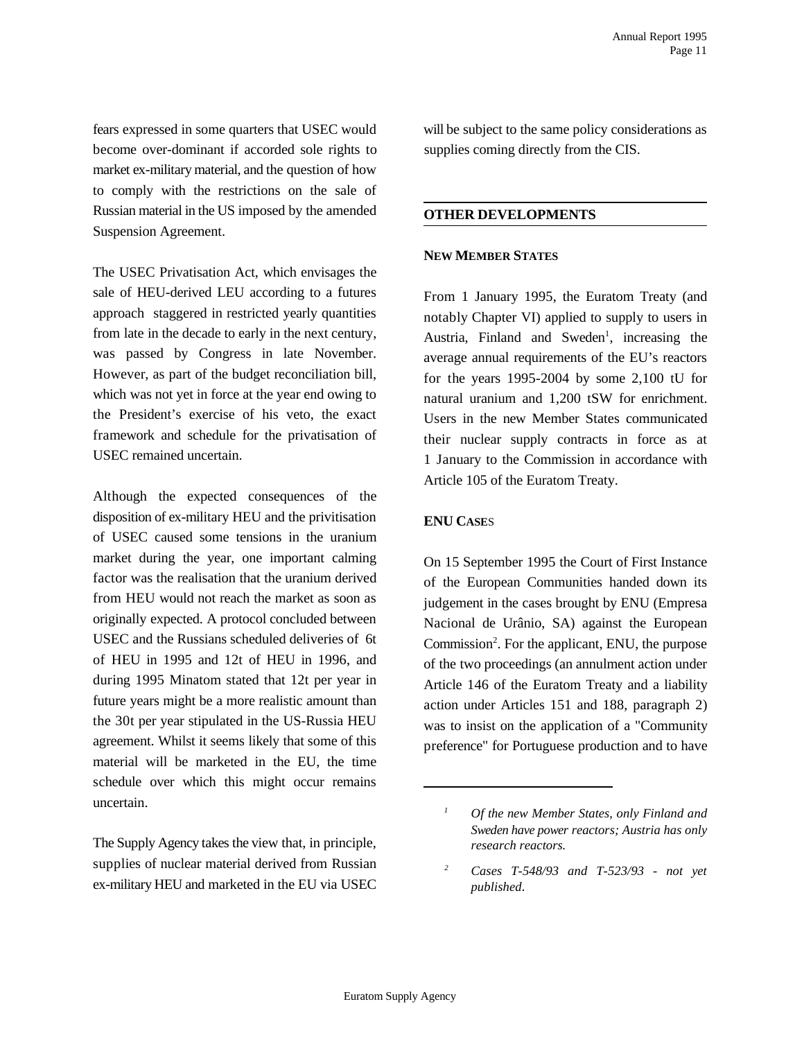fears expressed in some quarters that USEC would become over-dominant if accorded sole rights to market ex-military material, and the question of how to comply with the restrictions on the sale of Russian material in the US imposed by the amended Suspension Agreement.

The USEC Privatisation Act, which envisages the sale of HEU-derived LEU according to a futures approach staggered in restricted yearly quantities from late in the decade to early in the next century, was passed by Congress in late November. However, as part of the budget reconciliation bill, which was not yet in force at the year end owing to the President's exercise of his veto, the exact framework and schedule for the privatisation of USEC remained uncertain.

Although the expected consequences of the disposition of ex-military HEU and the privitisation of USEC caused some tensions in the uranium market during the year, one important calming factor was the realisation that the uranium derived from HEU would not reach the market as soon as originally expected. A protocol concluded between USEC and the Russians scheduled deliveries of 6t of HEU in 1995 and 12t of HEU in 1996, and during 1995 Minatom stated that 12t per year in future years might be a more realistic amount than the 30t per year stipulated in the US-Russia HEU agreement. Whilst it seems likely that some of this material will be marketed in the EU, the time schedule over which this might occur remains uncertain.

The Supply Agency takes the view that, in principle, supplies of nuclear material derived from Russian ex-military HEU and marketed in the EU via USEC will be subject to the same policy considerations as supplies coming directly from the CIS.

## OTHER DEVELOPMENTS

### NEW MEMBER STATES

From 1 January 1995, the Euratom Treaty (and notably Chapter VI) applied to supply to users in Austria, Finland and Sweden[1], increasing the average annual requirements of the EU's reactors for the years 1995-2004 by some 2,100 tU for natural uranium and 1,200 tSW for enrichment. Users in the new Member States communicated their nuclear supply contracts in force as at 1 January to the Commission in accordance with Article 105 of the Euratom Treaty.

### ENU CASES

On 15 September 1995 the Court of First Instance of the European Communities handed down its judgement in the cases brought by ENU (Empresa Nacional de Urânio, SA) against the European Commission[2]. For the applicant, ENU, the purpose of the two proceedings (an annulment action under Article 146 of the Euratom Treaty and a liability action under Articles 151 and 188, paragraph 2) was to insist on the application of a "Community preference" for Portuguese production and to have

---

[1] *Of the new Member States, only Finland and Sweden have power reactors; Austria has only research reactors.*

[2] *Cases T-548/93 and T-523/93 - not yet published.*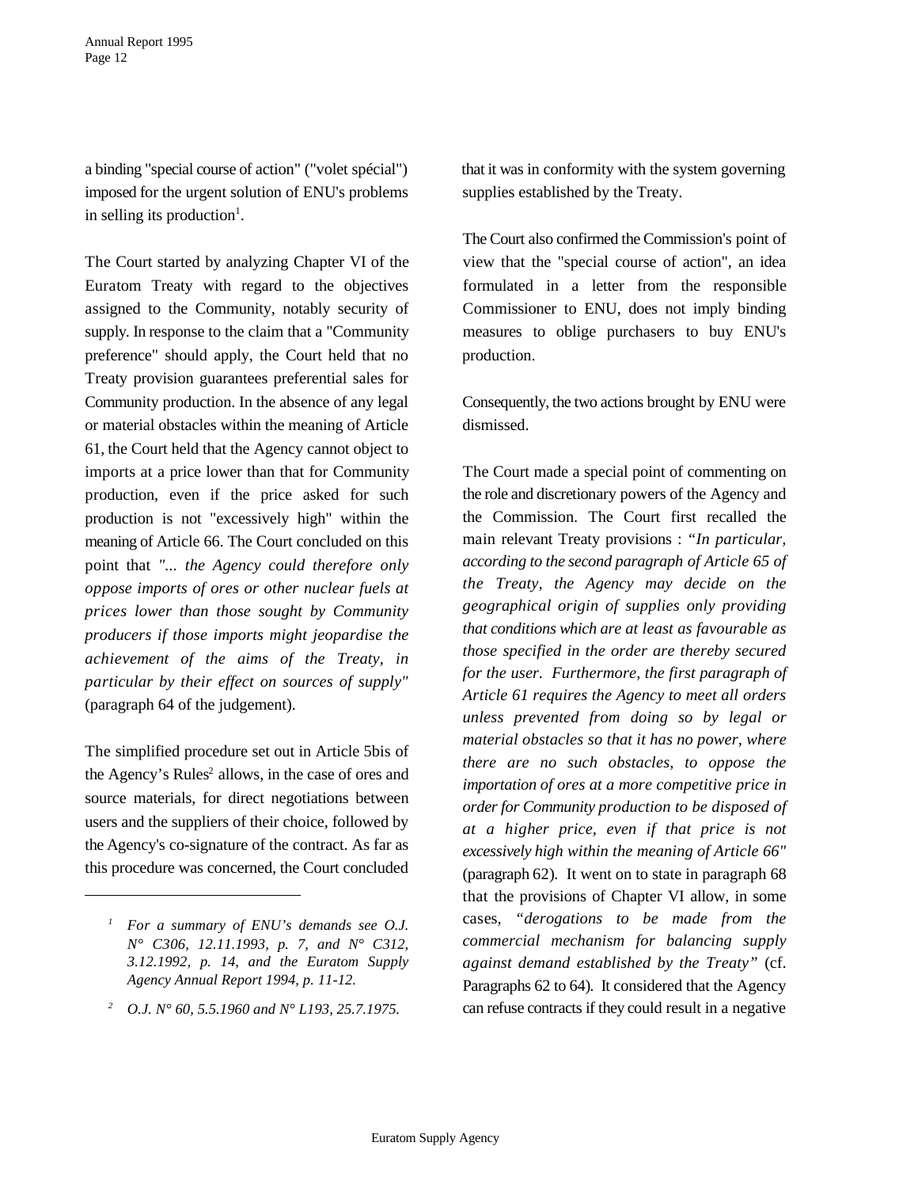a binding "special course of action" ("volet spécial") imposed for the urgent solution of ENU's problems in selling its production[1].

The Court started by analyzing Chapter VI of the Euratom Treaty with regard to the objectives assigned to the Community, notably security of supply. In response to the claim that a "Community preference" should apply, the Court held that no Treaty provision guarantees preferential sales for Community production. In the absence of any legal or material obstacles within the meaning of Article 61, the Court held that the Agency cannot object to imports at a price lower than that for Community production, even if the price asked for such production is not "excessively high" within the meaning of Article 66. The Court concluded on this point that *"... the Agency could therefore only oppose imports of ores or other nuclear fuels at prices lower than those sought by Community producers if those imports might jeopardise the achievement of the aims of the Treaty, in particular by their effect on sources of supply"* (paragraph 64 of the judgement).

The simplified procedure set out in Article 5bis of the Agency's Rules[2] allows, in the case of ores and source materials, for direct negotiations between users and the suppliers of their choice, followed by the Agency's co-signature of the contract. As far as this procedure was concerned, the Court concluded that it was in conformity with the system governing supplies established by the Treaty.

The Court also confirmed the Commission's point of view that the "special course of action", an idea formulated in a letter from the responsible Commissioner to ENU, does not imply binding measures to oblige purchasers to buy ENU's production.

Consequently, the two actions brought by ENU were dismissed.

The Court made a special point of commenting on the role and discretionary powers of the Agency and the Commission. The Court first recalled the main relevant Treaty provisions : *"In particular, according to the second paragraph of Article 65 of the Treaty, the Agency may decide on the geographical origin of supplies only providing that conditions which are at least as favourable as those specified in the order are thereby secured for the user. Furthermore, the first paragraph of Article 61 requires the Agency to meet all orders unless prevented from doing so by legal or material obstacles so that it has no power, where there are no such obstacles, to oppose the importation of ores at a more competitive price in order for Community production to be disposed of at a higher price, even if that price is not excessively high within the meaning of Article 66"* (paragraph 62). It went on to state in paragraph 68 that the provisions of Chapter VI allow, in some cases, *"derogations to be made from the commercial mechanism for balancing supply against demand established by the Treaty"* (cf. Paragraphs 62 to 64). It considered that the Agency can refuse contracts if they could result in a negative

---

[1] *For a summary of ENU's demands see O.J. N° C306, 12.11.1993, p. 7, and N° C312, 3.12.1992, p. 14, and the Euratom Supply Agency Annual Report 1994, p. 11-12.*

[2] *O.J. N° 60, 5.5.1960 and N° L193, 25.7.1975.*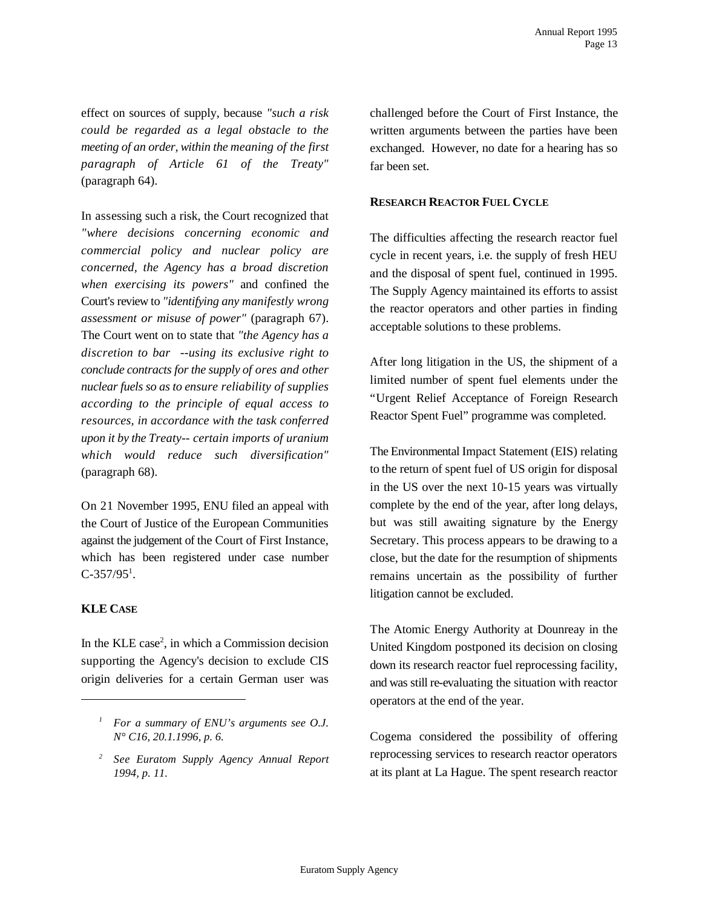effect on sources of supply, because *"such a risk could be regarded as a legal obstacle to the meeting of an order, within the meaning of the first paragraph of Article 61 of the Treaty"* (paragraph 64).

In assessing such a risk, the Court recognized that *"where decisions concerning economic and commercial policy and nuclear policy are concerned, the Agency has a broad discretion when exercising its powers"* and confined the Court's review to *"identifying any manifestly wrong assessment or misuse of power"* (paragraph 67). The Court went on to state that *"the Agency has a discretion to bar --using its exclusive right to conclude contracts for the supply of ores and other nuclear fuels so as to ensure reliability of supplies according to the principle of equal access to resources, in accordance with the task conferred upon it by the Treaty-- certain imports of uranium which would reduce such diversification"* (paragraph 68).

On 21 November 1995, ENU filed an appeal with the Court of Justice of the European Communities against the judgement of the Court of First Instance, which has been registered under case number C-357/95[1].

## KLE CASE

In the KLE case[2], in which a Commission decision supporting the Agency's decision to exclude CIS origin deliveries for a certain German user was challenged before the Court of First Instance, the written arguments between the parties have been exchanged. However, no date for a hearing has so far been set.

## RESEARCH REACTOR FUEL CYCLE

The difficulties affecting the research reactor fuel cycle in recent years, i.e. the supply of fresh HEU and the disposal of spent fuel, continued in 1995. The Supply Agency maintained its efforts to assist the reactor operators and other parties in finding acceptable solutions to these problems.

After long litigation in the US, the shipment of a limited number of spent fuel elements under the "Urgent Relief Acceptance of Foreign Research Reactor Spent Fuel" programme was completed.

The Environmental Impact Statement (EIS) relating to the return of spent fuel of US origin for disposal in the US over the next 10-15 years was virtually complete by the end of the year, after long delays, but was still awaiting signature by the Energy Secretary. This process appears to be drawing to a close, but the date for the resumption of shipments remains uncertain as the possibility of further litigation cannot be excluded.

The Atomic Energy Authority at Dounreay in the United Kingdom postponed its decision on closing down its research reactor fuel reprocessing facility, and was still re-evaluating the situation with reactor operators at the end of the year.

Cogema considered the possibility of offering reprocessing services to research reactor operators at its plant at La Hague. The spent research reactor

---

[1] *For a summary of ENU's arguments see O.J. N° C16, 20.1.1996, p. 6.*

[2] *See Euratom Supply Agency Annual Report 1994, p. 11.*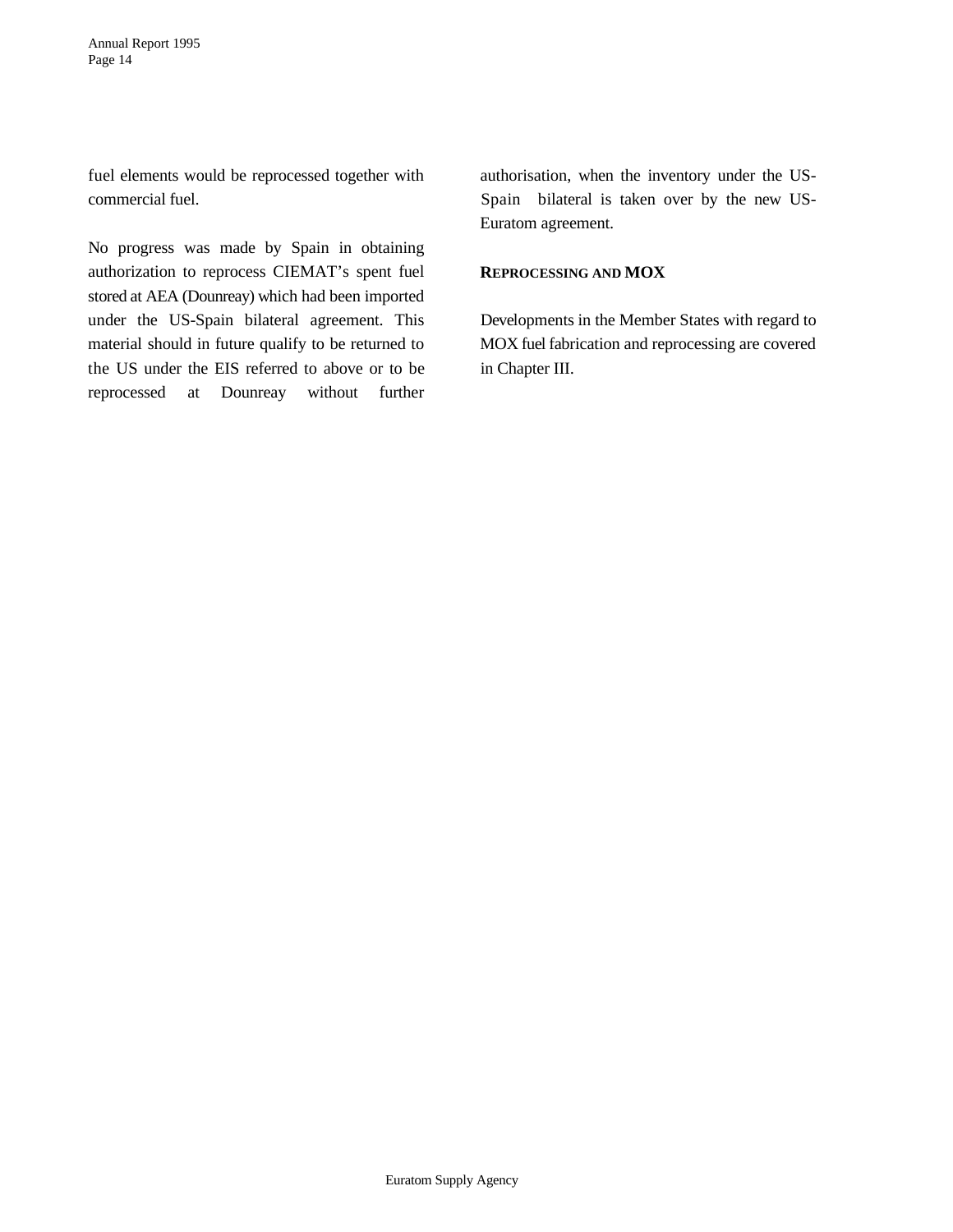fuel elements would be reprocessed together with commercial fuel.

No progress was made by Spain in obtaining authorization to reprocess CIEMAT's spent fuel stored at AEA (Dounreay) which had been imported under the US-Spain bilateral agreement. This material should in future qualify to be returned to the US under the EIS referred to above or to be reprocessed at Dounreay without further authorisation, when the inventory under the US-Spain bilateral is taken over by the new US-Euratom agreement.

**REPROCESSING AND MOX**

Developments in the Member States with regard to MOX fuel fabrication and reprocessing are covered in Chapter III.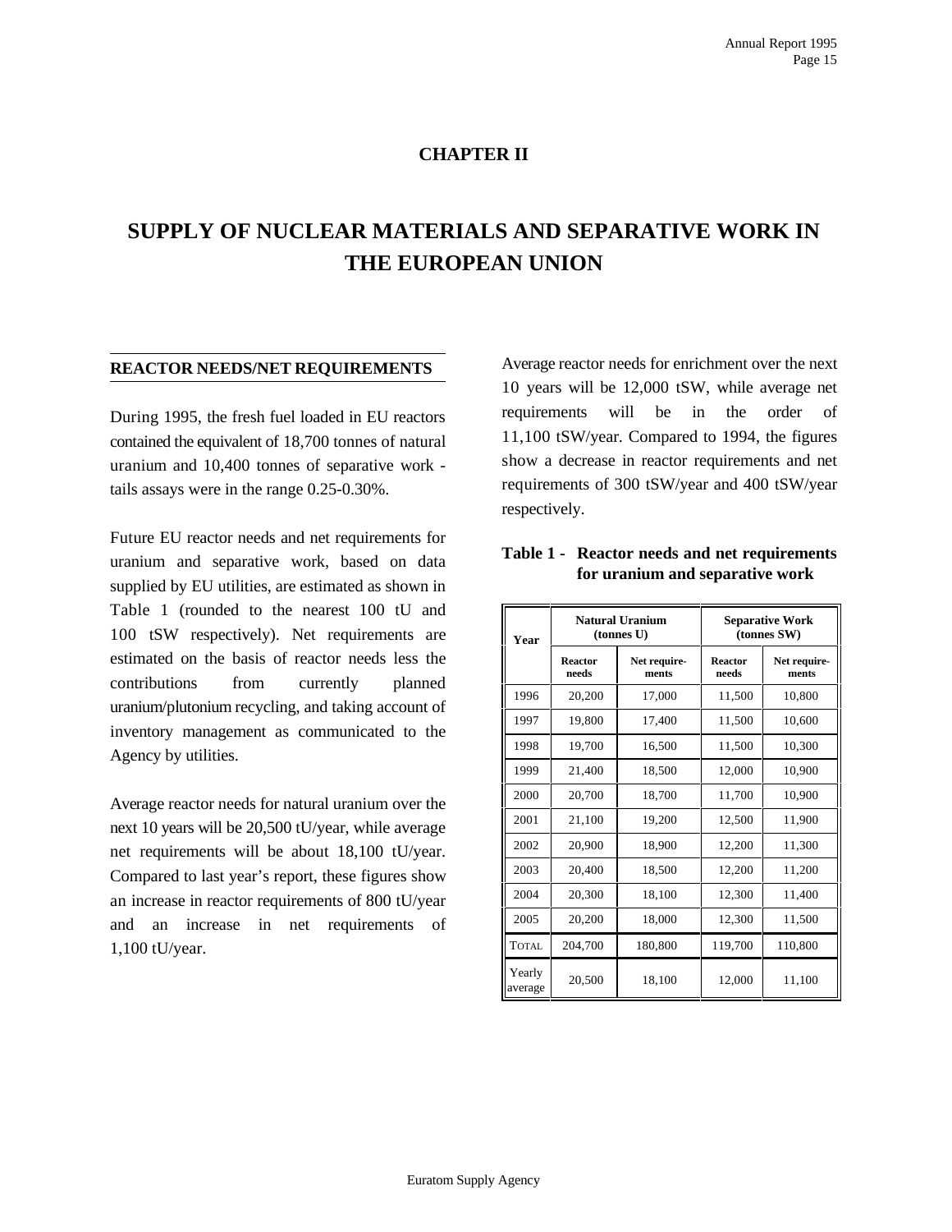## CHAPTER II

# SUPPLY OF NUCLEAR MATERIALS AND SEPARATIVE WORK IN THE EUROPEAN UNION

### REACTOR NEEDS/NET REQUIREMENTS

During 1995, the fresh fuel loaded in EU reactors contained the equivalent of 18,700 tonnes of natural uranium and 10,400 tonnes of separative work - tails assays were in the range 0.25-0.30%.

Future EU reactor needs and net requirements for uranium and separative work, based on data supplied by EU utilities, are estimated as shown in Table 1 (rounded to the nearest 100 tU and 100 tSW respectively). Net requirements are estimated on the basis of reactor needs less the contributions from currently planned uranium/plutonium recycling, and taking account of inventory management as communicated to the Agency by utilities.

Average reactor needs for natural uranium over the next 10 years will be 20,500 tU/year, while average net requirements will be about 18,100 tU/year. Compared to last year's report, these figures show an increase in reactor requirements of 800 tU/year and an increase in net requirements of 1,100 tU/year.

Average reactor needs for enrichment over the next 10 years will be 12,000 tSW, while average net requirements will be in the order of 11,100 tSW/year. Compared to 1994, the figures show a decrease in reactor requirements and net requirements of 300 tSW/year and 400 tSW/year respectively.

**Table 1 - Reactor needs and net requirements for uranium and separative work**

| Year | Natural Uranium (tonnes U) | | Separative Work (tonnes SW) | |
|---|---|---|---|---|
| | Reactor needs | Net require-ments | Reactor needs | Net require-ments |
| 1996 | 20,200 | 17,000 | 11,500 | 10,800 |
| 1997 | 19,800 | 17,400 | 11,500 | 10,600 |
| 1998 | 19,700 | 16,500 | 11,500 | 10,300 |
| 1999 | 21,400 | 18,500 | 12,000 | 10,900 |
| 2000 | 20,700 | 18,700 | 11,700 | 10,900 |
| 2001 | 21,100 | 19,200 | 12,500 | 11,900 |
| 2002 | 20,900 | 18,900 | 12,200 | 11,300 |
| 2003 | 20,400 | 18,500 | 12,200 | 11,200 |
| 2004 | 20,300 | 18,100 | 12,300 | 11,400 |
| 2005 | 20,200 | 18,000 | 12,300 | 11,500 |
| TOTAL | 204,700 | 180,800 | 119,700 | 110,800 |
| Yearly average | 20,500 | 18,100 | 12,000 | 11,100 |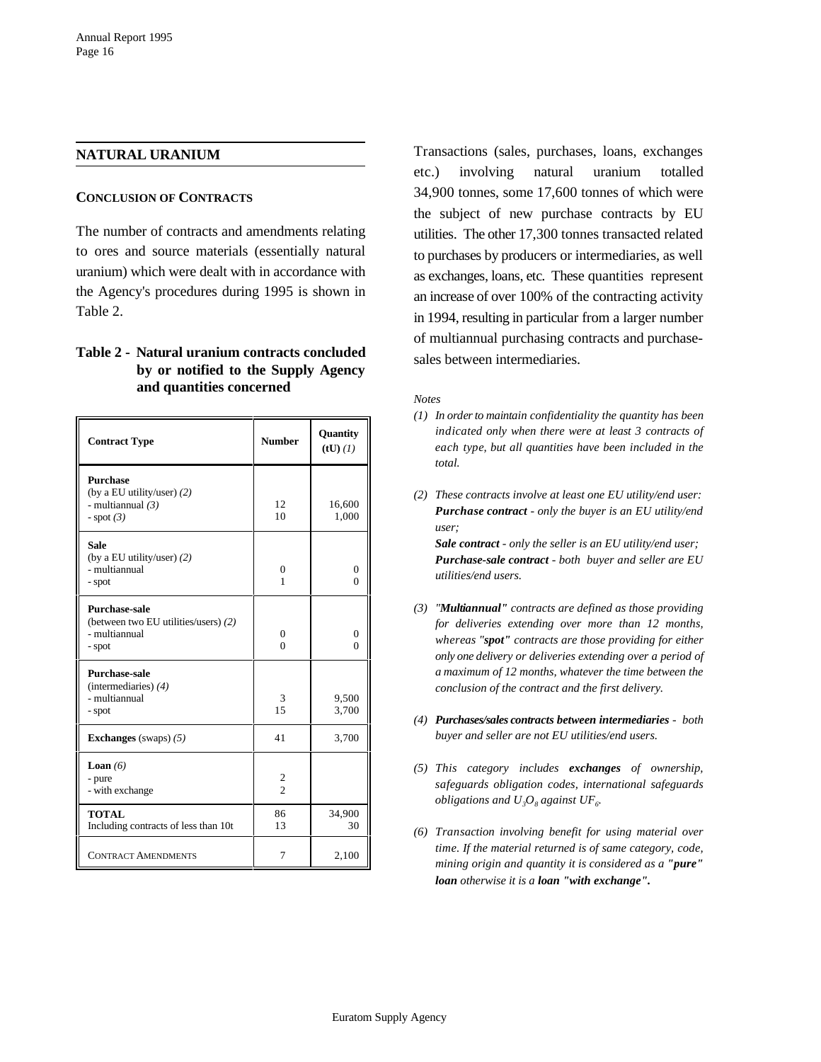## NATURAL URANIUM

### CONCLUSION OF CONTRACTS

The number of contracts and amendments relating to ores and source materials (essentially natural uranium) which were dealt with in accordance with the Agency's procedures during 1995 is shown in Table 2.

**Table 2 - Natural uranium contracts concluded by or notified to the Supply Agency and quantities concerned**

| Contract Type | Number | Quantity (tU) *(1)* |
|---|---|---|
| **Purchase** (by a EU utility/user) *(2)* | | |
| - multiannual *(3)* | 12 | 16,600 |
| - spot *(3)* | 10 | 1,000 |
| **Sale** (by a EU utility/user) *(2)* | | |
| - multiannual | 0 | 0 |
| - spot | 1 | 0 |
| **Purchase-sale** (between two EU utilities/users) *(2)* | | |
| - multiannual | 0 | 0 |
| - spot | 0 | 0 |
| **Purchase-sale** (intermediaries) *(4)* | | |
| - multiannual | 3 | 9,500 |
| - spot | 15 | 3,700 |
| **Exchanges** (swaps) *(5)* | 41 | 3,700 |
| **Loan** *(6)* | | |
| - pure | 2 | |
| - with exchange | 2 | |
| **TOTAL** | 86 | 34,900 |
| Including contracts of less than 10t | 13 | 30 |
| CONTRACT AMENDMENTS | 7 | 2,100 |

Transactions (sales, purchases, loans, exchanges etc.) involving natural uranium totalled 34,900 tonnes, some 17,600 tonnes of which were the subject of new purchase contracts by EU utilities. The other 17,300 tonnes transacted related to purchases by producers or intermediaries, as well as exchanges, loans, etc. These quantities represent an increase of over 100% of the contracting activity in 1994, resulting in particular from a larger number of multiannual purchasing contracts and purchase-sales between intermediaries.

*Notes*

*(1) In order to maintain confidentiality the quantity has been indicated only when there were at least 3 contracts of each type, but all quantities have been included in the total.*

*(2) These contracts involve at least one EU utility/end user:*
***Purchase contract** - only the buyer is an EU utility/end user;*
***Sale contract** - only the seller is an EU utility/end user;*
***Purchase-sale contract** - both buyer and seller are EU utilities/end users.*

*(3) "**Multiannual**" contracts are defined as those providing for deliveries extending over more than 12 months, whereas "**spot**" contracts are those providing for either only one delivery or deliveries extending over a period of a maximum of 12 months, whatever the time between the conclusion of the contract and the first delivery.*

*(4) **Purchases/sales contracts between intermediaries** - both buyer and seller are not EU utilities/end users.*

*(5) This category includes **exchanges** of ownership, safeguards obligation codes, international safeguards obligations and $U_3O_8$ against $UF_6$.*

*(6) Transaction involving benefit for using material over time. If the material returned is of same category, code, mining origin and quantity it is considered as a **"pure" loan** otherwise it is a **loan "with exchange"**.*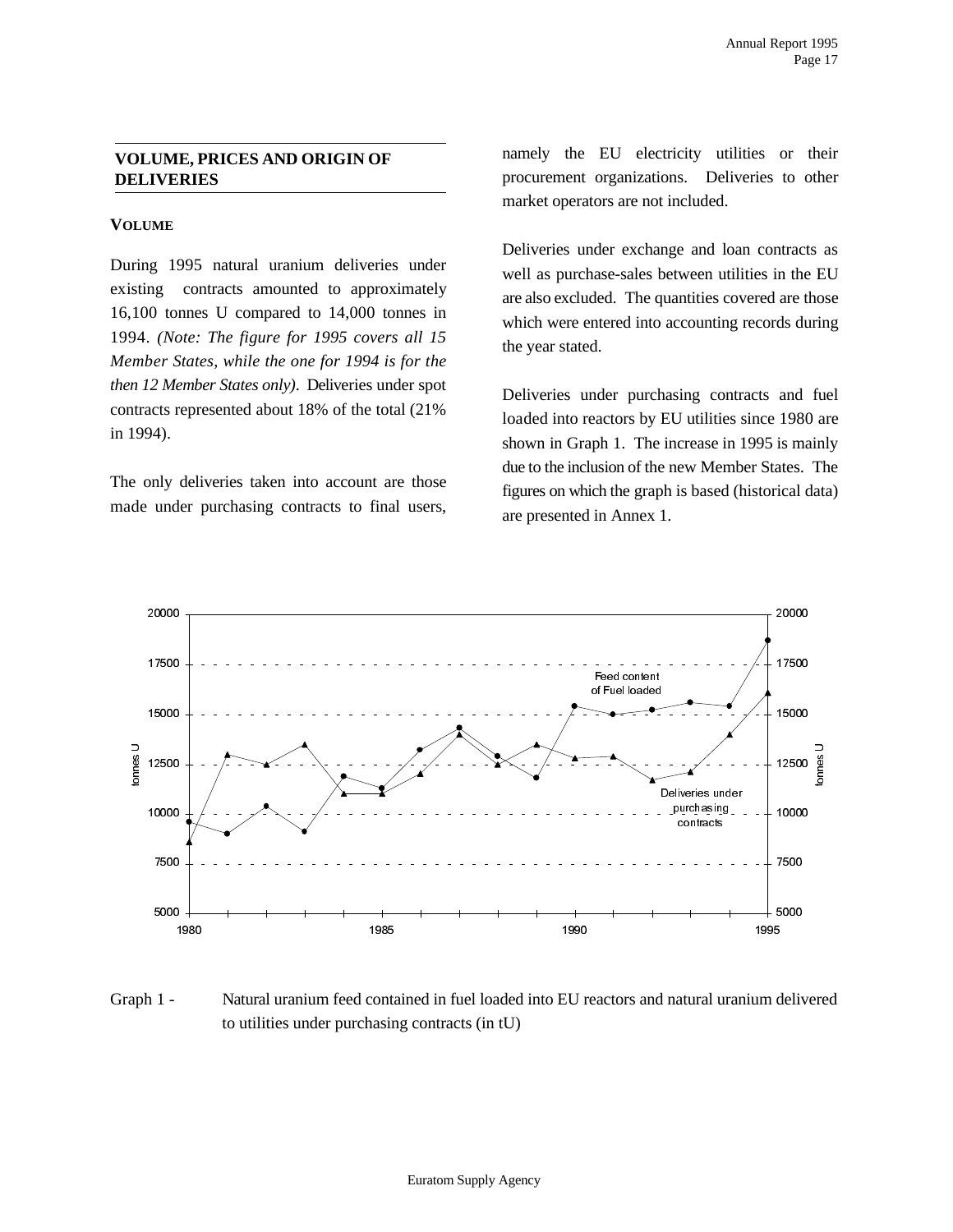## VOLUME, PRICES AND ORIGIN OF DELIVERIES

### VOLUME

During 1995 natural uranium deliveries under existing contracts amounted to approximately 16,100 tonnes U compared to 14,000 tonnes in 1994. *(Note: The figure for 1995 covers all 15 Member States, while the one for 1994 is for the then 12 Member States only)*. Deliveries under spot contracts represented about 18% of the total (21% in 1994).

The only deliveries taken into account are those made under purchasing contracts to final users, namely the EU electricity utilities or their procurement organizations. Deliveries to other market operators are not included.

Deliveries under exchange and loan contracts as well as purchase-sales between utilities in the EU are also excluded. The quantities covered are those which were entered into accounting records during the year stated.

Deliveries under purchasing contracts and fuel loaded into reactors by EU utilities since 1980 are shown in Graph 1. The increase in 1995 is mainly due to the inclusion of the new Member States. The figures on which the graph is based (historical data) are presented in Annex 1.

Graph 1 - Natural uranium feed contained in fuel loaded into EU reactors and natural uranium delivered to utilities under purchasing contracts (in tU)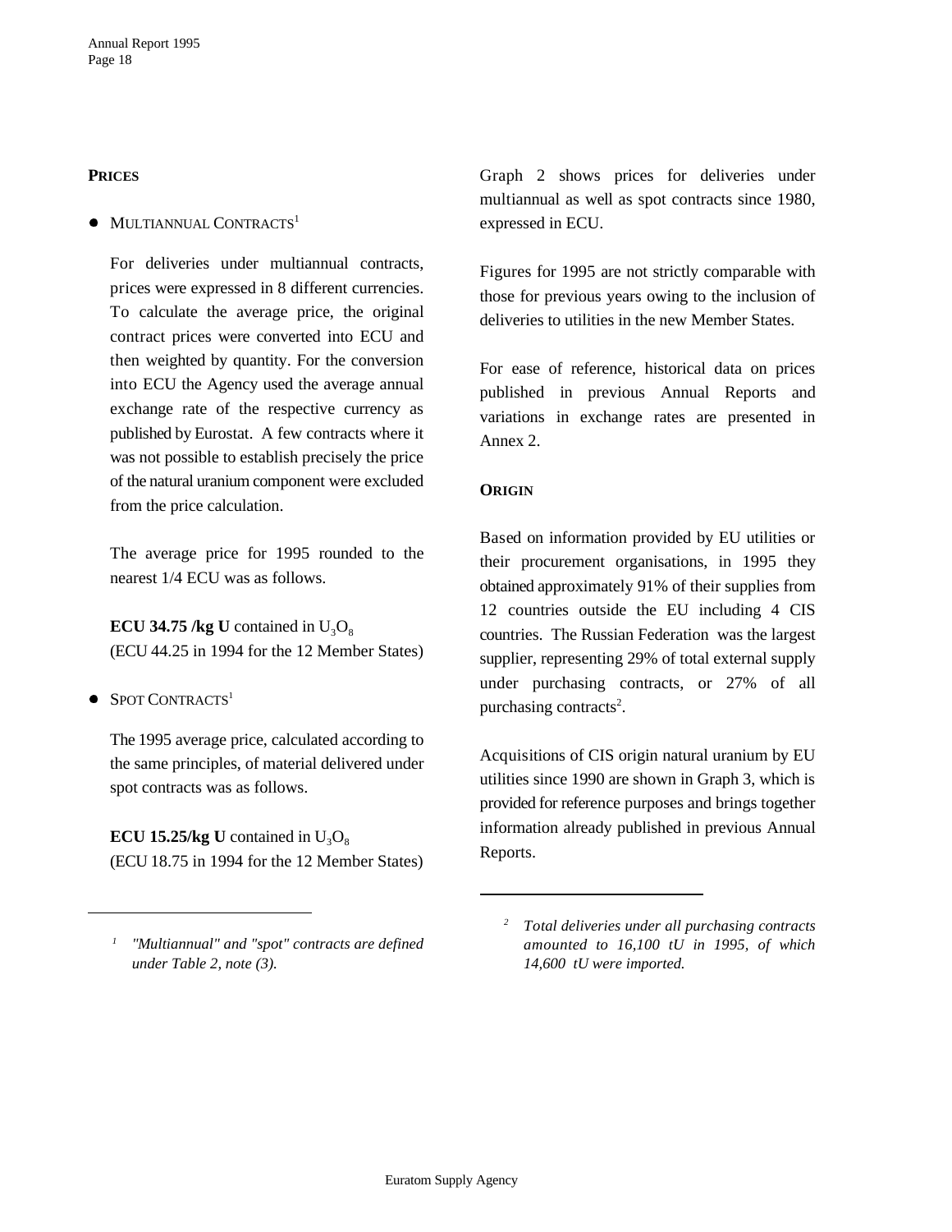## PRICES

- MULTIANNUAL CONTRACTS[1]

For deliveries under multiannual contracts, prices were expressed in 8 different currencies. To calculate the average price, the original contract prices were converted into ECU and then weighted by quantity. For the conversion into ECU the Agency used the average annual exchange rate of the respective currency as published by Eurostat. A few contracts where it was not possible to establish precisely the price of the natural uranium component were excluded from the price calculation.

The average price for 1995 rounded to the nearest 1/4 ECU was as follows.

**ECU 34.75 /kg U** contained in $U_3O_8$
(ECU 44.25 in 1994 for the 12 Member States)

- SPOT CONTRACTS[1]

The 1995 average price, calculated according to the same principles, of material delivered under spot contracts was as follows.

**ECU 15.25/kg U** contained in $U_3O_8$
(ECU 18.75 in 1994 for the 12 Member States)

[1] *"Multiannual" and "spot" contracts are defined under Table 2, note (3).*

Graph 2 shows prices for deliveries under multiannual as well as spot contracts since 1980, expressed in ECU.

Figures for 1995 are not strictly comparable with those for previous years owing to the inclusion of deliveries to utilities in the new Member States.

For ease of reference, historical data on prices published in previous Annual Reports and variations in exchange rates are presented in Annex 2.

## ORIGIN

Based on information provided by EU utilities or their procurement organisations, in 1995 they obtained approximately 91% of their supplies from 12 countries outside the EU including 4 CIS countries. The Russian Federation was the largest supplier, representing 29% of total external supply under purchasing contracts, or 27% of all purchasing contracts[2].

Acquisitions of CIS origin natural uranium by EU utilities since 1990 are shown in Graph 3, which is provided for reference purposes and brings together information already published in previous Annual Reports.

[2] *Total deliveries under all purchasing contracts amounted to 16,100 tU in 1995, of which 14,600 tU were imported.*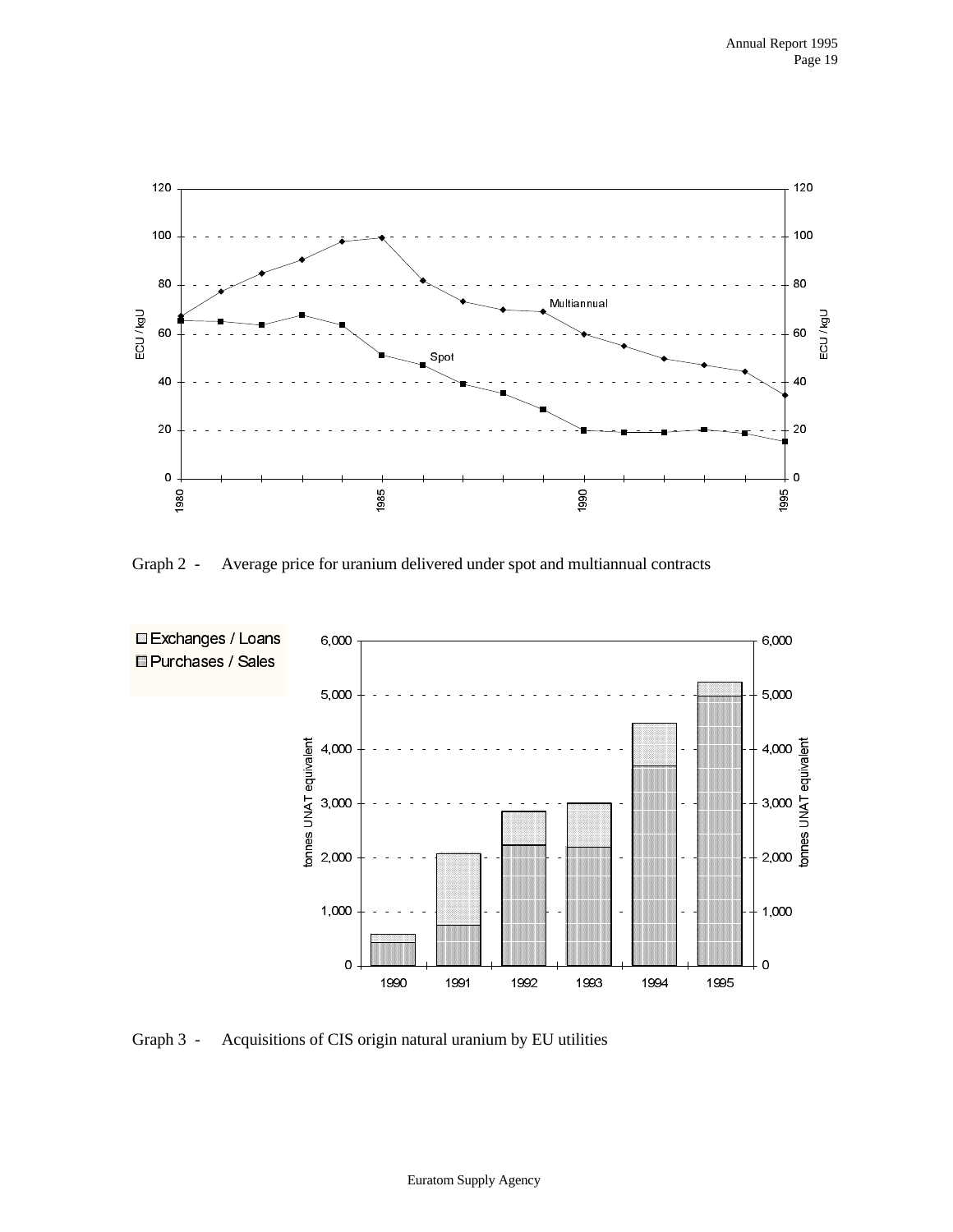Graph 2 - Average price for uranium delivered under spot and multiannual contracts

Graph 3 - Acquisitions of CIS origin natural uranium by EU utilities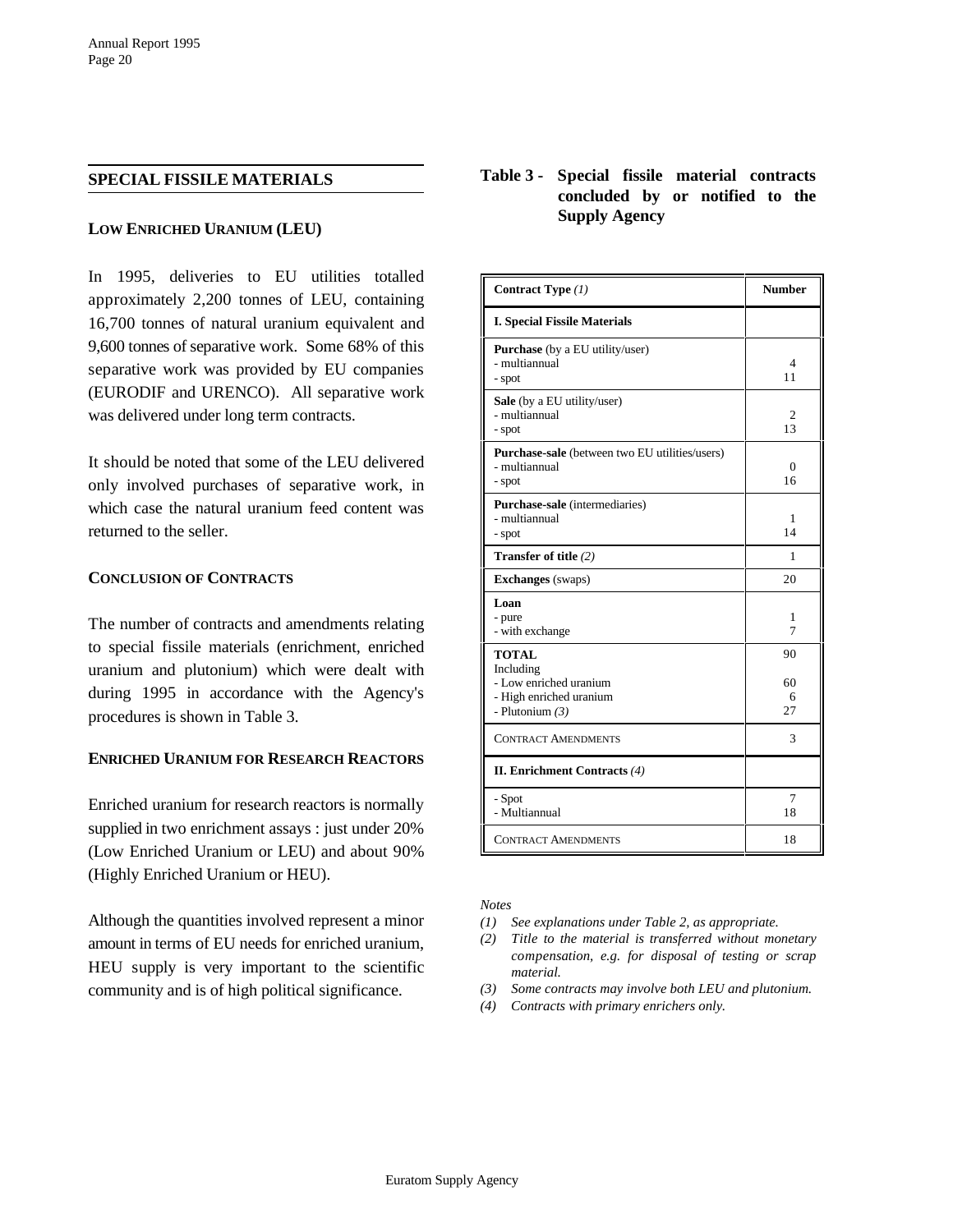## SPECIAL FISSILE MATERIALS

### LOW ENRICHED URANIUM (LEU)

In 1995, deliveries to EU utilities totalled approximately 2,200 tonnes of LEU, containing 16,700 tonnes of natural uranium equivalent and 9,600 tonnes of separative work. Some 68% of this separative work was provided by EU companies (EURODIF and URENCO). All separative work was delivered under long term contracts.

It should be noted that some of the LEU delivered only involved purchases of separative work, in which case the natural uranium feed content was returned to the seller.

### CONCLUSION OF CONTRACTS

The number of contracts and amendments relating to special fissile materials (enrichment, enriched uranium and plutonium) which were dealt with during 1995 in accordance with the Agency's procedures is shown in Table 3.

### ENRICHED URANIUM FOR RESEARCH REACTORS

Enriched uranium for research reactors is normally supplied in two enrichment assays : just under 20% (Low Enriched Uranium or LEU) and about 90% (Highly Enriched Uranium or HEU).

Although the quantities involved represent a minor amount in terms of EU needs for enriched uranium, HEU supply is very important to the scientific community and is of high political significance.

**Table 3 - Special fissile material contracts concluded by or notified to the Supply Agency**

| **Contract Type** *(1)* | **Number** |
|---|---|
| **I. Special Fissile Materials** | |
| **Purchase** (by a EU utility/user) | |
| - multiannual | 4 |
| - spot | 11 |
| **Sale** (by a EU utility/user) | |
| - multiannual | 2 |
| - spot | 13 |
| **Purchase-sale** (between two EU utilities/users) | |
| - multiannual | 0 |
| - spot | 16 |
| **Purchase-sale** (intermediaries) | |
| - multiannual | 1 |
| - spot | 14 |
| **Transfer of title** *(2)* | 1 |
| **Exchanges** (swaps) | 20 |
| **Loan** | |
| - pure | 1 |
| - with exchange | 7 |
| **TOTAL** | 90 |
| Including | |
| - Low enriched uranium | 60 |
| - High enriched uranium | 6 |
| - Plutonium *(3)* | 27 |
| CONTRACT AMENDMENTS | 3 |
| **II. Enrichment Contracts** *(4)* | |
| - Spot | 7 |
| - Multiannual | 18 |
| CONTRACT AMENDMENTS | 18 |

*Notes*

*(1) See explanations under Table 2, as appropriate.*

*(2) Title to the material is transferred without monetary compensation, e.g. for disposal of testing or scrap material.*

*(3) Some contracts may involve both LEU and plutonium.*

*(4) Contracts with primary enrichers only.*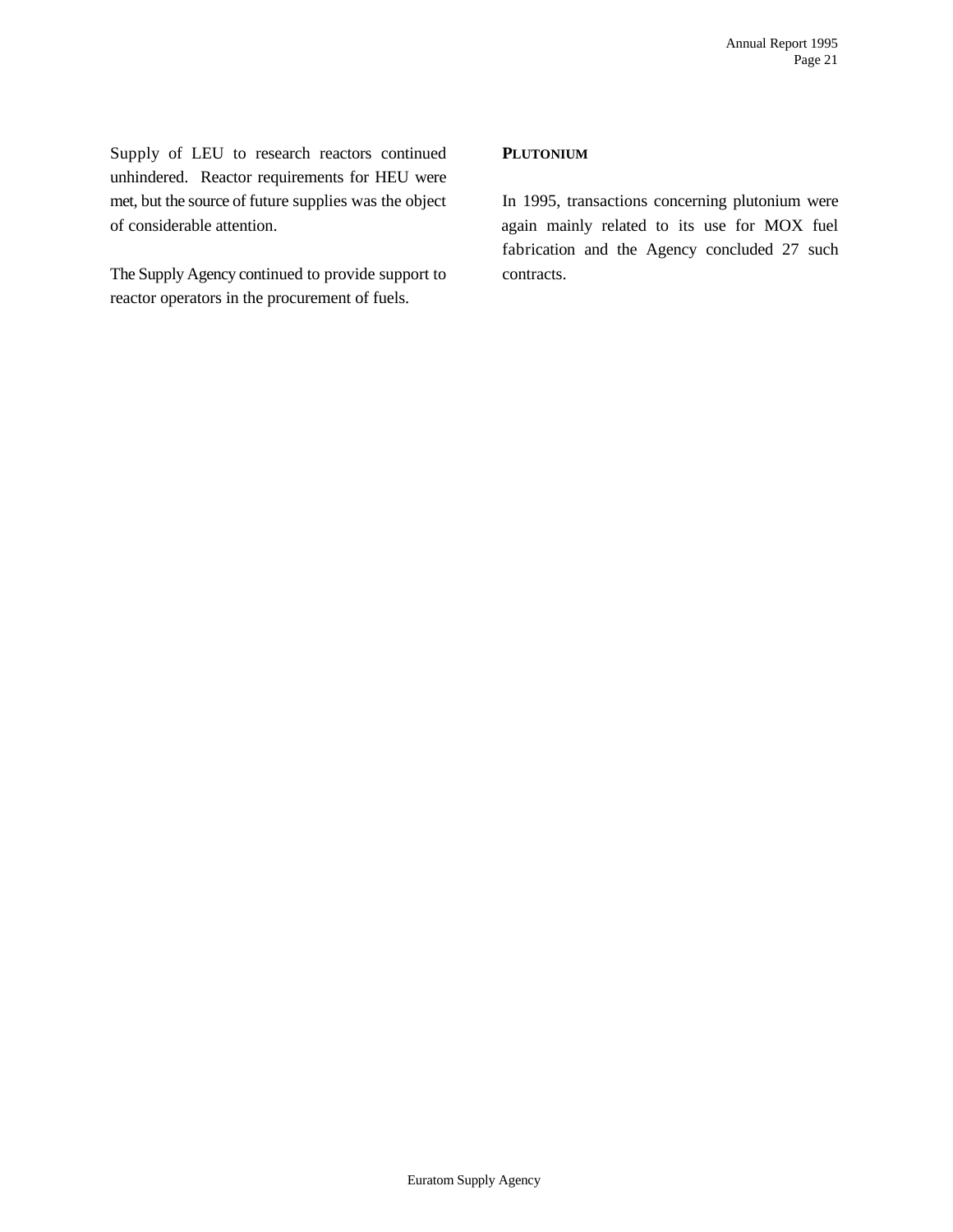Supply of LEU to research reactors continued unhindered. Reactor requirements for HEU were met, but the source of future supplies was the object of considerable attention.

The Supply Agency continued to provide support to reactor operators in the procurement of fuels.

**PLUTONIUM**

In 1995, transactions concerning plutonium were again mainly related to its use for MOX fuel fabrication and the Agency concluded 27 such contracts.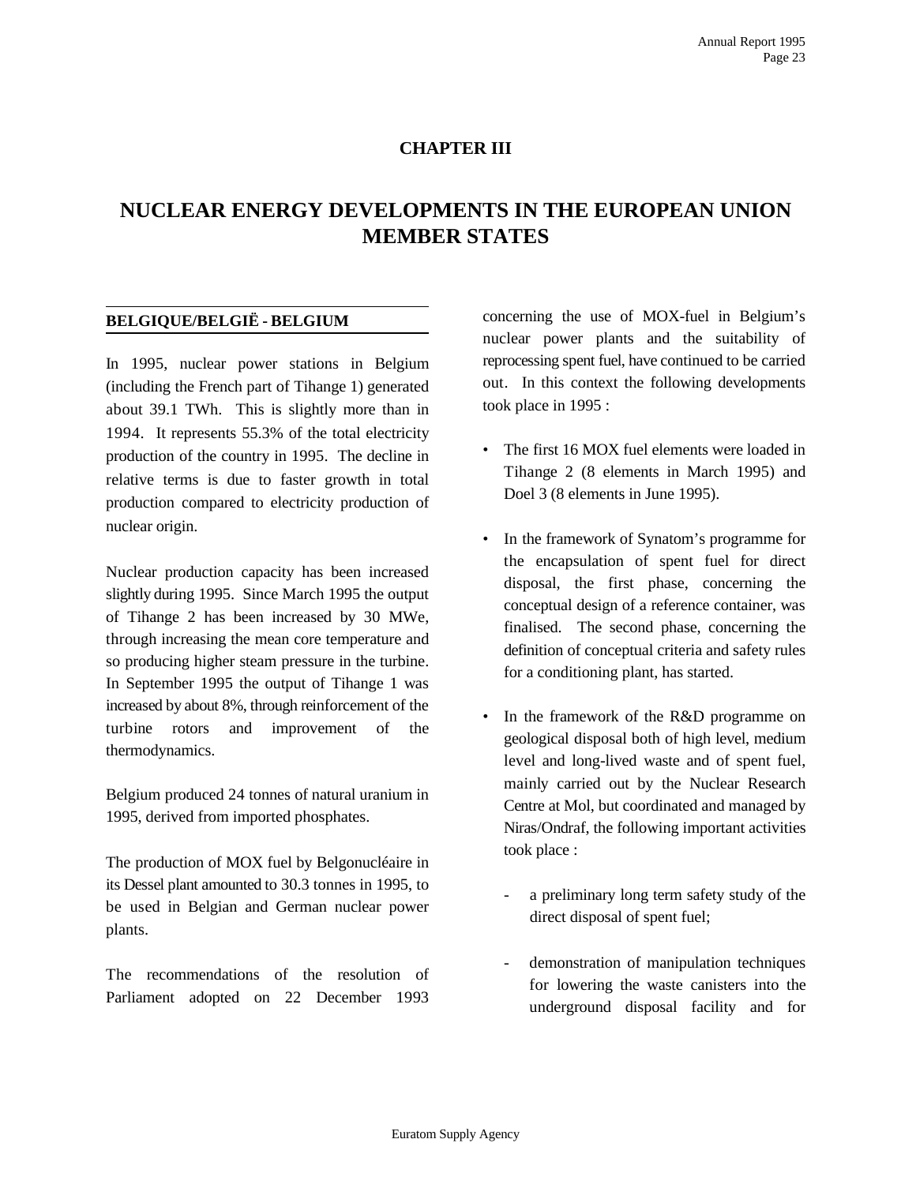# CHAPTER III

# NUCLEAR ENERGY DEVELOPMENTS IN THE EUROPEAN UNION MEMBER STATES

## BELGIQUE/BELGIË - BELGIUM

In 1995, nuclear power stations in Belgium (including the French part of Tihange 1) generated about 39.1 TWh. This is slightly more than in 1994. It represents 55.3% of the total electricity production of the country in 1995. The decline in relative terms is due to faster growth in total production compared to electricity production of nuclear origin.

Nuclear production capacity has been increased slightly during 1995. Since March 1995 the output of Tihange 2 has been increased by 30 MWe, through increasing the mean core temperature and so producing higher steam pressure in the turbine. In September 1995 the output of Tihange 1 was increased by about 8%, through reinforcement of the turbine rotors and improvement of the thermodynamics.

Belgium produced 24 tonnes of natural uranium in 1995, derived from imported phosphates.

The production of MOX fuel by Belgonucléaire in its Dessel plant amounted to 30.3 tonnes in 1995, to be used in Belgian and German nuclear power plants.

The recommendations of the resolution of Parliament adopted on 22 December 1993 concerning the use of MOX-fuel in Belgium's nuclear power plants and the suitability of reprocessing spent fuel, have continued to be carried out. In this context the following developments took place in 1995 :

- The first 16 MOX fuel elements were loaded in Tihange 2 (8 elements in March 1995) and Doel 3 (8 elements in June 1995).
- In the framework of Synatom's programme for the encapsulation of spent fuel for direct disposal, the first phase, concerning the conceptual design of a reference container, was finalised. The second phase, concerning the definition of conceptual criteria and safety rules for a conditioning plant, has started.
- In the framework of the R&D programme on geological disposal both of high level, medium level and long-lived waste and of spent fuel, mainly carried out by the Nuclear Research Centre at Mol, but coordinated and managed by Niras/Ondraf, the following important activities took place :
    - a preliminary long term safety study of the direct disposal of spent fuel;
    - demonstration of manipulation techniques for lowering the waste canisters into the underground disposal facility and for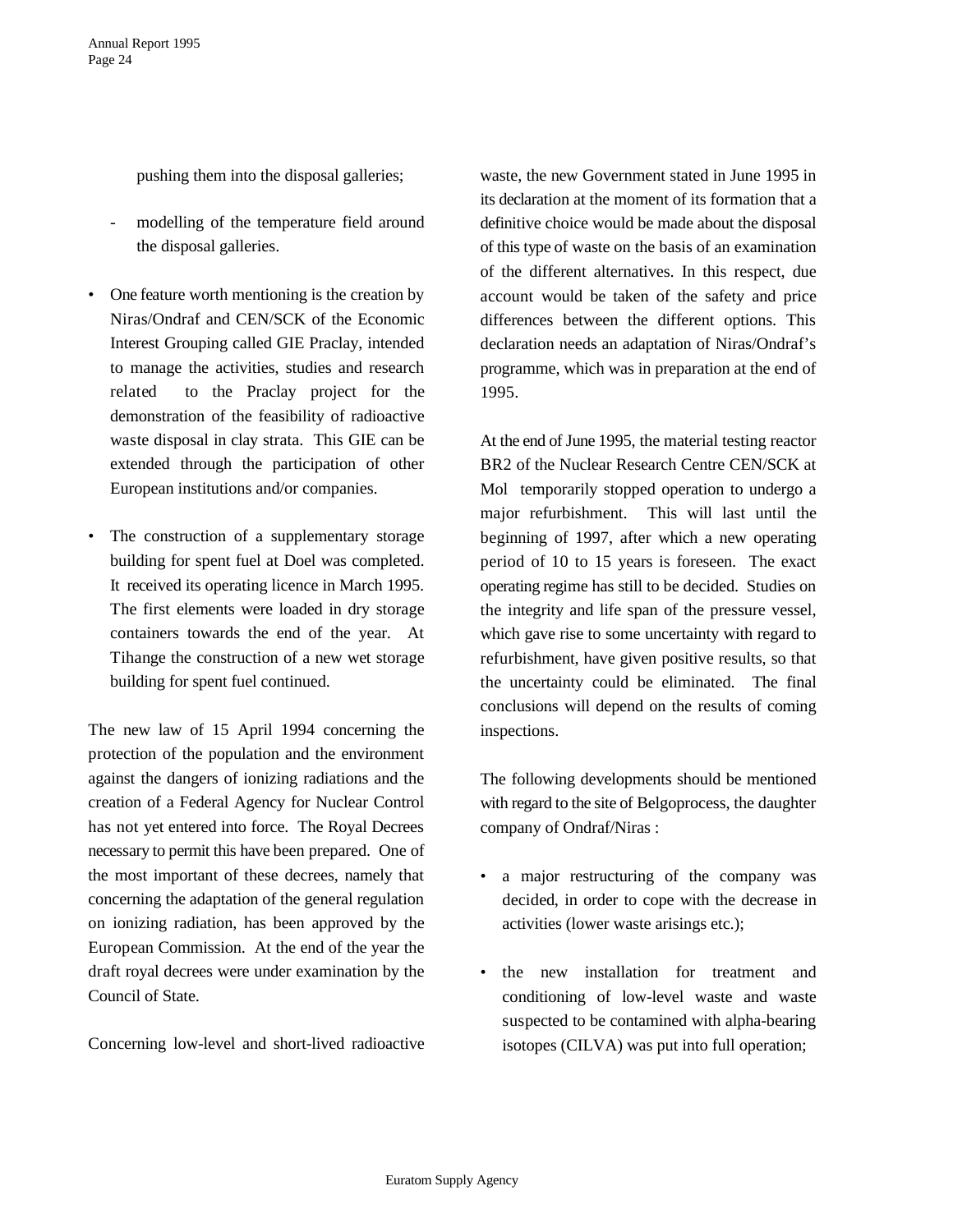pushing them into the disposal galleries;

- modelling of the temperature field around the disposal galleries.

- One feature worth mentioning is the creation by Niras/Ondraf and CEN/SCK of the Economic Interest Grouping called GIE Praclay, intended to manage the activities, studies and research related to the Praclay project for the demonstration of the feasibility of radioactive waste disposal in clay strata. This GIE can be extended through the participation of other European institutions and/or companies.

- The construction of a supplementary storage building for spent fuel at Doel was completed. It received its operating licence in March 1995. The first elements were loaded in dry storage containers towards the end of the year. At Tihange the construction of a new wet storage building for spent fuel continued.

The new law of 15 April 1994 concerning the protection of the population and the environment against the dangers of ionizing radiations and the creation of a Federal Agency for Nuclear Control has not yet entered into force. The Royal Decrees necessary to permit this have been prepared. One of the most important of these decrees, namely that concerning the adaptation of the general regulation on ionizing radiation, has been approved by the European Commission. At the end of the year the draft royal decrees were under examination by the Council of State.

Concerning low-level and short-lived radioactive waste, the new Government stated in June 1995 in its declaration at the moment of its formation that a definitive choice would be made about the disposal of this type of waste on the basis of an examination of the different alternatives. In this respect, due account would be taken of the safety and price differences between the different options. This declaration needs an adaptation of Niras/Ondraf's programme, which was in preparation at the end of 1995.

At the end of June 1995, the material testing reactor BR2 of the Nuclear Research Centre CEN/SCK at Mol temporarily stopped operation to undergo a major refurbishment. This will last until the beginning of 1997, after which a new operating period of 10 to 15 years is foreseen. The exact operating regime has still to be decided. Studies on the integrity and life span of the pressure vessel, which gave rise to some uncertainty with regard to refurbishment, have given positive results, so that the uncertainty could be eliminated. The final conclusions will depend on the results of coming inspections.

The following developments should be mentioned with regard to the site of Belgoprocess, the daughter company of Ondraf/Niras :

- a major restructuring of the company was decided, in order to cope with the decrease in activities (lower waste arisings etc.);

- the new installation for treatment and conditioning of low-level waste and waste suspected to be contamined with alpha-bearing isotopes (CILVA) was put into full operation;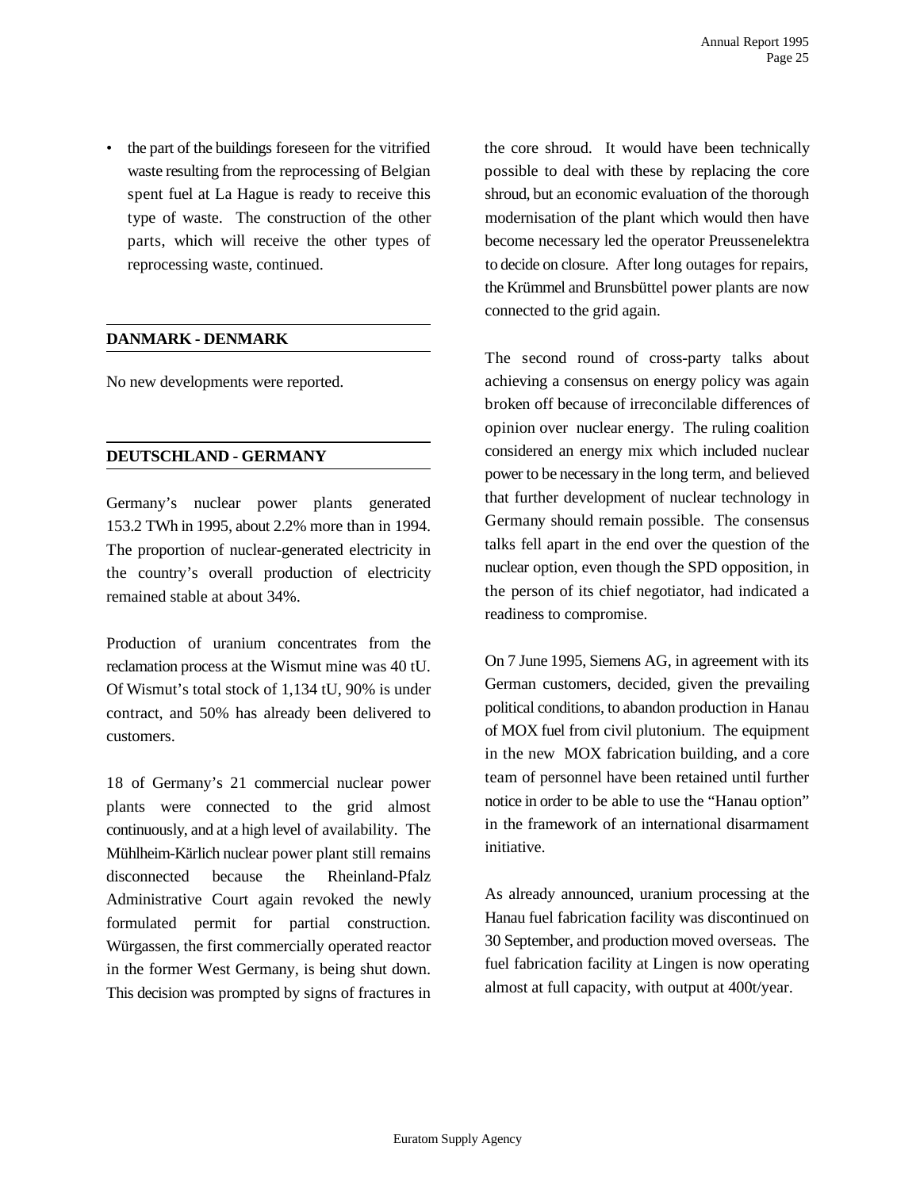- the part of the buildings foreseen for the vitrified waste resulting from the reprocessing of Belgian spent fuel at La Hague is ready to receive this type of waste. The construction of the other parts, which will receive the other types of reprocessing waste, continued.

## DANMARK - DENMARK

No new developments were reported.

## DEUTSCHLAND - GERMANY

Germany's nuclear power plants generated 153.2 TWh in 1995, about 2.2% more than in 1994. The proportion of nuclear-generated electricity in the country's overall production of electricity remained stable at about 34%.

Production of uranium concentrates from the reclamation process at the Wismut mine was 40 tU. Of Wismut's total stock of 1,134 tU, 90% is under contract, and 50% has already been delivered to customers.

18 of Germany's 21 commercial nuclear power plants were connected to the grid almost continuously, and at a high level of availability. The Mühlheim-Kärlich nuclear power plant still remains disconnected because the Rheinland-Pfalz Administrative Court again revoked the newly formulated permit for partial construction. Würgassen, the first commercially operated reactor in the former West Germany, is being shut down. This decision was prompted by signs of fractures in the core shroud. It would have been technically possible to deal with these by replacing the core shroud, but an economic evaluation of the thorough modernisation of the plant which would then have become necessary led the operator Preussenelektra to decide on closure. After long outages for repairs, the Krümmel and Brunsbüttel power plants are now connected to the grid again.

The second round of cross-party talks about achieving a consensus on energy policy was again broken off because of irreconcilable differences of opinion over nuclear energy. The ruling coalition considered an energy mix which included nuclear power to be necessary in the long term, and believed that further development of nuclear technology in Germany should remain possible. The consensus talks fell apart in the end over the question of the nuclear option, even though the SPD opposition, in the person of its chief negotiator, had indicated a readiness to compromise.

On 7 June 1995, Siemens AG, in agreement with its German customers, decided, given the prevailing political conditions, to abandon production in Hanau of MOX fuel from civil plutonium. The equipment in the new MOX fabrication building, and a core team of personnel have been retained until further notice in order to be able to use the "Hanau option" in the framework of an international disarmament initiative.

As already announced, uranium processing at the Hanau fuel fabrication facility was discontinued on 30 September, and production moved overseas. The fuel fabrication facility at Lingen is now operating almost at full capacity, with output at 400t/year.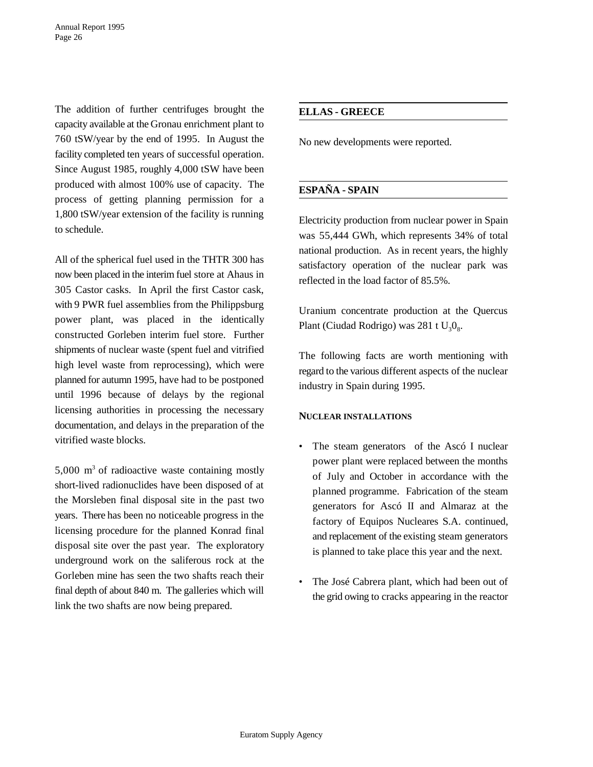The addition of further centrifuges brought the capacity available at the Gronau enrichment plant to 760 tSW/year by the end of 1995. In August the facility completed ten years of successful operation. Since August 1985, roughly 4,000 tSW have been produced with almost 100% use of capacity. The process of getting planning permission for a 1,800 tSW/year extension of the facility is running to schedule.

All of the spherical fuel used in the THTR 300 has now been placed in the interim fuel store at Ahaus in 305 Castor casks. In April the first Castor cask, with 9 PWR fuel assemblies from the Philippsburg power plant, was placed in the identically constructed Gorleben interim fuel store. Further shipments of nuclear waste (spent fuel and vitrified high level waste from reprocessing), which were planned for autumn 1995, have had to be postponed until 1996 because of delays by the regional licensing authorities in processing the necessary documentation, and delays in the preparation of the vitrified waste blocks.

5,000 $m^3$ of radioactive waste containing mostly short-lived radionuclides have been disposed of at the Morsleben final disposal site in the past two years. There has been no noticeable progress in the licensing procedure for the planned Konrad final disposal site over the past year. The exploratory underground work on the saliferous rock at the Gorleben mine has seen the two shafts reach their final depth of about 840 m. The galleries which will link the two shafts are now being prepared.

## ELLAS - GREECE

No new developments were reported.

## ESPAÑA - SPAIN

Electricity production from nuclear power in Spain was 55,444 GWh, which represents 34% of total national production. As in recent years, the highly satisfactory operation of the nuclear park was reflected in the load factor of 85.5%.

Uranium concentrate production at the Quercus Plant (Ciudad Rodrigo) was 281 t $U_3O_8$.

The following facts are worth mentioning with regard to the various different aspects of the nuclear industry in Spain during 1995.

### NUCLEAR INSTALLATIONS

- The steam generators of the Ascó I nuclear power plant were replaced between the months of July and October in accordance with the planned programme. Fabrication of the steam generators for Ascó II and Almaraz at the factory of Equipos Nucleares S.A. continued, and replacement of the existing steam generators is planned to take place this year and the next.
- The José Cabrera plant, which had been out of the grid owing to cracks appearing in the reactor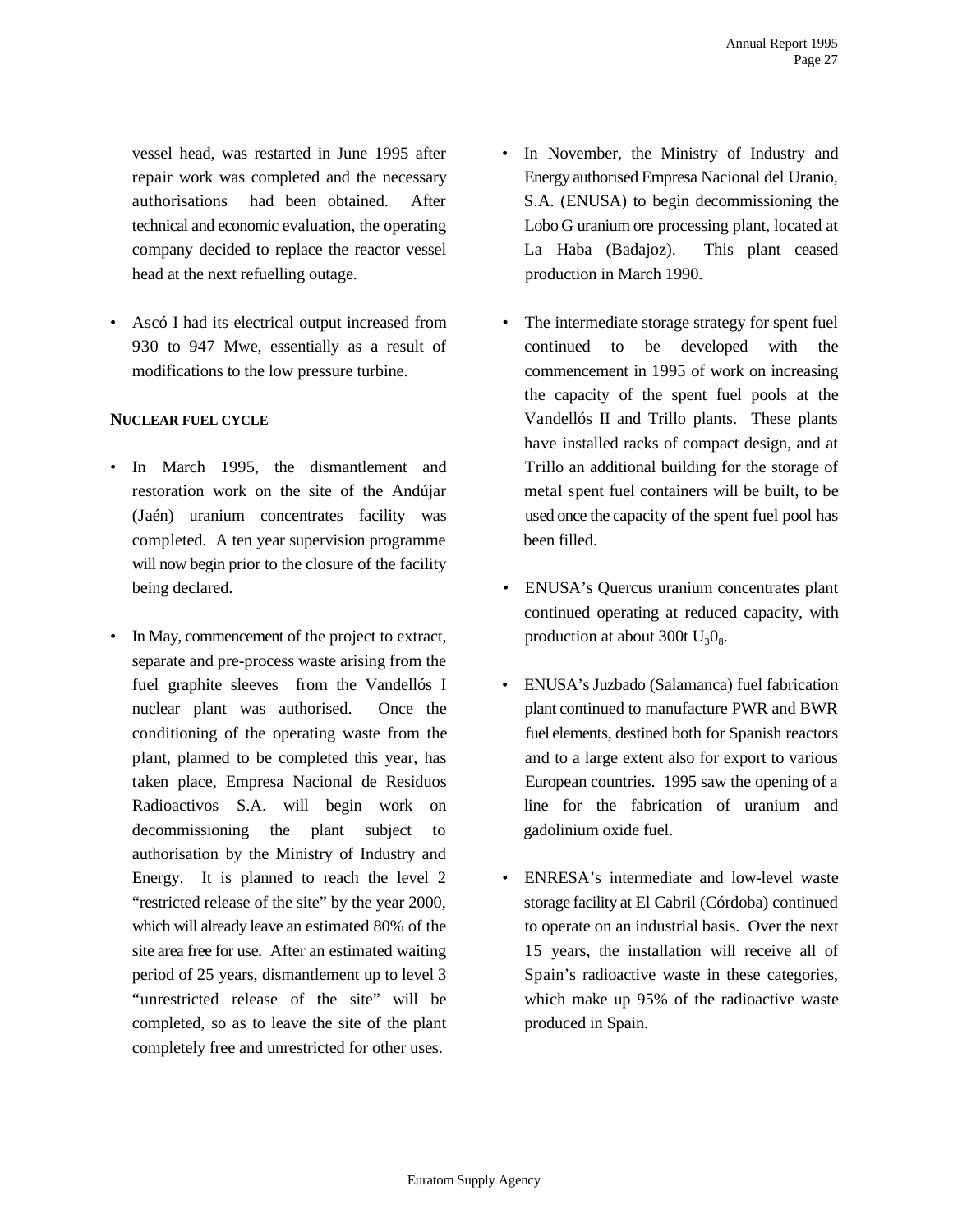vessel head, was restarted in June 1995 after repair work was completed and the necessary authorisations had been obtained. After technical and economic evaluation, the operating company decided to replace the reactor vessel head at the next refuelling outage.

- Ascó I had its electrical output increased from 930 to 947 Mwe, essentially as a result of modifications to the low pressure turbine.

**NUCLEAR FUEL CYCLE**

- In March 1995, the dismantlement and restoration work on the site of the Andújar (Jaén) uranium concentrates facility was completed. A ten year supervision programme will now begin prior to the closure of the facility being declared.

- In May, commencement of the project to extract, separate and pre-process waste arising from the fuel graphite sleeves from the Vandellós I nuclear plant was authorised. Once the conditioning of the operating waste from the plant, planned to be completed this year, has taken place, Empresa Nacional de Residuos Radioactivos S.A. will begin work on decommissioning the plant subject to authorisation by the Ministry of Industry and Energy. It is planned to reach the level 2 "restricted release of the site" by the year 2000, which will already leave an estimated 80% of the site area free for use. After an estimated waiting period of 25 years, dismantlement up to level 3 "unrestricted release of the site" will be completed, so as to leave the site of the plant completely free and unrestricted for other uses.

- In November, the Ministry of Industry and Energy authorised Empresa Nacional del Uranio, S.A. (ENUSA) to begin decommissioning the Lobo G uranium ore processing plant, located at La Haba (Badajoz). This plant ceased production in March 1990.

- The intermediate storage strategy for spent fuel continued to be developed with the commencement in 1995 of work on increasing the capacity of the spent fuel pools at the Vandellós II and Trillo plants. These plants have installed racks of compact design, and at Trillo an additional building for the storage of metal spent fuel containers will be built, to be used once the capacity of the spent fuel pool has been filled.

- ENUSA's Quercus uranium concentrates plant continued operating at reduced capacity, with production at about 300t $U_30_8$.

- ENUSA's Juzbado (Salamanca) fuel fabrication plant continued to manufacture PWR and BWR fuel elements, destined both for Spanish reactors and to a large extent also for export to various European countries. 1995 saw the opening of a line for the fabrication of uranium and gadolinium oxide fuel.

- ENRESA's intermediate and low-level waste storage facility at El Cabril (Córdoba) continued to operate on an industrial basis. Over the next 15 years, the installation will receive all of Spain's radioactive waste in these categories, which make up 95% of the radioactive waste produced in Spain.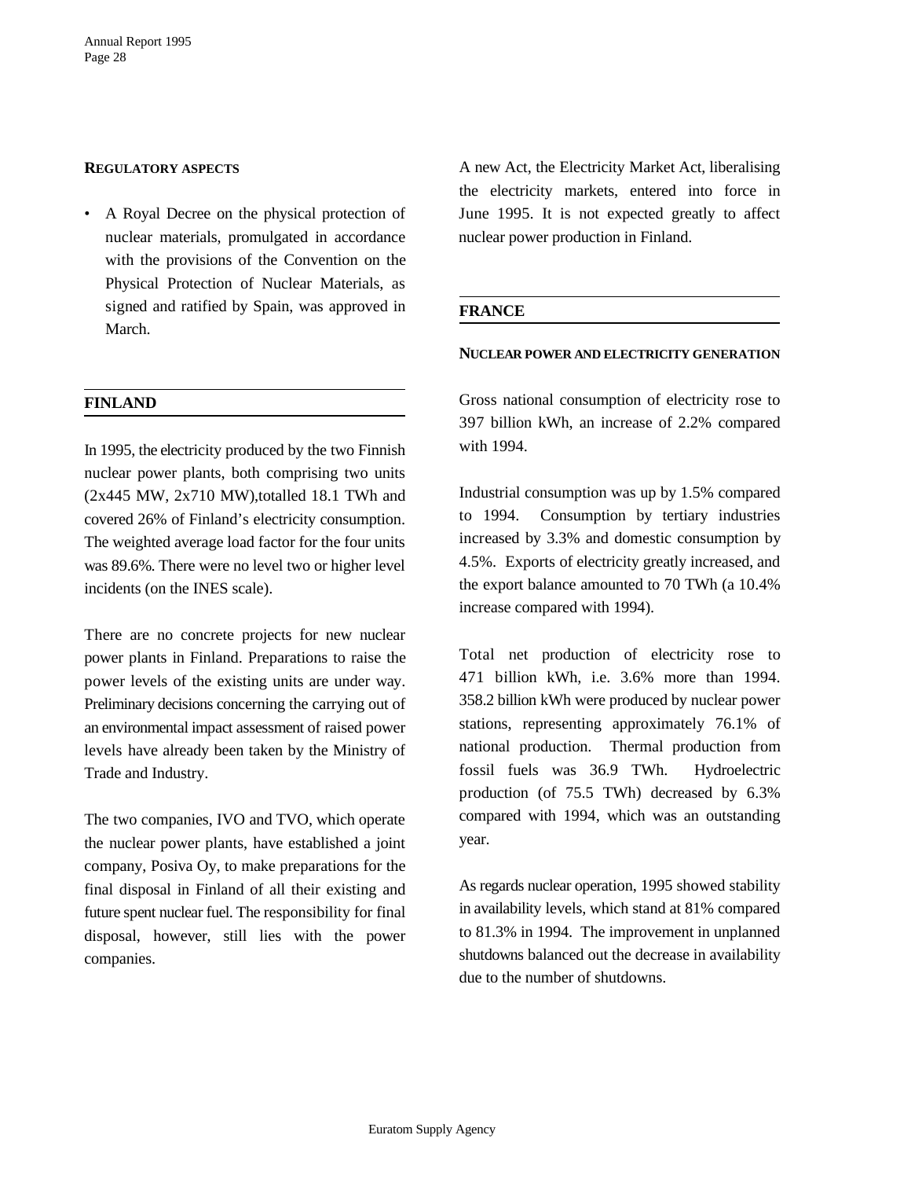#### REGULATORY ASPECTS

- A Royal Decree on the physical protection of nuclear materials, promulgated in accordance with the provisions of the Convention on the Physical Protection of Nuclear Materials, as signed and ratified by Spain, was approved in March.

## FINLAND

In 1995, the electricity produced by the two Finnish nuclear power plants, both comprising two units (2x445 MW, 2x710 MW),totalled 18.1 TWh and covered 26% of Finland's electricity consumption. The weighted average load factor for the four units was 89.6%. There were no level two or higher level incidents (on the INES scale).

There are no concrete projects for new nuclear power plants in Finland. Preparations to raise the power levels of the existing units are under way. Preliminary decisions concerning the carrying out of an environmental impact assessment of raised power levels have already been taken by the Ministry of Trade and Industry.

The two companies, IVO and TVO, which operate the nuclear power plants, have established a joint company, Posiva Oy, to make preparations for the final disposal in Finland of all their existing and future spent nuclear fuel. The responsibility for final disposal, however, still lies with the power companies.

A new Act, the Electricity Market Act, liberalising the electricity markets, entered into force in June 1995. It is not expected greatly to affect nuclear power production in Finland.

## FRANCE

#### NUCLEAR POWER AND ELECTRICITY GENERATION

Gross national consumption of electricity rose to 397 billion kWh, an increase of 2.2% compared with 1994.

Industrial consumption was up by 1.5% compared to 1994. Consumption by tertiary industries increased by 3.3% and domestic consumption by 4.5%. Exports of electricity greatly increased, and the export balance amounted to 70 TWh (a 10.4% increase compared with 1994).

Total net production of electricity rose to 471 billion kWh, i.e. 3.6% more than 1994. 358.2 billion kWh were produced by nuclear power stations, representing approximately 76.1% of national production. Thermal production from fossil fuels was 36.9 TWh. Hydroelectric production (of 75.5 TWh) decreased by 6.3% compared with 1994, which was an outstanding year.

As regards nuclear operation, 1995 showed stability in availability levels, which stand at 81% compared to 81.3% in 1994. The improvement in unplanned shutdowns balanced out the decrease in availability due to the number of shutdowns.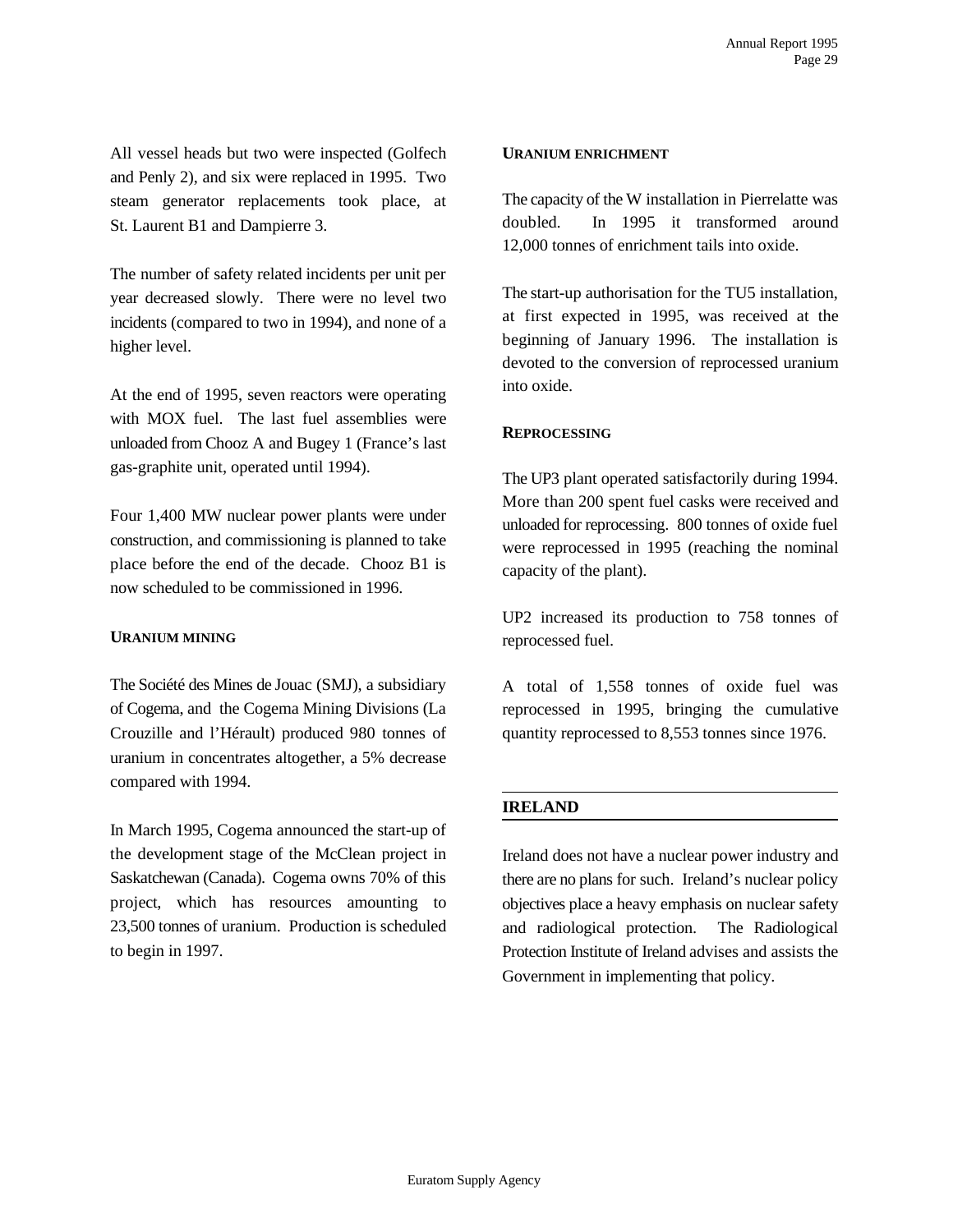All vessel heads but two were inspected (Golfech and Penly 2), and six were replaced in 1995. Two steam generator replacements took place, at St. Laurent B1 and Dampierre 3.

The number of safety related incidents per unit per year decreased slowly. There were no level two incidents (compared to two in 1994), and none of a higher level.

At the end of 1995, seven reactors were operating with MOX fuel. The last fuel assemblies were unloaded from Chooz A and Bugey 1 (France's last gas-graphite unit, operated until 1994).

Four 1,400 MW nuclear power plants were under construction, and commissioning is planned to take place before the end of the decade. Chooz B1 is now scheduled to be commissioned in 1996.

#### URANIUM MINING

The Société des Mines de Jouac (SMJ), a subsidiary of Cogema, and the Cogema Mining Divisions (La Crouzille and l'Hérault) produced 980 tonnes of uranium in concentrates altogether, a 5% decrease compared with 1994.

In March 1995, Cogema announced the start-up of the development stage of the McClean project in Saskatchewan (Canada). Cogema owns 70% of this project, which has resources amounting to 23,500 tonnes of uranium. Production is scheduled to begin in 1997.

#### URANIUM ENRICHMENT

The capacity of the W installation in Pierrelatte was doubled. In 1995 it transformed around 12,000 tonnes of enrichment tails into oxide.

The start-up authorisation for the TU5 installation, at first expected in 1995, was received at the beginning of January 1996. The installation is devoted to the conversion of reprocessed uranium into oxide.

#### REPROCESSING

The UP3 plant operated satisfactorily during 1994. More than 200 spent fuel casks were received and unloaded for reprocessing. 800 tonnes of oxide fuel were reprocessed in 1995 (reaching the nominal capacity of the plant).

UP2 increased its production to 758 tonnes of reprocessed fuel.

A total of 1,558 tonnes of oxide fuel was reprocessed in 1995, bringing the cumulative quantity reprocessed to 8,553 tonnes since 1976.

## IRELAND

Ireland does not have a nuclear power industry and there are no plans for such. Ireland's nuclear policy objectives place a heavy emphasis on nuclear safety and radiological protection. The Radiological Protection Institute of Ireland advises and assists the Government in implementing that policy.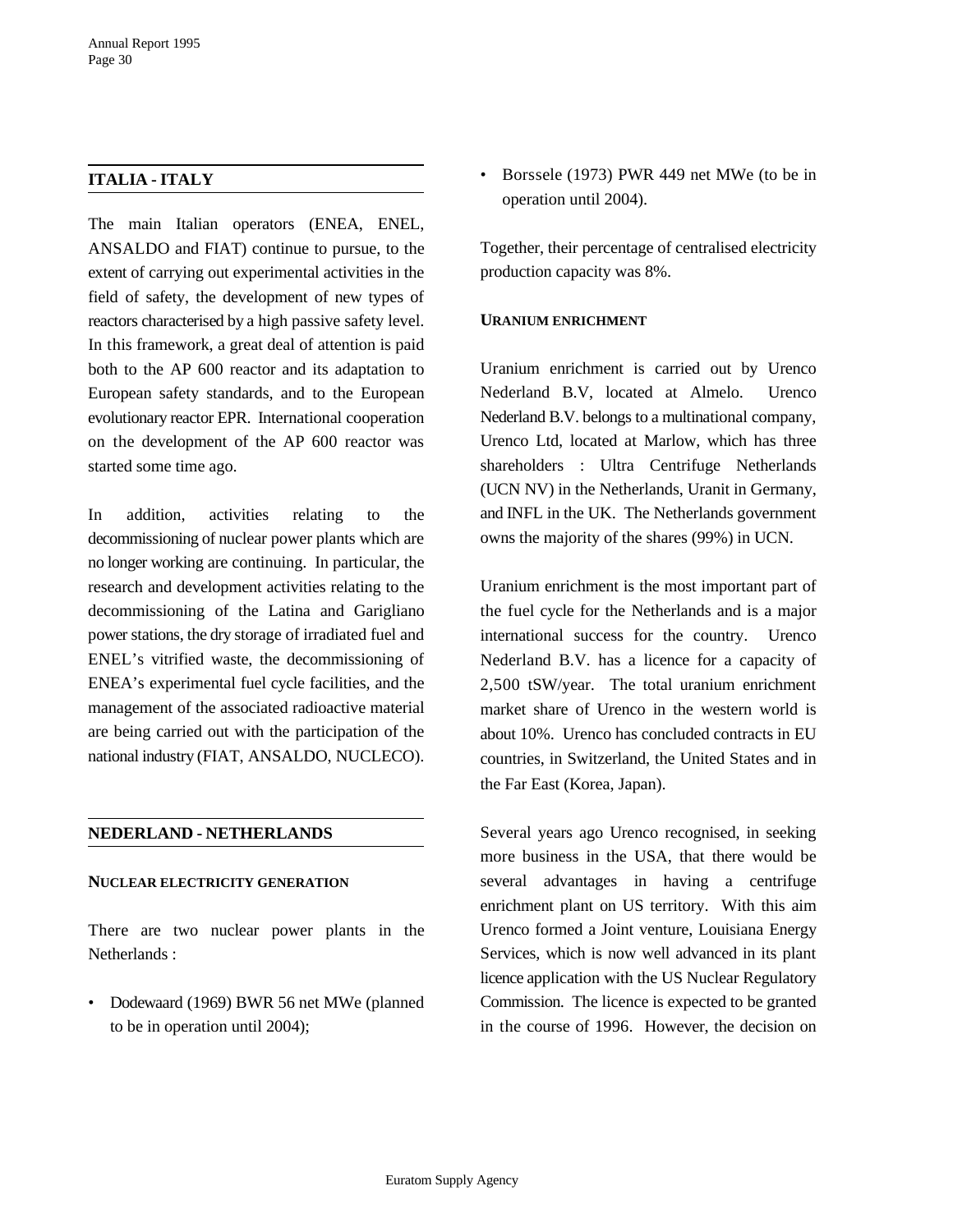## ITALIA - ITALY

The main Italian operators (ENEA, ENEL, ANSALDO and FIAT) continue to pursue, to the extent of carrying out experimental activities in the field of safety, the development of new types of reactors characterised by a high passive safety level. In this framework, a great deal of attention is paid both to the AP 600 reactor and its adaptation to European safety standards, and to the European evolutionary reactor EPR. International cooperation on the development of the AP 600 reactor was started some time ago.

In addition, activities relating to the decommissioning of nuclear power plants which are no longer working are continuing. In particular, the research and development activities relating to the decommissioning of the Latina and Garigliano power stations, the dry storage of irradiated fuel and ENEL's vitrified waste, the decommissioning of ENEA's experimental fuel cycle facilities, and the management of the associated radioactive material are being carried out with the participation of the national industry (FIAT, ANSALDO, NUCLECO).

## NEDERLAND - NETHERLANDS

### NUCLEAR ELECTRICITY GENERATION

There are two nuclear power plants in the Netherlands :

- Dodewaard (1969) BWR 56 net MWe (planned to be in operation until 2004);
- Borssele (1973) PWR 449 net MWe (to be in operation until 2004).

Together, their percentage of centralised electricity production capacity was 8%.

### URANIUM ENRICHMENT

Uranium enrichment is carried out by Urenco Nederland B.V, located at Almelo. Urenco Nederland B.V. belongs to a multinational company, Urenco Ltd, located at Marlow, which has three shareholders : Ultra Centrifuge Netherlands (UCN NV) in the Netherlands, Uranit in Germany, and INFL in the UK. The Netherlands government owns the majority of the shares (99%) in UCN.

Uranium enrichment is the most important part of the fuel cycle for the Netherlands and is a major international success for the country. Urenco Nederland B.V. has a licence for a capacity of 2,500 tSW/year. The total uranium enrichment market share of Urenco in the western world is about 10%. Urenco has concluded contracts in EU countries, in Switzerland, the United States and in the Far East (Korea, Japan).

Several years ago Urenco recognised, in seeking more business in the USA, that there would be several advantages in having a centrifuge enrichment plant on US territory. With this aim Urenco formed a Joint venture, Louisiana Energy Services, which is now well advanced in its plant licence application with the US Nuclear Regulatory Commission. The licence is expected to be granted in the course of 1996. However, the decision on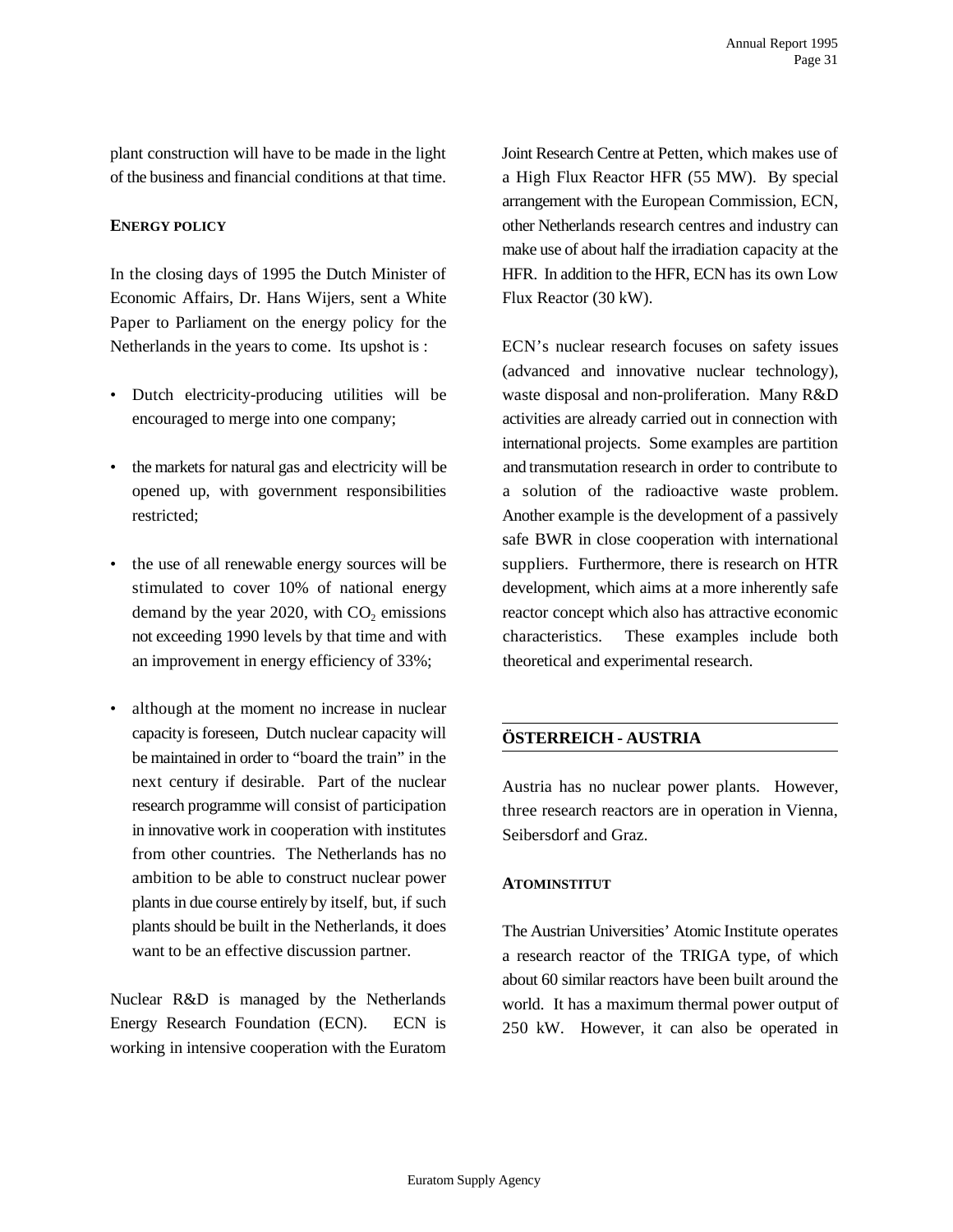plant construction will have to be made in the light of the business and financial conditions at that time.

### ENERGY POLICY

In the closing days of 1995 the Dutch Minister of Economic Affairs, Dr. Hans Wijers, sent a White Paper to Parliament on the energy policy for the Netherlands in the years to come. Its upshot is :

- Dutch electricity-producing utilities will be encouraged to merge into one company;
- the markets for natural gas and electricity will be opened up, with government responsibilities restricted;
- the use of all renewable energy sources will be stimulated to cover 10% of national energy demand by the year 2020, with $CO_2$ emissions not exceeding 1990 levels by that time and with an improvement in energy efficiency of 33%;
- although at the moment no increase in nuclear capacity is foreseen, Dutch nuclear capacity will be maintained in order to "board the train" in the next century if desirable. Part of the nuclear research programme will consist of participation in innovative work in cooperation with institutes from other countries. The Netherlands has no ambition to be able to construct nuclear power plants in due course entirely by itself, but, if such plants should be built in the Netherlands, it does want to be an effective discussion partner.

Nuclear R&D is managed by the Netherlands Energy Research Foundation (ECN). ECN is working in intensive cooperation with the Euratom Joint Research Centre at Petten, which makes use of a High Flux Reactor HFR (55 MW). By special arrangement with the European Commission, ECN, other Netherlands research centres and industry can make use of about half the irradiation capacity at the HFR. In addition to the HFR, ECN has its own Low Flux Reactor (30 kW).

ECN's nuclear research focuses on safety issues (advanced and innovative nuclear technology), waste disposal and non-proliferation. Many R&D activities are already carried out in connection with international projects. Some examples are partition and transmutation research in order to contribute to a solution of the radioactive waste problem. Another example is the development of a passively safe BWR in close cooperation with international suppliers. Furthermore, there is research on HTR development, which aims at a more inherently safe reactor concept which also has attractive economic characteristics. These examples include both theoretical and experimental research.

## ÖSTERREICH - AUSTRIA

Austria has no nuclear power plants. However, three research reactors are in operation in Vienna, Seibersdorf and Graz.

### ATOMINSTITUT

The Austrian Universities' Atomic Institute operates a research reactor of the TRIGA type, of which about 60 similar reactors have been built around the world. It has a maximum thermal power output of 250 kW. However, it can also be operated in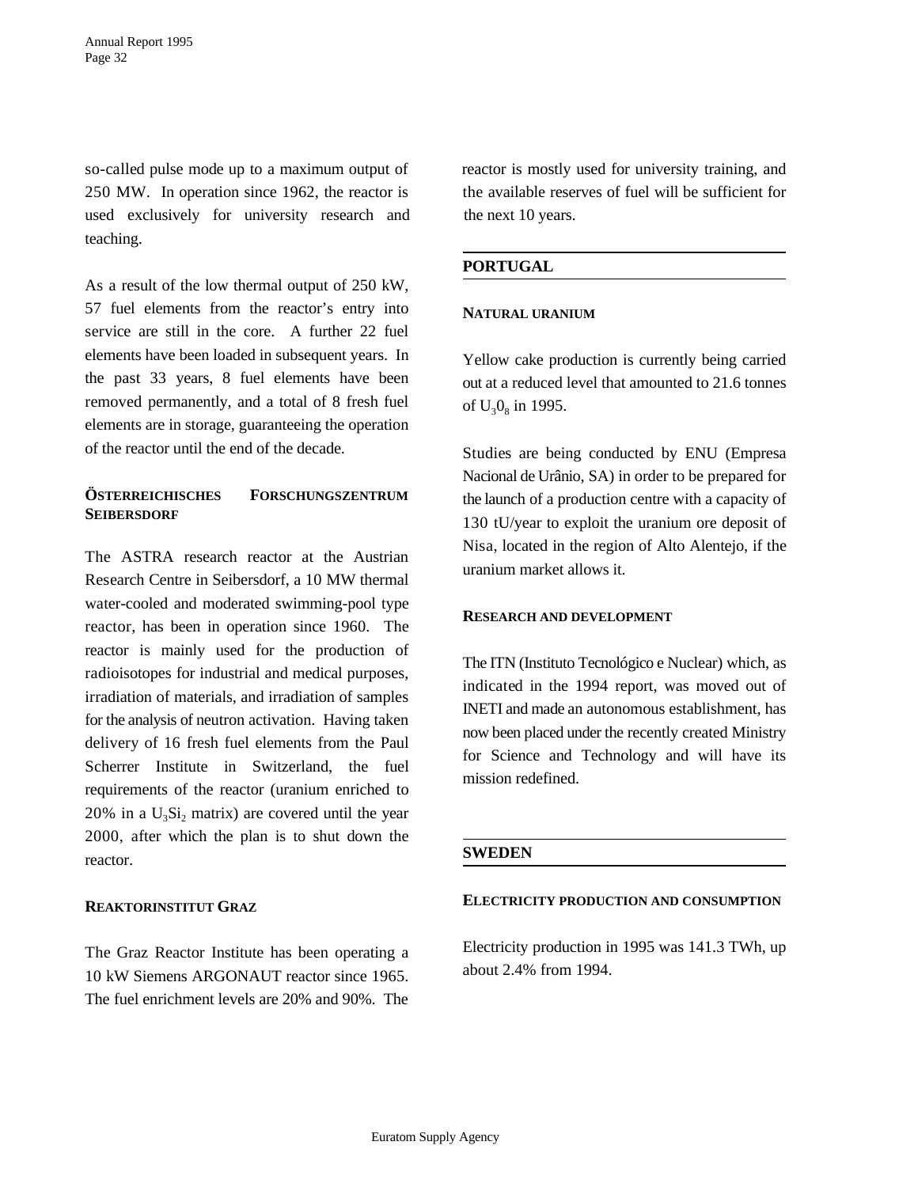so-called pulse mode up to a maximum output of 250 MW. In operation since 1962, the reactor is used exclusively for university research and teaching.

As a result of the low thermal output of 250 kW, 57 fuel elements from the reactor's entry into service are still in the core. A further 22 fuel elements have been loaded in subsequent years. In the past 33 years, 8 fuel elements have been removed permanently, and a total of 8 fresh fuel elements are in storage, guaranteeing the operation of the reactor until the end of the decade.

#### ÖSTERREICHISCHES FORSCHUNGSZENTRUM SEIBERSDORF

The ASTRA research reactor at the Austrian Research Centre in Seibersdorf, a 10 MW thermal water-cooled and moderated swimming-pool type reactor, has been in operation since 1960. The reactor is mainly used for the production of radioisotopes for industrial and medical purposes, irradiation of materials, and irradiation of samples for the analysis of neutron activation. Having taken delivery of 16 fresh fuel elements from the Paul Scherrer Institute in Switzerland, the fuel requirements of the reactor (uranium enriched to 20% in a $U_3Si_2$ matrix) are covered until the year 2000, after which the plan is to shut down the reactor.

#### REAKTORINSTITUT GRAZ

The Graz Reactor Institute has been operating a 10 kW Siemens ARGONAUT reactor since 1965. The fuel enrichment levels are 20% and 90%. The reactor is mostly used for university training, and the available reserves of fuel will be sufficient for the next 10 years.

## PORTUGAL

#### NATURAL URANIUM

Yellow cake production is currently being carried out at a reduced level that amounted to 21.6 tonnes of $U_3O_8$ in 1995.

Studies are being conducted by ENU (Empresa Nacional de Urânio, SA) in order to be prepared for the launch of a production centre with a capacity of 130 tU/year to exploit the uranium ore deposit of Nisa, located in the region of Alto Alentejo, if the uranium market allows it.

#### RESEARCH AND DEVELOPMENT

The ITN (Instituto Tecnológico e Nuclear) which, as indicated in the 1994 report, was moved out of INETI and made an autonomous establishment, has now been placed under the recently created Ministry for Science and Technology and will have its mission redefined.

## SWEDEN

#### ELECTRICITY PRODUCTION AND CONSUMPTION

Electricity production in 1995 was 141.3 TWh, up about 2.4% from 1994.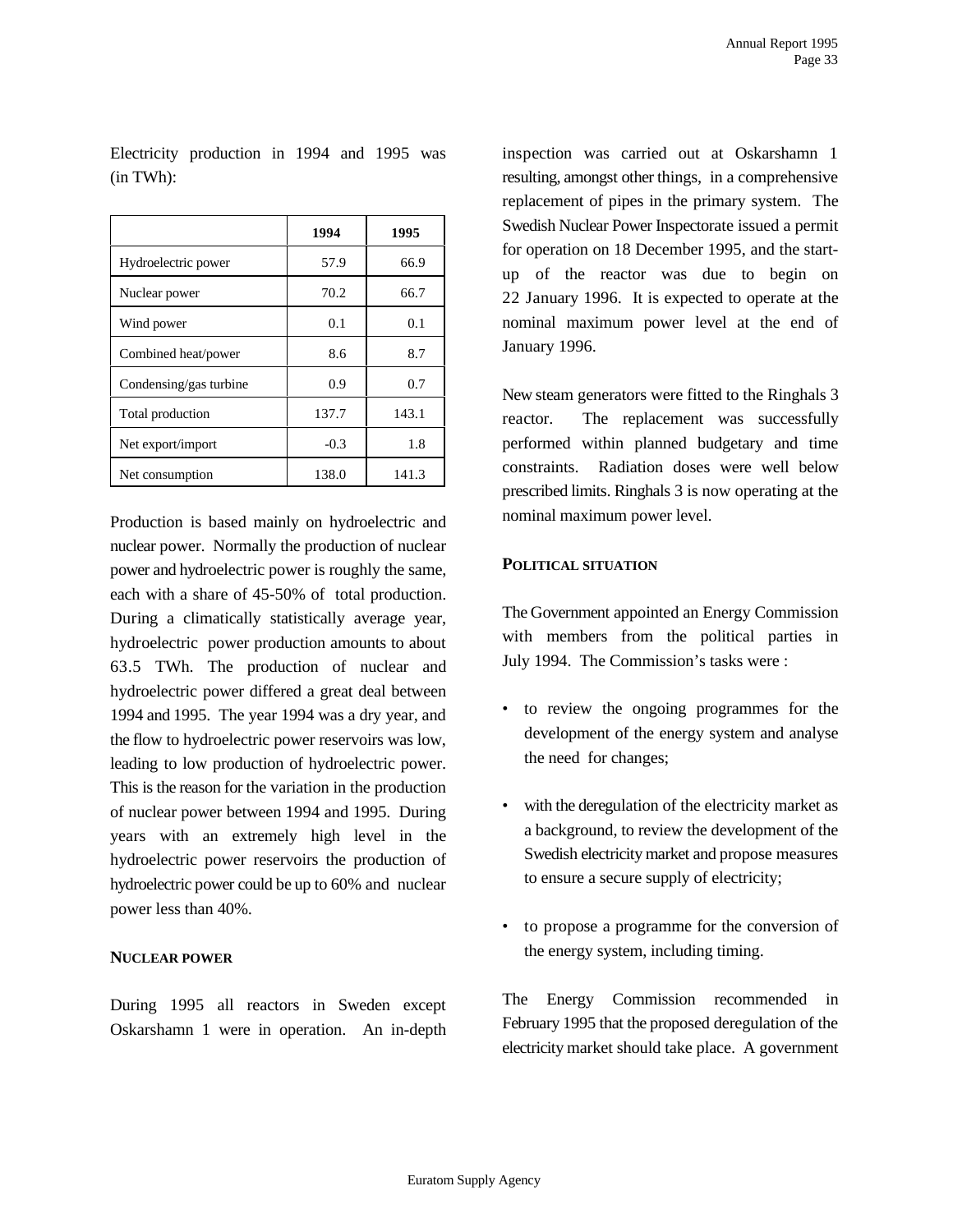Electricity production in 1994 and 1995 was (in TWh):

| | 1994 | 1995 |
|---|---|---|
| Hydroelectric power | 57.9 | 66.9 |
| Nuclear power | 70.2 | 66.7 |
| Wind power | 0.1 | 0.1 |
| Combined heat/power | 8.6 | 8.7 |
| Condensing/gas turbine | 0.9 | 0.7 |
| Total production | 137.7 | 143.1 |
| Net export/import | -0.3 | 1.8 |
| Net consumption | 138.0 | 141.3 |

Production is based mainly on hydroelectric and nuclear power. Normally the production of nuclear power and hydroelectric power is roughly the same, each with a share of 45-50% of total production. During a climatically statistically average year, hydroelectric power production amounts to about 63.5 TWh. The production of nuclear and hydroelectric power differed a great deal between 1994 and 1995. The year 1994 was a dry year, and the flow to hydroelectric power reservoirs was low, leading to low production of hydroelectric power. This is the reason for the variation in the production of nuclear power between 1994 and 1995. During years with an extremely high level in the hydroelectric power reservoirs the production of hydroelectric power could be up to 60% and nuclear power less than 40%.

#### NUCLEAR POWER

During 1995 all reactors in Sweden except Oskarshamn 1 were in operation. An in-depth inspection was carried out at Oskarshamn 1 resulting, amongst other things, in a comprehensive replacement of pipes in the primary system. The Swedish Nuclear Power Inspectorate issued a permit for operation on 18 December 1995, and the start-up of the reactor was due to begin on 22 January 1996. It is expected to operate at the nominal maximum power level at the end of January 1996.

New steam generators were fitted to the Ringhals 3 reactor. The replacement was successfully performed within planned budgetary and time constraints. Radiation doses were well below prescribed limits. Ringhals 3 is now operating at the nominal maximum power level.

#### POLITICAL SITUATION

The Government appointed an Energy Commission with members from the political parties in July 1994. The Commission's tasks were :

- to review the ongoing programmes for the development of the energy system and analyse the need for changes;
- with the deregulation of the electricity market as a background, to review the development of the Swedish electricity market and propose measures to ensure a secure supply of electricity;
- to propose a programme for the conversion of the energy system, including timing.

The Energy Commission recommended in February 1995 that the proposed deregulation of the electricity market should take place. A government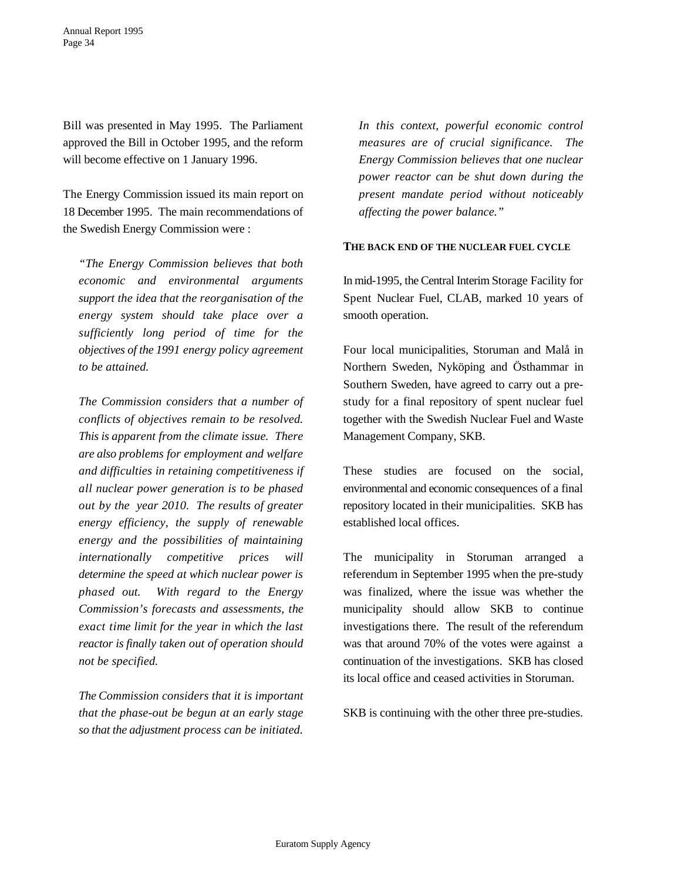Bill was presented in May 1995. The Parliament approved the Bill in October 1995, and the reform will become effective on 1 January 1996.

The Energy Commission issued its main report on 18 December 1995. The main recommendations of the Swedish Energy Commission were :

> *"The Energy Commission believes that both economic and environmental arguments support the idea that the reorganisation of the energy system should take place over a sufficiently long period of time for the objectives of the 1991 energy policy agreement to be attained.*
>
> *The Commission considers that a number of conflicts of objectives remain to be resolved. This is apparent from the climate issue. There are also problems for employment and welfare and difficulties in retaining competitiveness if all nuclear power generation is to be phased out by the year 2010. The results of greater energy efficiency, the supply of renewable energy and the possibilities of maintaining internationally competitive prices will determine the speed at which nuclear power is phased out. With regard to the Energy Commission's forecasts and assessments, the exact time limit for the year in which the last reactor is finally taken out of operation should not be specified.*
>
> *The Commission considers that it is important that the phase-out be begun at an early stage so that the adjustment process can be initiated. In this context, powerful economic control measures are of crucial significance. The Energy Commission believes that one nuclear power reactor can be shut down during the present mandate period without noticeably affecting the power balance."*

**THE BACK END OF THE NUCLEAR FUEL CYCLE**

In mid-1995, the Central Interim Storage Facility for Spent Nuclear Fuel, CLAB, marked 10 years of smooth operation.

Four local municipalities, Storuman and Malå in Northern Sweden, Nyköping and Östhammar in Southern Sweden, have agreed to carry out a pre-study for a final repository of spent nuclear fuel together with the Swedish Nuclear Fuel and Waste Management Company, SKB.

These studies are focused on the social, environmental and economic consequences of a final repository located in their municipalities. SKB has established local offices.

The municipality in Storuman arranged a referendum in September 1995 when the pre-study was finalized, where the issue was whether the municipality should allow SKB to continue investigations there. The result of the referendum was that around 70% of the votes were against a continuation of the investigations. SKB has closed its local office and ceased activities in Storuman.

SKB is continuing with the other three pre-studies.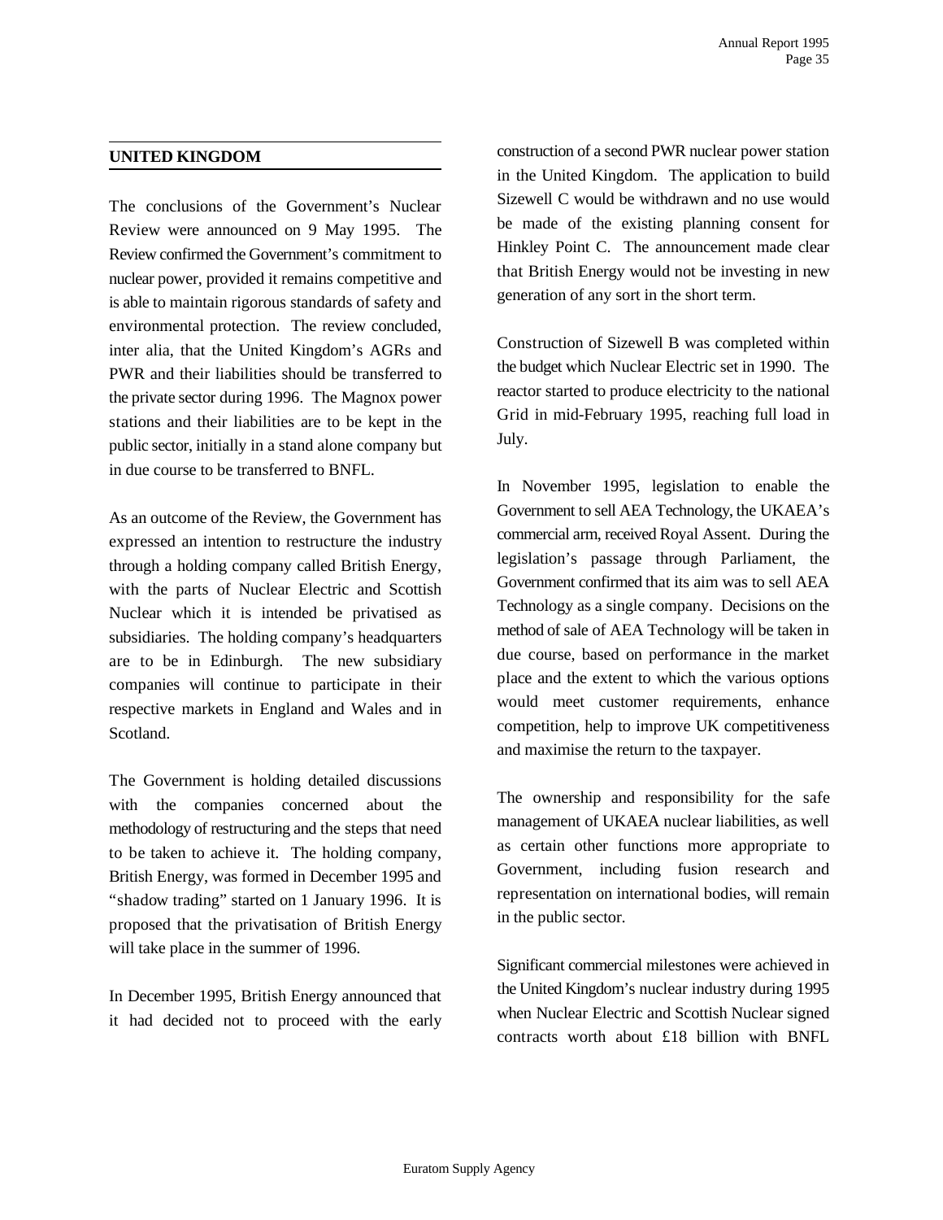## UNITED KINGDOM

The conclusions of the Government's Nuclear Review were announced on 9 May 1995. The Review confirmed the Government's commitment to nuclear power, provided it remains competitive and is able to maintain rigorous standards of safety and environmental protection. The review concluded, inter alia, that the United Kingdom's AGRs and PWR and their liabilities should be transferred to the private sector during 1996. The Magnox power stations and their liabilities are to be kept in the public sector, initially in a stand alone company but in due course to be transferred to BNFL.

As an outcome of the Review, the Government has expressed an intention to restructure the industry through a holding company called British Energy, with the parts of Nuclear Electric and Scottish Nuclear which it is intended be privatised as subsidiaries. The holding company's headquarters are to be in Edinburgh. The new subsidiary companies will continue to participate in their respective markets in England and Wales and in Scotland.

The Government is holding detailed discussions with the companies concerned about the methodology of restructuring and the steps that need to be taken to achieve it. The holding company, British Energy, was formed in December 1995 and "shadow trading" started on 1 January 1996. It is proposed that the privatisation of British Energy will take place in the summer of 1996.

In December 1995, British Energy announced that it had decided not to proceed with the early construction of a second PWR nuclear power station in the United Kingdom. The application to build Sizewell C would be withdrawn and no use would be made of the existing planning consent for Hinkley Point C. The announcement made clear that British Energy would not be investing in new generation of any sort in the short term.

Construction of Sizewell B was completed within the budget which Nuclear Electric set in 1990. The reactor started to produce electricity to the national Grid in mid-February 1995, reaching full load in July.

In November 1995, legislation to enable the Government to sell AEA Technology, the UKAEA's commercial arm, received Royal Assent. During the legislation's passage through Parliament, the Government confirmed that its aim was to sell AEA Technology as a single company. Decisions on the method of sale of AEA Technology will be taken in due course, based on performance in the market place and the extent to which the various options would meet customer requirements, enhance competition, help to improve UK competitiveness and maximise the return to the taxpayer.

The ownership and responsibility for the safe management of UKAEA nuclear liabilities, as well as certain other functions more appropriate to Government, including fusion research and representation on international bodies, will remain in the public sector.

Significant commercial milestones were achieved in the United Kingdom's nuclear industry during 1995 when Nuclear Electric and Scottish Nuclear signed contracts worth about £18 billion with BNFL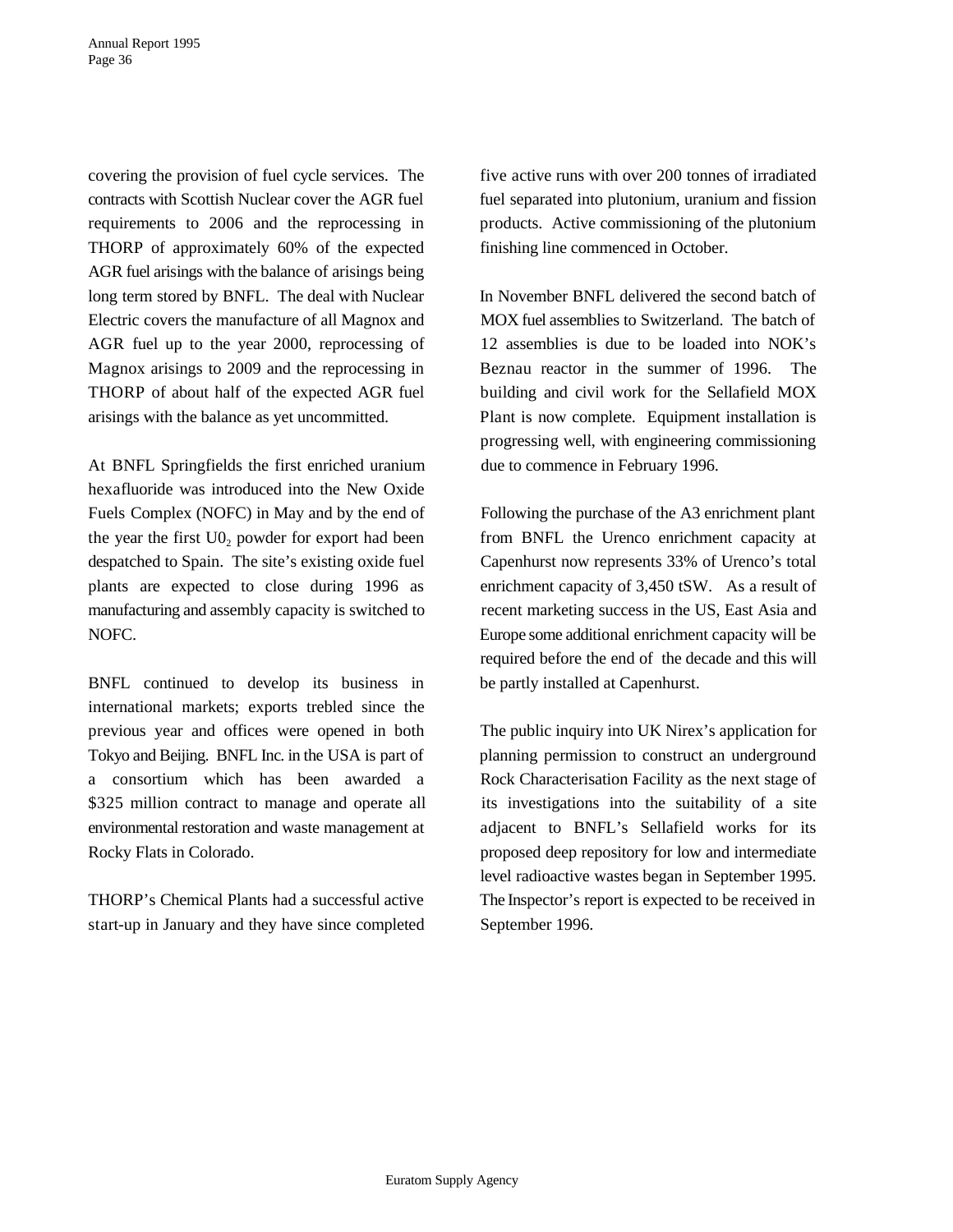covering the provision of fuel cycle services. The contracts with Scottish Nuclear cover the AGR fuel requirements to 2006 and the reprocessing in THORP of approximately 60% of the expected AGR fuel arisings with the balance of arisings being long term stored by BNFL. The deal with Nuclear Electric covers the manufacture of all Magnox and AGR fuel up to the year 2000, reprocessing of Magnox arisings to 2009 and the reprocessing in THORP of about half of the expected AGR fuel arisings with the balance as yet uncommitted.

At BNFL Springfields the first enriched uranium hexafluoride was introduced into the New Oxide Fuels Complex (NOFC) in May and by the end of the year the first $U0_2$ powder for export had been despatched to Spain. The site's existing oxide fuel plants are expected to close during 1996 as manufacturing and assembly capacity is switched to NOFC.

BNFL continued to develop its business in international markets; exports trebled since the previous year and offices were opened in both Tokyo and Beijing. BNFL Inc. in the USA is part of a consortium which has been awarded a $325 million contract to manage and operate all environmental restoration and waste management at Rocky Flats in Colorado.

THORP's Chemical Plants had a successful active start-up in January and they have since completed five active runs with over 200 tonnes of irradiated fuel separated into plutonium, uranium and fission products. Active commissioning of the plutonium finishing line commenced in October.

In November BNFL delivered the second batch of MOX fuel assemblies to Switzerland. The batch of 12 assemblies is due to be loaded into NOK's Beznau reactor in the summer of 1996. The building and civil work for the Sellafield MOX Plant is now complete. Equipment installation is progressing well, with engineering commissioning due to commence in February 1996.

Following the purchase of the A3 enrichment plant from BNFL the Urenco enrichment capacity at Capenhurst now represents 33% of Urenco's total enrichment capacity of 3,450 tSW. As a result of recent marketing success in the US, East Asia and Europe some additional enrichment capacity will be required before the end of the decade and this will be partly installed at Capenhurst.

The public inquiry into UK Nirex's application for planning permission to construct an underground Rock Characterisation Facility as the next stage of its investigations into the suitability of a site adjacent to BNFL's Sellafield works for its proposed deep repository for low and intermediate level radioactive wastes began in September 1995. The Inspector's report is expected to be received in September 1996.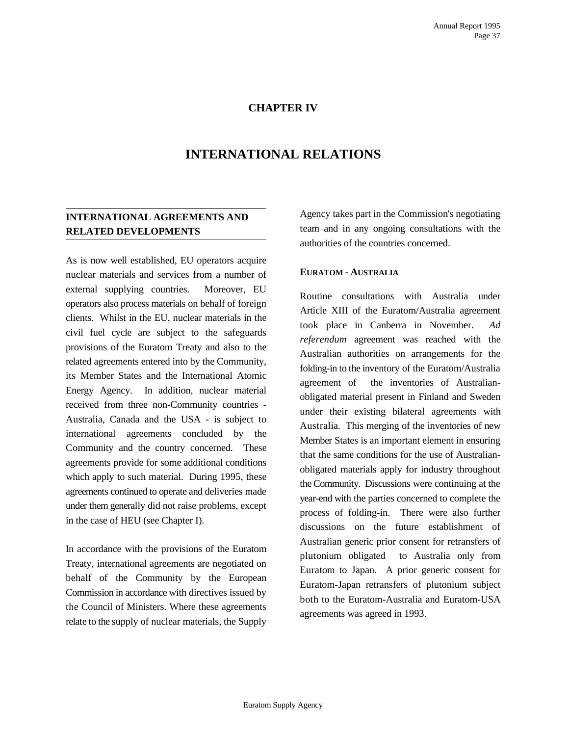# CHAPTER IV

# INTERNATIONAL RELATIONS

## INTERNATIONAL AGREEMENTS AND RELATED DEVELOPMENTS

As is now well established, EU operators acquire nuclear materials and services from a number of external supplying countries. Moreover, EU operators also process materials on behalf of foreign clients. Whilst in the EU, nuclear materials in the civil fuel cycle are subject to the safeguards provisions of the Euratom Treaty and also to the related agreements entered into by the Community, its Member States and the International Atomic Energy Agency. In addition, nuclear material received from three non-Community countries - Australia, Canada and the USA - is subject to international agreements concluded by the Community and the country concerned. These agreements provide for some additional conditions which apply to such material. During 1995, these agreements continued to operate and deliveries made under them generally did not raise problems, except in the case of HEU (see Chapter I).

In accordance with the provisions of the Euratom Treaty, international agreements are negotiated on behalf of the Community by the European Commission in accordance with directives issued by the Council of Ministers. Where these agreements relate to the supply of nuclear materials, the Supply Agency takes part in the Commission's negotiating team and in any ongoing consultations with the authorities of the countries concerned.

### EURATOM - AUSTRALIA

Routine consultations with Australia under Article XIII of the Euratom/Australia agreement took place in Canberra in November. *Ad referendum* agreement was reached with the Australian authorities on arrangements for the folding-in to the inventory of the Euratom/Australia agreement of the inventories of Australian-obligated material present in Finland and Sweden under their existing bilateral agreements with Australia. This merging of the inventories of new Member States is an important element in ensuring that the same conditions for the use of Australian-obligated materials apply for industry throughout the Community. Discussions were continuing at the year-end with the parties concerned to complete the process of folding-in. There were also further discussions on the future establishment of Australian generic prior consent for retransfers of plutonium obligated to Australia only from Euratom to Japan. A prior generic consent for Euratom-Japan retransfers of plutonium subject both to the Euratom-Australia and Euratom-USA agreements was agreed in 1993.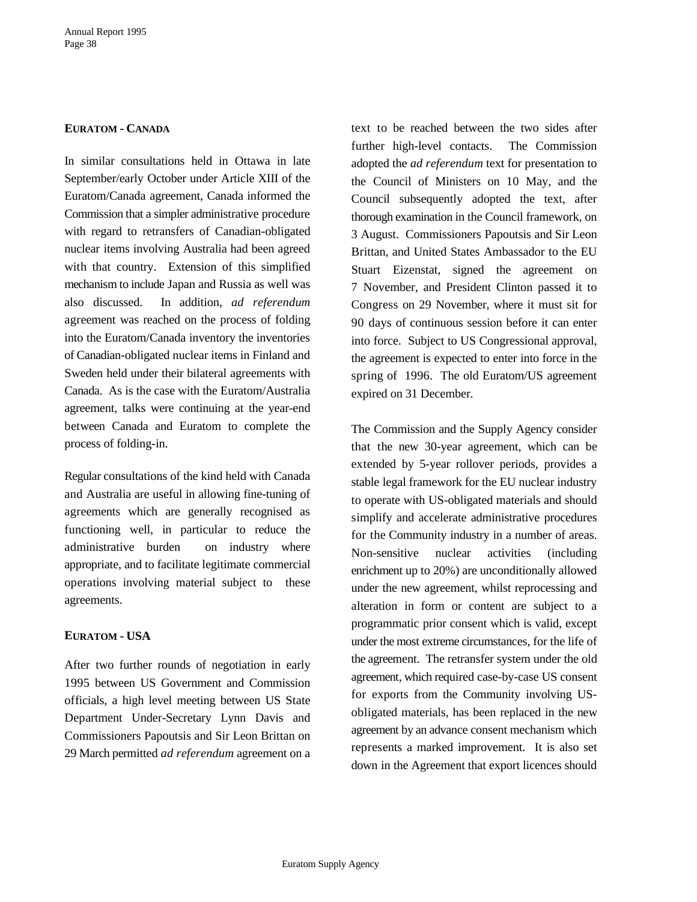**EURATOM - CANADA**

In similar consultations held in Ottawa in late September/early October under Article XIII of the Euratom/Canada agreement, Canada informed the Commission that a simpler administrative procedure with regard to retransfers of Canadian-obligated nuclear items involving Australia had been agreed with that country. Extension of this simplified mechanism to include Japan and Russia as well was also discussed. In addition, *ad referendum* agreement was reached on the process of folding into the Euratom/Canada inventory the inventories of Canadian-obligated nuclear items in Finland and Sweden held under their bilateral agreements with Canada. As is the case with the Euratom/Australia agreement, talks were continuing at the year-end between Canada and Euratom to complete the process of folding-in.

Regular consultations of the kind held with Canada and Australia are useful in allowing fine-tuning of agreements which are generally recognised as functioning well, in particular to reduce the administrative burden on industry where appropriate, and to facilitate legitimate commercial operations involving material subject to these agreements.

**EURATOM - USA**

After two further rounds of negotiation in early 1995 between US Government and Commission officials, a high level meeting between US State Department Under-Secretary Lynn Davis and Commissioners Papoutsis and Sir Leon Brittan on 29 March permitted *ad referendum* agreement on a text to be reached between the two sides after further high-level contacts. The Commission adopted the *ad referendum* text for presentation to the Council of Ministers on 10 May, and the Council subsequently adopted the text, after thorough examination in the Council framework, on 3 August. Commissioners Papoutsis and Sir Leon Brittan, and United States Ambassador to the EU Stuart Eizenstat, signed the agreement on 7 November, and President Clinton passed it to Congress on 29 November, where it must sit for 90 days of continuous session before it can enter into force. Subject to US Congressional approval, the agreement is expected to enter into force in the spring of 1996. The old Euratom/US agreement expired on 31 December.

The Commission and the Supply Agency consider that the new 30-year agreement, which can be extended by 5-year rollover periods, provides a stable legal framework for the EU nuclear industry to operate with US-obligated materials and should simplify and accelerate administrative procedures for the Community industry in a number of areas. Non-sensitive nuclear activities (including enrichment up to 20%) are unconditionally allowed under the new agreement, whilst reprocessing and alteration in form or content are subject to a programmatic prior consent which is valid, except under the most extreme circumstances, for the life of the agreement. The retransfer system under the old agreement, which required case-by-case US consent for exports from the Community involving US-obligated materials, has been replaced in the new agreement by an advance consent mechanism which represents a marked improvement. It is also set down in the Agreement that export licences should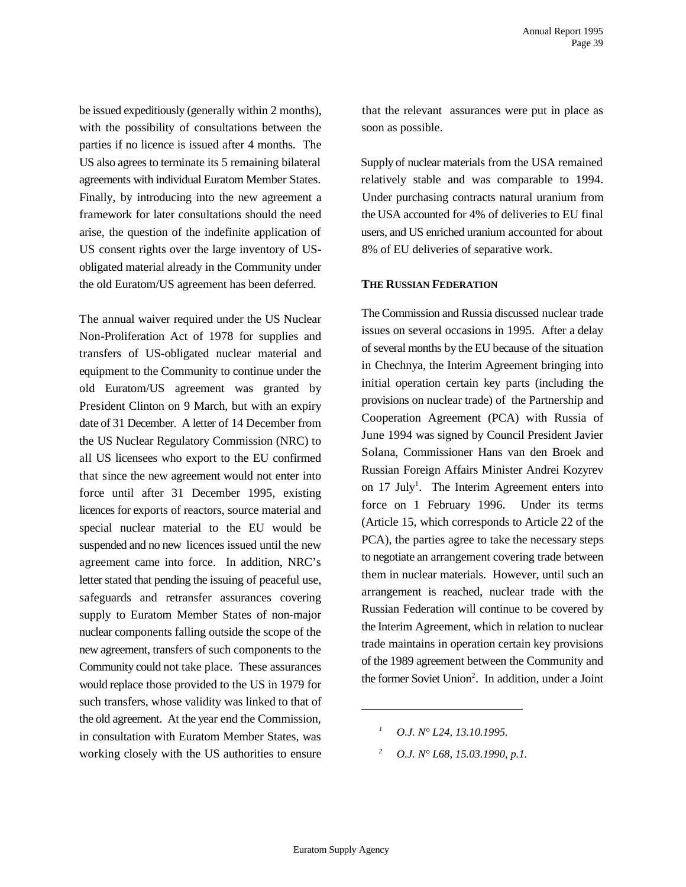be issued expeditiously (generally within 2 months), with the possibility of consultations between the parties if no licence is issued after 4 months. The US also agrees to terminate its 5 remaining bilateral agreements with individual Euratom Member States. Finally, by introducing into the new agreement a framework for later consultations should the need arise, the question of the indefinite application of US consent rights over the large inventory of US-obligated material already in the Community under the old Euratom/US agreement has been deferred.

The annual waiver required under the US Nuclear Non-Proliferation Act of 1978 for supplies and transfers of US-obligated nuclear material and equipment to the Community to continue under the old Euratom/US agreement was granted by President Clinton on 9 March, but with an expiry date of 31 December. A letter of 14 December from the US Nuclear Regulatory Commission (NRC) to all US licensees who export to the EU confirmed that since the new agreement would not enter into force until after 31 December 1995, existing licences for exports of reactors, source material and special nuclear material to the EU would be suspended and no new licences issued until the new agreement came into force. In addition, NRC's letter stated that pending the issuing of peaceful use, safeguards and retransfer assurances covering supply to Euratom Member States of non-major nuclear components falling outside the scope of the new agreement, transfers of such components to the Community could not take place. These assurances would replace those provided to the US in 1979 for such transfers, whose validity was linked to that of the old agreement. At the year end the Commission, in consultation with Euratom Member States, was working closely with the US authorities to ensure that the relevant assurances were put in place as soon as possible.

Supply of nuclear materials from the USA remained relatively stable and was comparable to 1994. Under purchasing contracts natural uranium from the USA accounted for 4% of deliveries to EU final users, and US enriched uranium accounted for about 8% of EU deliveries of separative work.

#### THE RUSSIAN FEDERATION

The Commission and Russia discussed nuclear trade issues on several occasions in 1995. After a delay of several months by the EU because of the situation in Chechnya, the Interim Agreement bringing into initial operation certain key parts (including the provisions on nuclear trade) of the Partnership and Cooperation Agreement (PCA) with Russia of June 1994 was signed by Council President Javier Solana, Commissioner Hans van den Broek and Russian Foreign Affairs Minister Andrei Kozyrev on 17 July[1]. The Interim Agreement enters into force on 1 February 1996. Under its terms (Article 15, which corresponds to Article 22 of the PCA), the parties agree to take the necessary steps to negotiate an arrangement covering trade between them in nuclear materials. However, until such an arrangement is reached, nuclear trade with the Russian Federation will continue to be covered by the Interim Agreement, which in relation to nuclear trade maintains in operation certain key provisions of the 1989 agreement between the Community and the former Soviet Union[2]. In addition, under a Joint

---

[1] *O.J. N° L24, 13.10.1995.*

[2] *O.J. N° L68, 15.03.1990, p.1.*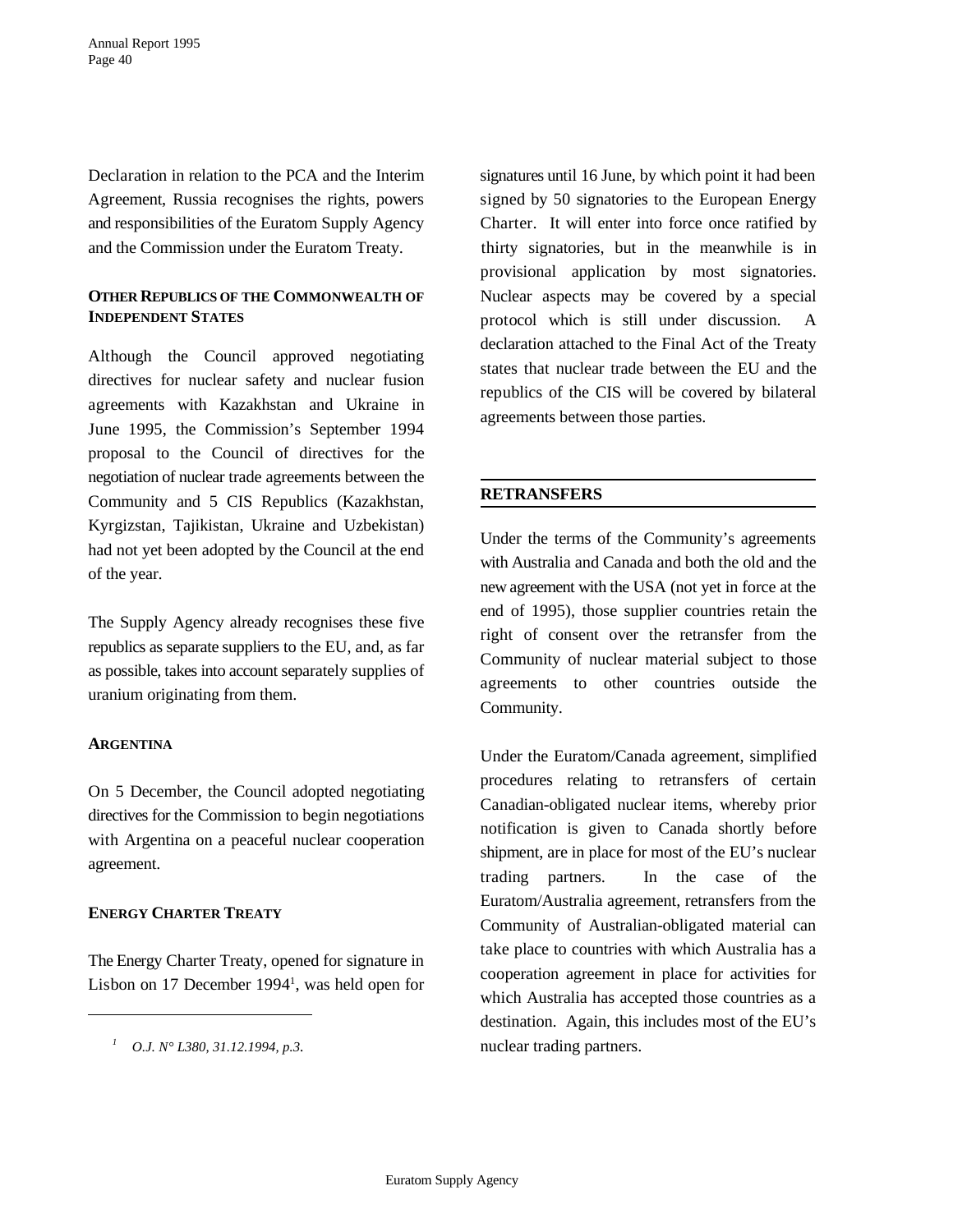Declaration in relation to the PCA and the Interim Agreement, Russia recognises the rights, powers and responsibilities of the Euratom Supply Agency and the Commission under the Euratom Treaty.

### OTHER REPUBLICS OF THE COMMONWEALTH OF INDEPENDENT STATES

Although the Council approved negotiating directives for nuclear safety and nuclear fusion agreements with Kazakhstan and Ukraine in June 1995, the Commission's September 1994 proposal to the Council of directives for the negotiation of nuclear trade agreements between the Community and 5 CIS Republics (Kazakhstan, Kyrgizstan, Tajikistan, Ukraine and Uzbekistan) had not yet been adopted by the Council at the end of the year.

The Supply Agency already recognises these five republics as separate suppliers to the EU, and, as far as possible, takes into account separately supplies of uranium originating from them.

### ARGENTINA

On 5 December, the Council adopted negotiating directives for the Commission to begin negotiations with Argentina on a peaceful nuclear cooperation agreement.

### ENERGY CHARTER TREATY

The Energy Charter Treaty, opened for signature in Lisbon on 17 December 1994[1], was held open for signatures until 16 June, by which point it had been signed by 50 signatories to the European Energy Charter. It will enter into force once ratified by thirty signatories, but in the meanwhile is in provisional application by most signatories. Nuclear aspects may be covered by a special protocol which is still under discussion. A declaration attached to the Final Act of the Treaty states that nuclear trade between the EU and the republics of the CIS will be covered by bilateral agreements between those parties.

[1] *O.J. N° L380, 31.12.1994, p.3.*

## RETRANSFERS

Under the terms of the Community's agreements with Australia and Canada and both the old and the new agreement with the USA (not yet in force at the end of 1995), those supplier countries retain the right of consent over the retransfer from the Community of nuclear material subject to those agreements to other countries outside the Community.

Under the Euratom/Canada agreement, simplified procedures relating to retransfers of certain Canadian-obligated nuclear items, whereby prior notification is given to Canada shortly before shipment, are in place for most of the EU's nuclear trading partners. In the case of the Euratom/Australia agreement, retransfers from the Community of Australian-obligated material can take place to countries with which Australia has a cooperation agreement in place for activities for which Australia has accepted those countries as a destination. Again, this includes most of the EU's nuclear trading partners.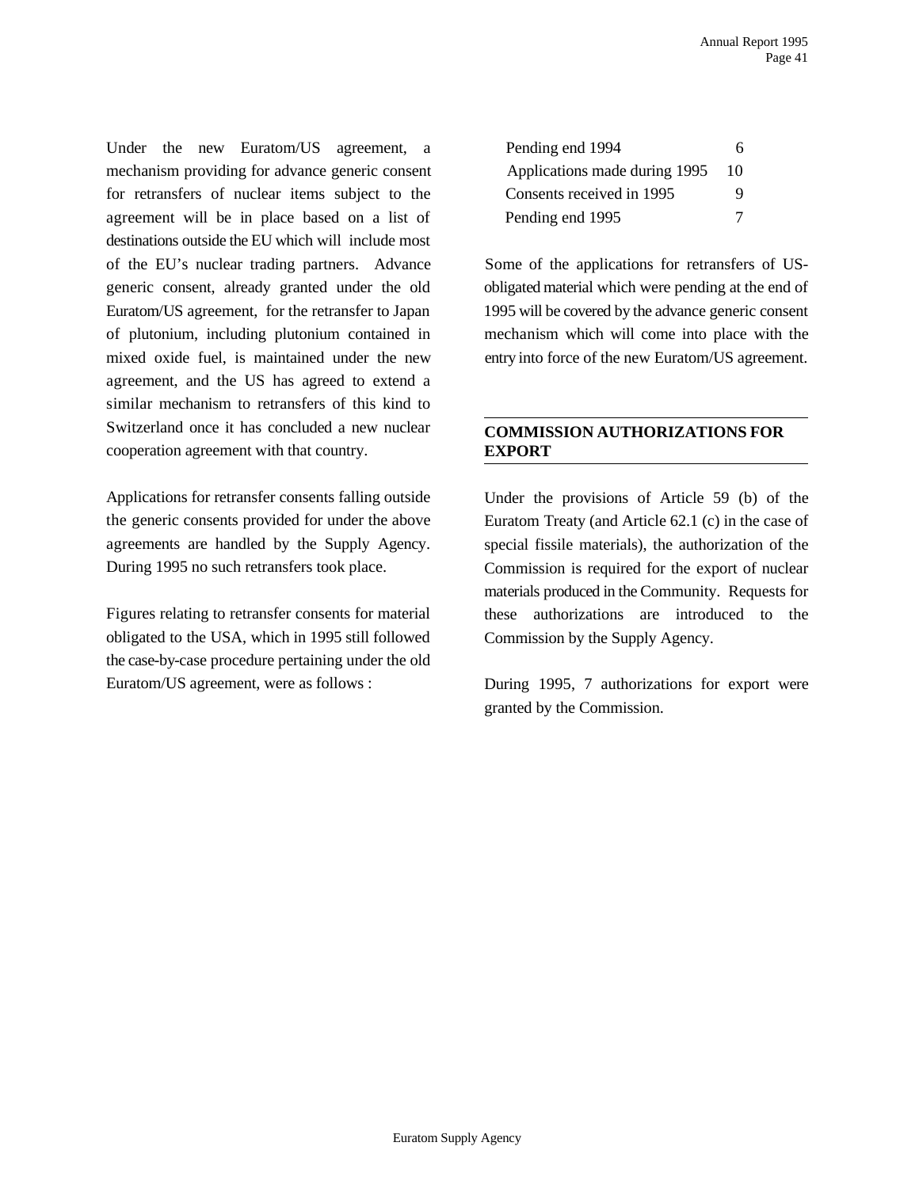Under the new Euratom/US agreement, a mechanism providing for advance generic consent for retransfers of nuclear items subject to the agreement will be in place based on a list of destinations outside the EU which will include most of the EU's nuclear trading partners. Advance generic consent, already granted under the old Euratom/US agreement, for the retransfer to Japan of plutonium, including plutonium contained in mixed oxide fuel, is maintained under the new agreement, and the US has agreed to extend a similar mechanism to retransfers of this kind to Switzerland once it has concluded a new nuclear cooperation agreement with that country.

Applications for retransfer consents falling outside the generic consents provided for under the above agreements are handled by the Supply Agency. During 1995 no such retransfers took place.

Figures relating to retransfer consents for material obligated to the USA, which in 1995 still followed the case-by-case procedure pertaining under the old Euratom/US agreement, were as follows :

| | |
|---|---|
| Pending end 1994 | 6 |
| Applications made during 1995 | 10 |
| Consents received in 1995 | 9 |
| Pending end 1995 | 7 |

Some of the applications for retransfers of US-obligated material which were pending at the end of 1995 will be covered by the advance generic consent mechanism which will come into place with the entry into force of the new Euratom/US agreement.

## COMMISSION AUTHORIZATIONS FOR EXPORT

Under the provisions of Article 59 (b) of the Euratom Treaty (and Article 62.1 (c) in the case of special fissile materials), the authorization of the Commission is required for the export of nuclear materials produced in the Community. Requests for these authorizations are introduced to the Commission by the Supply Agency.

During 1995, 7 authorizations for export were granted by the Commission.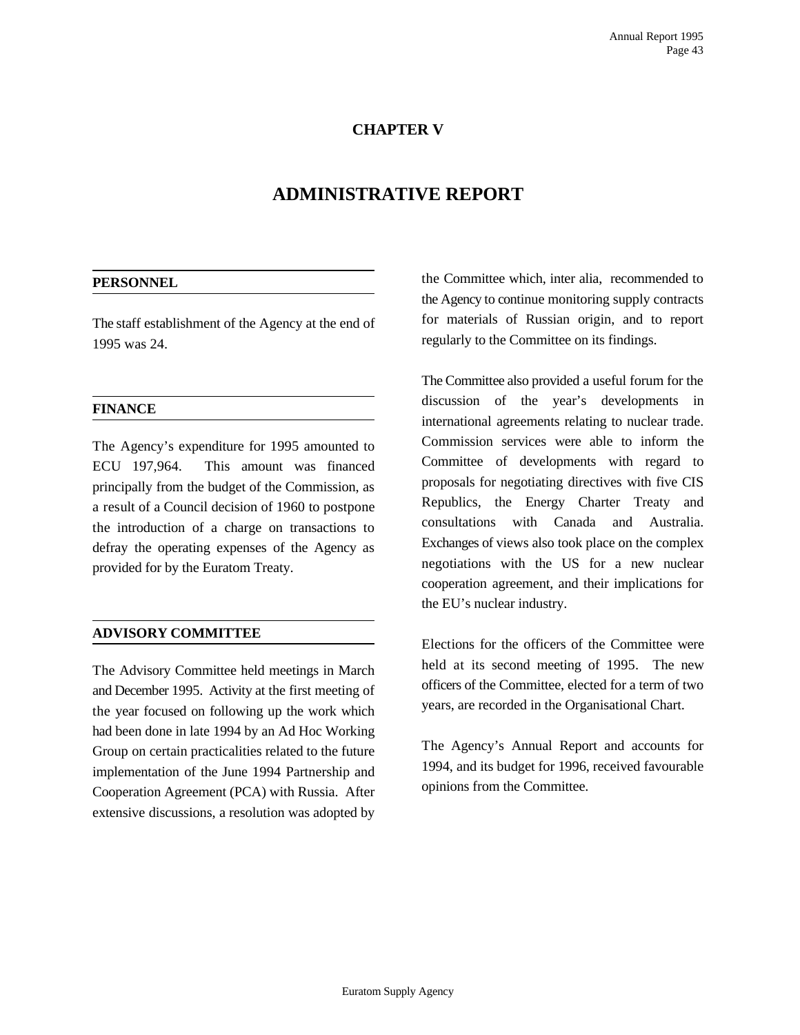# CHAPTER V

# ADMINISTRATIVE REPORT

## PERSONNEL

The staff establishment of the Agency at the end of 1995 was 24.

## FINANCE

The Agency's expenditure for 1995 amounted to ECU 197,964. This amount was financed principally from the budget of the Commission, as a result of a Council decision of 1960 to postpone the introduction of a charge on transactions to defray the operating expenses of the Agency as provided for by the Euratom Treaty.

## ADVISORY COMMITTEE

The Advisory Committee held meetings in March and December 1995. Activity at the first meeting of the year focused on following up the work which had been done in late 1994 by an Ad Hoc Working Group on certain practicalities related to the future implementation of the June 1994 Partnership and Cooperation Agreement (PCA) with Russia. After extensive discussions, a resolution was adopted by the Committee which, inter alia, recommended to the Agency to continue monitoring supply contracts for materials of Russian origin, and to report regularly to the Committee on its findings.

The Committee also provided a useful forum for the discussion of the year's developments in international agreements relating to nuclear trade. Commission services were able to inform the Committee of developments with regard to proposals for negotiating directives with five CIS Republics, the Energy Charter Treaty and consultations with Canada and Australia. Exchanges of views also took place on the complex negotiations with the US for a new nuclear cooperation agreement, and their implications for the EU's nuclear industry.

Elections for the officers of the Committee were held at its second meeting of 1995. The new officers of the Committee, elected for a term of two years, are recorded in the Organisational Chart.

The Agency's Annual Report and accounts for 1994, and its budget for 1996, received favourable opinions from the Committee.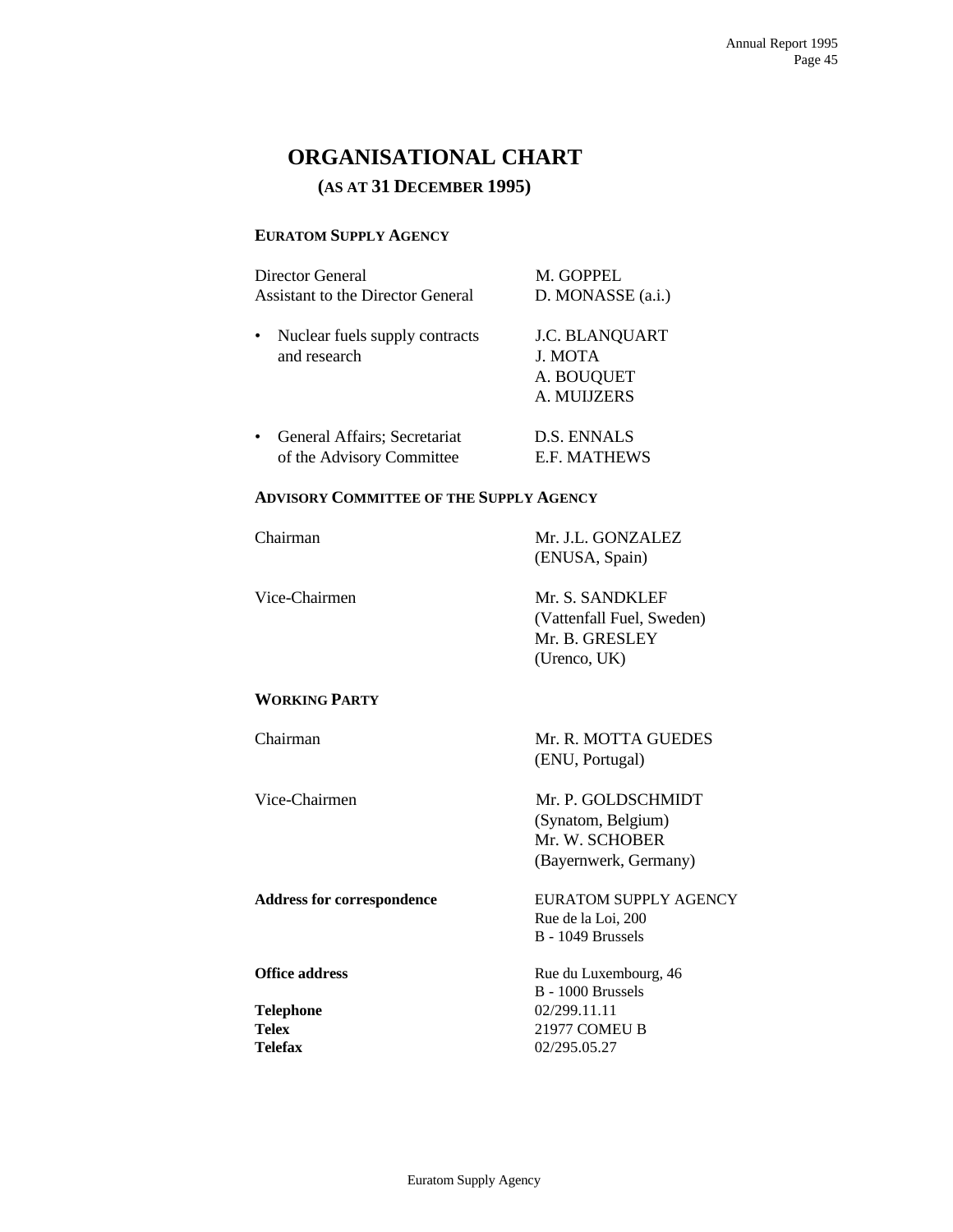# ORGANISATIONAL CHART

## (AS AT 31 DECEMBER 1995)

### EURATOM SUPPLY AGENCY

| | |
|---|---|
| Director General | M. GOPPEL |
| Assistant to the Director General | D. MONASSE (a.i.) |
| • Nuclear fuels supply contracts and research | J.C. BLANQUART<br>J. MOTA<br>A. BOUQUET<br>A. MUIJZERS |
| • General Affairs; Secretariat of the Advisory Committee | D.S. ENNALS<br>E.F. MATHEWS |

### ADVISORY COMMITTEE OF THE SUPPLY AGENCY

| | |
|---|---|
| Chairman | Mr. J.L. GONZALEZ<br>(ENUSA, Spain) |
| Vice-Chairmen | Mr. S. SANDKLEF<br>(Vattenfall Fuel, Sweden)<br>Mr. B. GRESLEY<br>(Urenco, UK) |

### WORKING PARTY

| | |
|---|---|
| Chairman | Mr. R. MOTTA GUEDES<br>(ENU, Portugal) |
| Vice-Chairmen | Mr. P. GOLDSCHMIDT<br>(Synatom, Belgium)<br>Mr. W. SCHOBER<br>(Bayernwerk, Germany) |

| | |
|---|---|
| **Address for correspondence** | EURATOM SUPPLY AGENCY<br>Rue de la Loi, 200<br>B - 1049 Brussels |
| **Office address** | Rue du Luxembourg, 46<br>B - 1000 Brussels |
| **Telephone** | 02/299.11.11 |
| **Telex** | 21977 COMEU B |
| **Telefax** | 02/295.05.27 |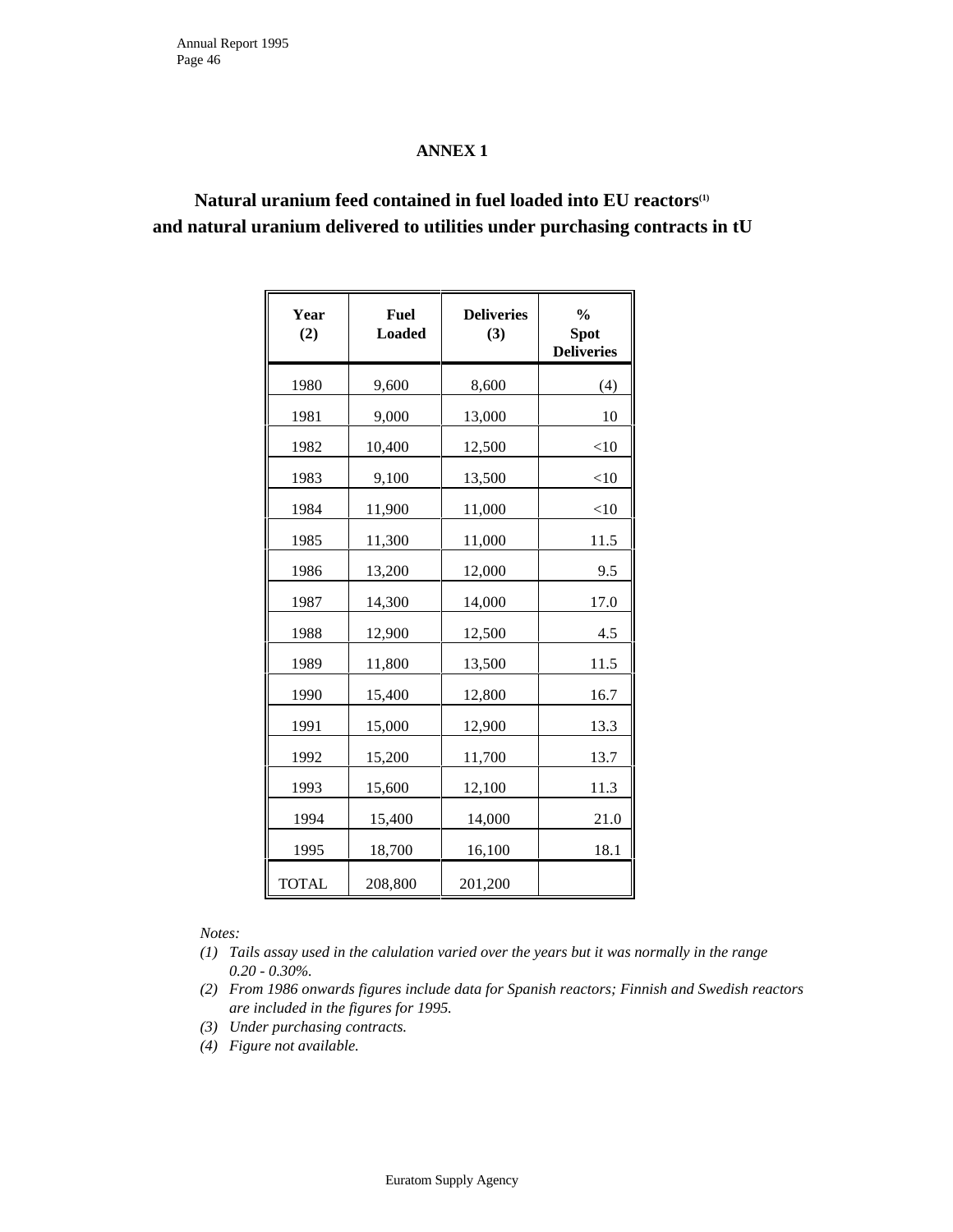## ANNEX 1

### Natural uranium feed contained in fuel loaded into EU reactors[(1)] and natural uranium delivered to utilities under purchasing contracts in tU

| Year (2) | Fuel Loaded | Deliveries (3) | % Spot Deliveries |
|---|---|---|---|
| 1980 | 9,600 | 8,600 | (4) |
| 1981 | 9,000 | 13,000 | 10 |
| 1982 | 10,400 | 12,500 | <10 |
| 1983 | 9,100 | 13,500 | <10 |
| 1984 | 11,900 | 11,000 | <10 |
| 1985 | 11,300 | 11,000 | 11.5 |
| 1986 | 13,200 | 12,000 | 9.5 |
| 1987 | 14,300 | 14,000 | 17.0 |
| 1988 | 12,900 | 12,500 | 4.5 |
| 1989 | 11,800 | 13,500 | 11.5 |
| 1990 | 15,400 | 12,800 | 16.7 |
| 1991 | 15,000 | 12,900 | 13.3 |
| 1992 | 15,200 | 11,700 | 13.7 |
| 1993 | 15,600 | 12,100 | 11.3 |
| 1994 | 15,400 | 14,000 | 21.0 |
| 1995 | 18,700 | 16,100 | 18.1 |
| TOTAL | 208,800 | 201,200 | |

*Notes:*

*(1) Tails assay used in the calulation varied over the years but it was normally in the range 0.20 - 0.30%.*

*(2) From 1986 onwards figures include data for Spanish reactors; Finnish and Swedish reactors are included in the figures for 1995.*

*(3) Under purchasing contracts.*

*(4) Figure not available.*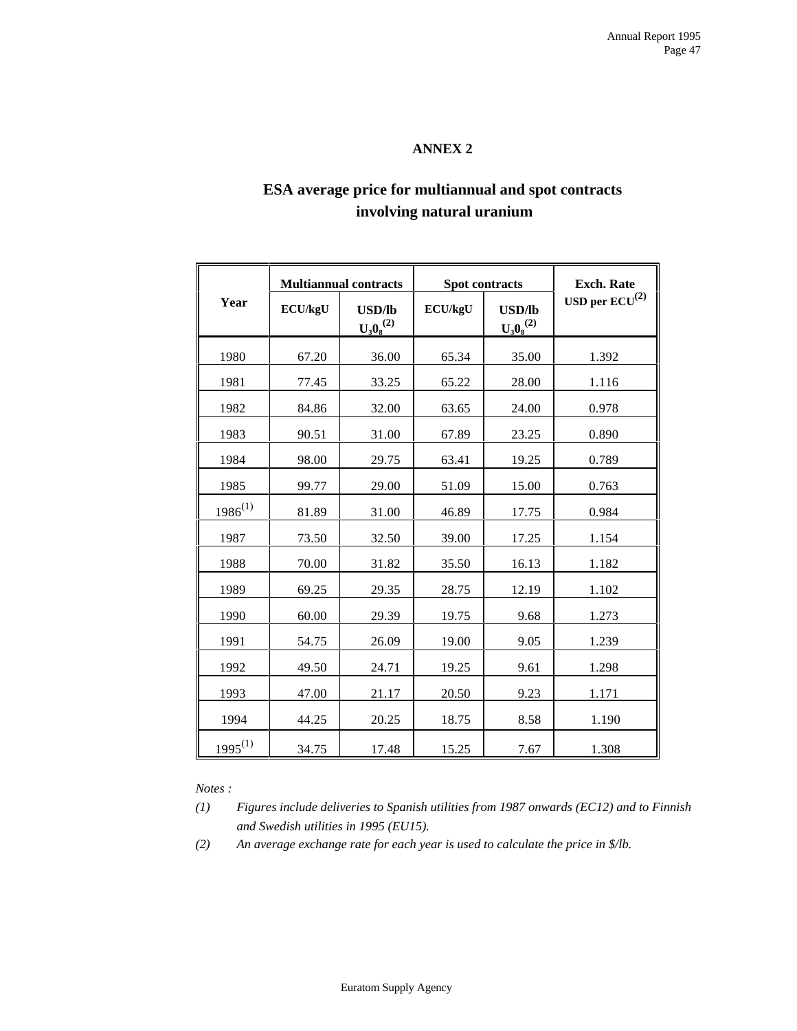## ANNEX 2

## ESA average price for multiannual and spot contracts involving natural uranium

| Year | Multiannual contracts | | Spot contracts | | Exch. Rate |
|---|---|---|---|---|---|
| | ECU/kgU | USD/lb $U_3O_8$ (2) | ECU/kgU | USD/lb $U_3O_8$ (2) | USD per ECU(2) |
| 1980 | 67.20 | 36.00 | 65.34 | 35.00 | 1.392 |
| 1981 | 77.45 | 33.25 | 65.22 | 28.00 | 1.116 |
| 1982 | 84.86 | 32.00 | 63.65 | 24.00 | 0.978 |
| 1983 | 90.51 | 31.00 | 67.89 | 23.25 | 0.890 |
| 1984 | 98.00 | 29.75 | 63.41 | 19.25 | 0.789 |
| 1985 | 99.77 | 29.00 | 51.09 | 15.00 | 0.763 |
| 1986(1) | 81.89 | 31.00 | 46.89 | 17.75 | 0.984 |
| 1987 | 73.50 | 32.50 | 39.00 | 17.25 | 1.154 |
| 1988 | 70.00 | 31.82 | 35.50 | 16.13 | 1.182 |
| 1989 | 69.25 | 29.35 | 28.75 | 12.19 | 1.102 |
| 1990 | 60.00 | 29.39 | 19.75 | 9.68 | 1.273 |
| 1991 | 54.75 | 26.09 | 19.00 | 9.05 | 1.239 |
| 1992 | 49.50 | 24.71 | 19.25 | 9.61 | 1.298 |
| 1993 | 47.00 | 21.17 | 20.50 | 9.23 | 1.171 |
| 1994 | 44.25 | 20.25 | 18.75 | 8.58 | 1.190 |
| 1995(1) | 34.75 | 17.48 | 15.25 | 7.67 | 1.308 |

*Notes :*

*(1) Figures include deliveries to Spanish utilities from 1987 onwards (EC12) and to Finnish and Swedish utilities in 1995 (EU15).*

*(2) An average exchange rate for each year is used to calculate the price in $/lb.*